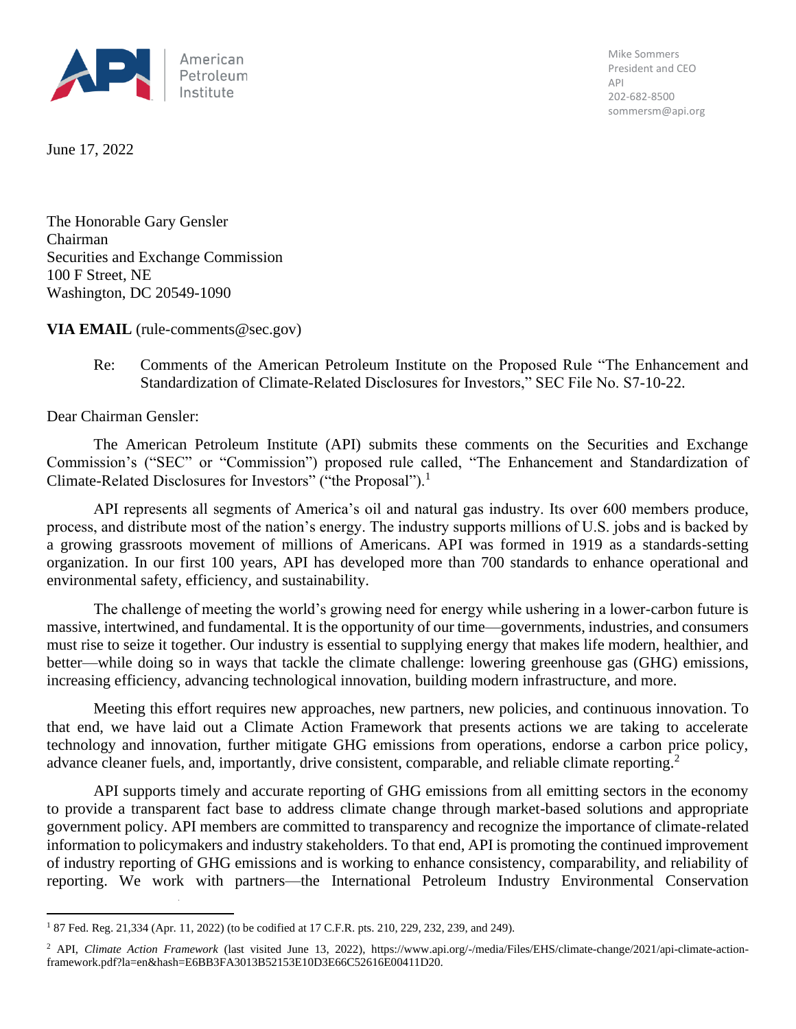American Petroleum Institute

Mike Sommers
President and CEO
API
202-682-8500
sommersm@api.org

June 17, 2022

The Honorable Gary Gensler
Chairman
Securities and Exchange Commission
100 F Street, NE
Washington, DC 20549-1090

**VIA EMAIL** (rule-comments@sec.gov)

Re: Comments of the American Petroleum Institute on the Proposed Rule "The Enhancement and Standardization of Climate-Related Disclosures for Investors," SEC File No. S7-10-22.

Dear Chairman Gensler:

The American Petroleum Institute (API) submits these comments on the Securities and Exchange Commission's ("SEC" or "Commission") proposed rule called, "The Enhancement and Standardization of Climate-Related Disclosures for Investors" ("the Proposal").[1]

API represents all segments of America's oil and natural gas industry. Its over 600 members produce, process, and distribute most of the nation's energy. The industry supports millions of U.S. jobs and is backed by a growing grassroots movement of millions of Americans. API was formed in 1919 as a standards-setting organization. In our first 100 years, API has developed more than 700 standards to enhance operational and environmental safety, efficiency, and sustainability.

The challenge of meeting the world's growing need for energy while ushering in a lower-carbon future is massive, intertwined, and fundamental. It is the opportunity of our time—governments, industries, and consumers must rise to seize it together. Our industry is essential to supplying energy that makes life modern, healthier, and better—while doing so in ways that tackle the climate challenge: lowering greenhouse gas (GHG) emissions, increasing efficiency, advancing technological innovation, building modern infrastructure, and more.

Meeting this effort requires new approaches, new partners, new policies, and continuous innovation. To that end, we have laid out a Climate Action Framework that presents actions we are taking to accelerate technology and innovation, further mitigate GHG emissions from operations, endorse a carbon price policy, advance cleaner fuels, and, importantly, drive consistent, comparable, and reliable climate reporting.[2]

API supports timely and accurate reporting of GHG emissions from all emitting sectors in the economy to provide a transparent fact base to address climate change through market-based solutions and appropriate government policy. API members are committed to transparency and recognize the importance of climate-related information to policymakers and industry stakeholders. To that end, API is promoting the continued improvement of industry reporting of GHG emissions and is working to enhance consistency, comparability, and reliability of reporting. We work with partners—the International Petroleum Industry Environmental Conservation

---

[1] 87 Fed. Reg. 21,334 (Apr. 11, 2022) (to be codified at 17 C.F.R. pts. 210, 229, 232, 239, and 249).

[2] API, *Climate Action Framework* (last visited June 13, 2022), https://www.api.org/-/media/Files/EHS/climate-change/2021/api-climate-action-framework.pdf?la=en&hash=E6BB3FA3013B52153E10D3E66C52616E00411D20.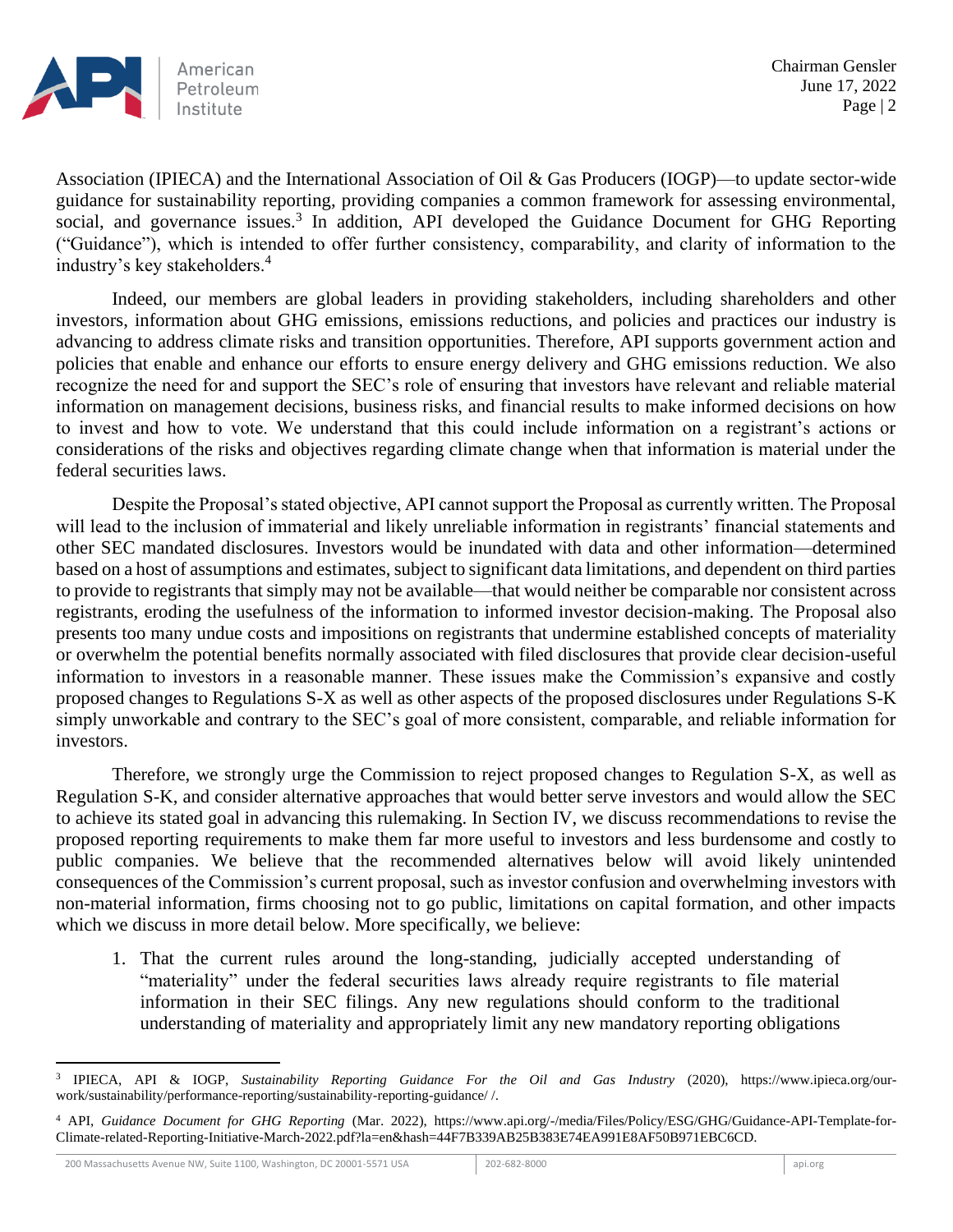Association (IPIECA) and the International Association of Oil & Gas Producers (IOGP)—to update sector-wide guidance for sustainability reporting, providing companies a common framework for assessing environmental, social, and governance issues.[3] In addition, API developed the Guidance Document for GHG Reporting ("Guidance"), which is intended to offer further consistency, comparability, and clarity of information to the industry's key stakeholders.[4]

Indeed, our members are global leaders in providing stakeholders, including shareholders and other investors, information about GHG emissions, emissions reductions, and policies and practices our industry is advancing to address climate risks and transition opportunities. Therefore, API supports government action and policies that enable and enhance our efforts to ensure energy delivery and GHG emissions reduction. We also recognize the need for and support the SEC's role of ensuring that investors have relevant and reliable material information on management decisions, business risks, and financial results to make informed decisions on how to invest and how to vote. We understand that this could include information on a registrant's actions or considerations of the risks and objectives regarding climate change when that information is material under the federal securities laws.

Despite the Proposal's stated objective, API cannot support the Proposal as currently written. The Proposal will lead to the inclusion of immaterial and likely unreliable information in registrants' financial statements and other SEC mandated disclosures. Investors would be inundated with data and other information—determined based on a host of assumptions and estimates, subject to significant data limitations, and dependent on third parties to provide to registrants that simply may not be available—that would neither be comparable nor consistent across registrants, eroding the usefulness of the information to informed investor decision-making. The Proposal also presents too many undue costs and impositions on registrants that undermine established concepts of materiality or overwhelm the potential benefits normally associated with filed disclosures that provide clear decision-useful information to investors in a reasonable manner. These issues make the Commission's expansive and costly proposed changes to Regulations S-X as well as other aspects of the proposed disclosures under Regulations S-K simply unworkable and contrary to the SEC's goal of more consistent, comparable, and reliable information for investors.

Therefore, we strongly urge the Commission to reject proposed changes to Regulation S-X, as well as Regulation S-K, and consider alternative approaches that would better serve investors and would allow the SEC to achieve its stated goal in advancing this rulemaking. In Section IV, we discuss recommendations to revise the proposed reporting requirements to make them far more useful to investors and less burdensome and costly to public companies. We believe that the recommended alternatives below will avoid likely unintended consequences of the Commission's current proposal, such as investor confusion and overwhelming investors with non-material information, firms choosing not to go public, limitations on capital formation, and other impacts which we discuss in more detail below. More specifically, we believe:

1. That the current rules around the long-standing, judicially accepted understanding of "materiality" under the federal securities laws already require registrants to file material information in their SEC filings. Any new regulations should conform to the traditional understanding of materiality and appropriately limit any new mandatory reporting obligations

---

[3] IPIECA, API & IOGP, *Sustainability Reporting Guidance For the Oil and Gas Industry* (2020), https://www.ipieca.org/our-work/sustainability/performance-reporting/sustainability-reporting-guidance/ /.

[4] API, *Guidance Document for GHG Reporting* (Mar. 2022), https://www.api.org/-/media/Files/Policy/ESG/GHG/Guidance-API-Template-for-Climate-related-Reporting-Initiative-March-2022.pdf?la=en&hash=44F7B339AB25B383E74EA991E8AF50B971EBC6CD.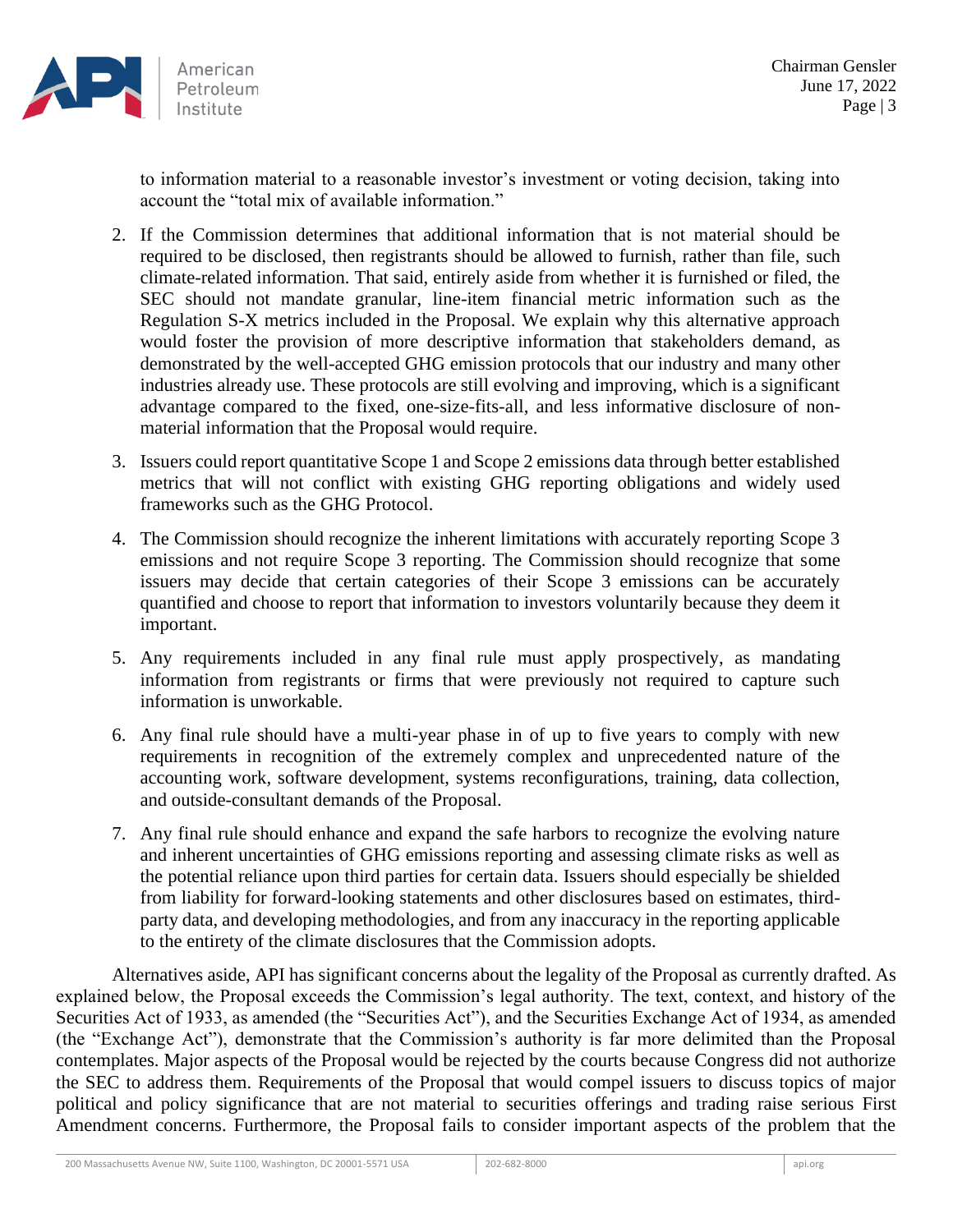to information material to a reasonable investor's investment or voting decision, taking into account the "total mix of available information."

2. If the Commission determines that additional information that is not material should be required to be disclosed, then registrants should be allowed to furnish, rather than file, such climate-related information. That said, entirely aside from whether it is furnished or filed, the SEC should not mandate granular, line-item financial metric information such as the Regulation S-X metrics included in the Proposal. We explain why this alternative approach would foster the provision of more descriptive information that stakeholders demand, as demonstrated by the well-accepted GHG emission protocols that our industry and many other industries already use. These protocols are still evolving and improving, which is a significant advantage compared to the fixed, one-size-fits-all, and less informative disclosure of non-material information that the Proposal would require.

3. Issuers could report quantitative Scope 1 and Scope 2 emissions data through better established metrics that will not conflict with existing GHG reporting obligations and widely used frameworks such as the GHG Protocol.

4. The Commission should recognize the inherent limitations with accurately reporting Scope 3 emissions and not require Scope 3 reporting. The Commission should recognize that some issuers may decide that certain categories of their Scope 3 emissions can be accurately quantified and choose to report that information to investors voluntarily because they deem it important.

5. Any requirements included in any final rule must apply prospectively, as mandating information from registrants or firms that were previously not required to capture such information is unworkable.

6. Any final rule should have a multi-year phase in of up to five years to comply with new requirements in recognition of the extremely complex and unprecedented nature of the accounting work, software development, systems reconfigurations, training, data collection, and outside-consultant demands of the Proposal.

7. Any final rule should enhance and expand the safe harbors to recognize the evolving nature and inherent uncertainties of GHG emissions reporting and assessing climate risks as well as the potential reliance upon third parties for certain data. Issuers should especially be shielded from liability for forward-looking statements and other disclosures based on estimates, third-party data, and developing methodologies, and from any inaccuracy in the reporting applicable to the entirety of the climate disclosures that the Commission adopts.

Alternatives aside, API has significant concerns about the legality of the Proposal as currently drafted. As explained below, the Proposal exceeds the Commission's legal authority. The text, context, and history of the Securities Act of 1933, as amended (the "Securities Act"), and the Securities Exchange Act of 1934, as amended (the "Exchange Act"), demonstrate that the Commission's authority is far more delimited than the Proposal contemplates. Major aspects of the Proposal would be rejected by the courts because Congress did not authorize the SEC to address them. Requirements of the Proposal that would compel issuers to discuss topics of major political and policy significance that are not material to securities offerings and trading raise serious First Amendment concerns. Furthermore, the Proposal fails to consider important aspects of the problem that the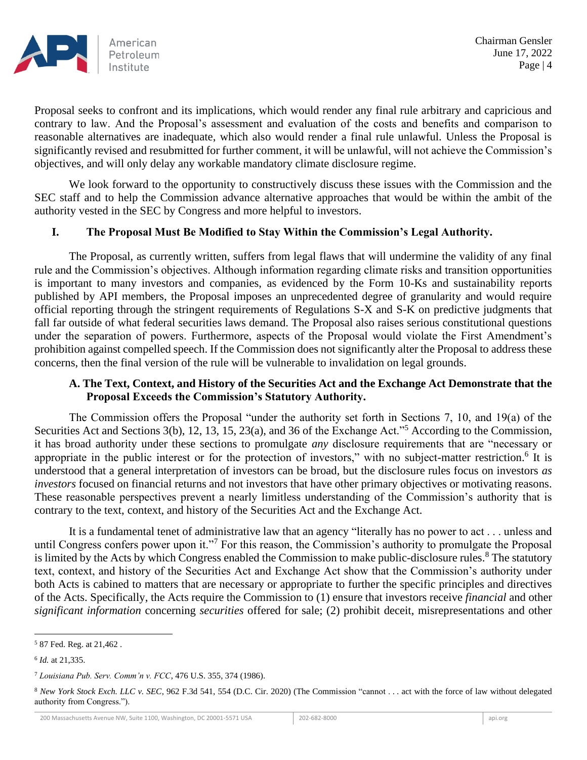Proposal seeks to confront and its implications, which would render any final rule arbitrary and capricious and contrary to law. And the Proposal's assessment and evaluation of the costs and benefits and comparison to reasonable alternatives are inadequate, which also would render a final rule unlawful. Unless the Proposal is significantly revised and resubmitted for further comment, it will be unlawful, will not achieve the Commission's objectives, and will only delay any workable mandatory climate disclosure regime.

We look forward to the opportunity to constructively discuss these issues with the Commission and the SEC staff and to help the Commission advance alternative approaches that would be within the ambit of the authority vested in the SEC by Congress and more helpful to investors.

## I. The Proposal Must Be Modified to Stay Within the Commission's Legal Authority.

The Proposal, as currently written, suffers from legal flaws that will undermine the validity of any final rule and the Commission's objectives. Although information regarding climate risks and transition opportunities is important to many investors and companies, as evidenced by the Form 10-Ks and sustainability reports published by API members, the Proposal imposes an unprecedented degree of granularity and would require official reporting through the stringent requirements of Regulations S-X and S-K on predictive judgments that fall far outside of what federal securities laws demand. The Proposal also raises serious constitutional questions under the separation of powers. Furthermore, aspects of the Proposal would violate the First Amendment's prohibition against compelled speech. If the Commission does not significantly alter the Proposal to address these concerns, then the final version of the rule will be vulnerable to invalidation on legal grounds.

### A. The Text, Context, and History of the Securities Act and the Exchange Act Demonstrate that the Proposal Exceeds the Commission's Statutory Authority.

The Commission offers the Proposal "under the authority set forth in Sections 7, 10, and 19(a) of the Securities Act and Sections 3(b), 12, 13, 15, 23(a), and 36 of the Exchange Act."[5] According to the Commission, it has broad authority under these sections to promulgate *any* disclosure requirements that are "necessary or appropriate in the public interest or for the protection of investors," with no subject-matter restriction.[6] It is understood that a general interpretation of investors can be broad, but the disclosure rules focus on investors *as investors* focused on financial returns and not investors that have other primary objectives or motivating reasons. These reasonable perspectives prevent a nearly limitless understanding of the Commission's authority that is contrary to the text, context, and history of the Securities Act and the Exchange Act.

It is a fundamental tenet of administrative law that an agency "literally has no power to act . . . unless and until Congress confers power upon it."[7] For this reason, the Commission's authority to promulgate the Proposal is limited by the Acts by which Congress enabled the Commission to make public-disclosure rules.[8] The statutory text, context, and history of the Securities Act and Exchange Act show that the Commission's authority under both Acts is cabined to matters that are necessary or appropriate to further the specific principles and directives of the Acts. Specifically, the Acts require the Commission to (1) ensure that investors receive *financial* and other *significant information* concerning *securities* offered for sale; (2) prohibit deceit, misrepresentations and other

---

[5] 87 Fed. Reg. at 21,462 .

[6] *Id.* at 21,335.

[7] *Louisiana Pub. Serv. Comm'n v. FCC*, 476 U.S. 355, 374 (1986).

[8] *New York Stock Exch. LLC v. SEC*, 962 F.3d 541, 554 (D.C. Cir. 2020) (The Commission "cannot . . . act with the force of law without delegated authority from Congress.").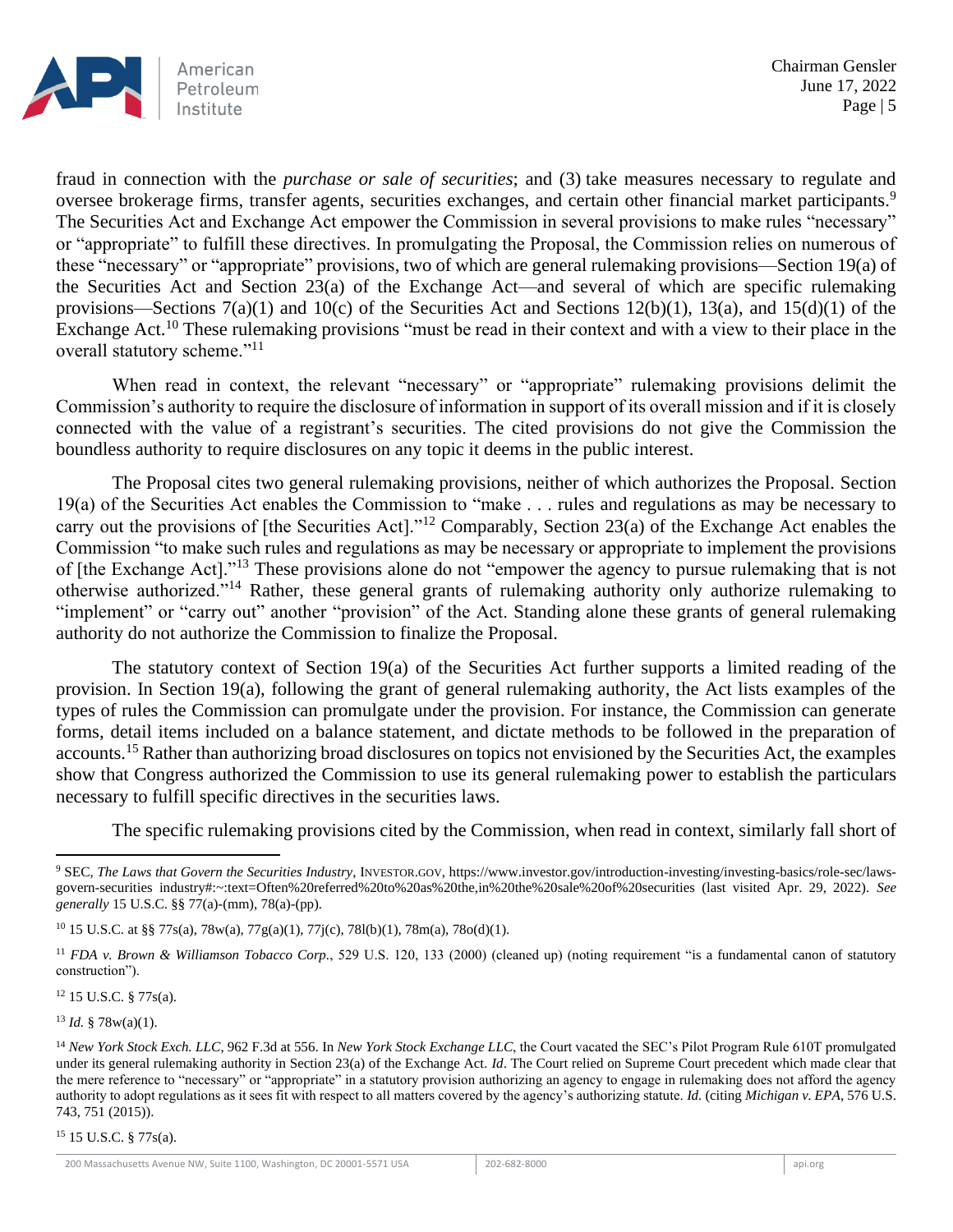fraud in connection with the *purchase or sale of securities*; and (3) take measures necessary to regulate and oversee brokerage firms, transfer agents, securities exchanges, and certain other financial market participants.[9] The Securities Act and Exchange Act empower the Commission in several provisions to make rules "necessary" or "appropriate" to fulfill these directives. In promulgating the Proposal, the Commission relies on numerous of these "necessary" or "appropriate" provisions, two of which are general rulemaking provisions—Section 19(a) of the Securities Act and Section 23(a) of the Exchange Act—and several of which are specific rulemaking provisions—Sections 7(a)(1) and 10(c) of the Securities Act and Sections 12(b)(1), 13(a), and 15(d)(1) of the Exchange Act.[10] These rulemaking provisions "must be read in their context and with a view to their place in the overall statutory scheme."[11]

When read in context, the relevant "necessary" or "appropriate" rulemaking provisions delimit the Commission's authority to require the disclosure of information in support of its overall mission and if it is closely connected with the value of a registrant's securities. The cited provisions do not give the Commission the boundless authority to require disclosures on any topic it deems in the public interest.

The Proposal cites two general rulemaking provisions, neither of which authorizes the Proposal. Section 19(a) of the Securities Act enables the Commission to "make . . . rules and regulations as may be necessary to carry out the provisions of [the Securities Act]."[12] Comparably, Section 23(a) of the Exchange Act enables the Commission "to make such rules and regulations as may be necessary or appropriate to implement the provisions of [the Exchange Act]."[13] These provisions alone do not "empower the agency to pursue rulemaking that is not otherwise authorized."[14] Rather, these general grants of rulemaking authority only authorize rulemaking to "implement" or "carry out" another "provision" of the Act. Standing alone these grants of general rulemaking authority do not authorize the Commission to finalize the Proposal.

The statutory context of Section 19(a) of the Securities Act further supports a limited reading of the provision. In Section 19(a), following the grant of general rulemaking authority, the Act lists examples of the types of rules the Commission can promulgate under the provision. For instance, the Commission can generate forms, detail items included on a balance statement, and dictate methods to be followed in the preparation of accounts.[15] Rather than authorizing broad disclosures on topics not envisioned by the Securities Act, the examples show that Congress authorized the Commission to use its general rulemaking power to establish the particulars necessary to fulfill specific directives in the securities laws.

The specific rulemaking provisions cited by the Commission, when read in context, similarly fall short of

---

[9] SEC, *The Laws that Govern the Securities Industry*, INVESTOR.GOV, https://www.investor.gov/introduction-investing/investing-basics/role-sec/laws-govern-securities industry#:~:text=Often%20referred%20to%20as%20the,in%20the%20sale%20of%20securities (last visited Apr. 29, 2022). *See generally* 15 U.S.C. §§ 77(a)-(mm), 78(a)-(pp).

[10] 15 U.S.C. at §§ 77s(a), 78w(a), 77g(a)(1), 77j(c), 78l(b)(1), 78m(a), 78o(d)(1).

[11] *FDA v. Brown & Williamson Tobacco Corp.*, 529 U.S. 120, 133 (2000) (cleaned up) (noting requirement "is a fundamental canon of statutory construction").

[12] 15 U.S.C. § 77s(a).

[13] *Id.* § 78w(a)(1).

[14] *New York Stock Exch. LLC*, 962 F.3d at 556. In *New York Stock Exchange LLC*, the Court vacated the SEC's Pilot Program Rule 610T promulgated under its general rulemaking authority in Section 23(a) of the Exchange Act. *Id*. The Court relied on Supreme Court precedent which made clear that the mere reference to "necessary" or "appropriate" in a statutory provision authorizing an agency to engage in rulemaking does not afford the agency authority to adopt regulations as it sees fit with respect to all matters covered by the agency's authorizing statute. *Id.* (citing *Michigan v. EPA*, 576 U.S. 743, 751 (2015)).

[15] 15 U.S.C. § 77s(a).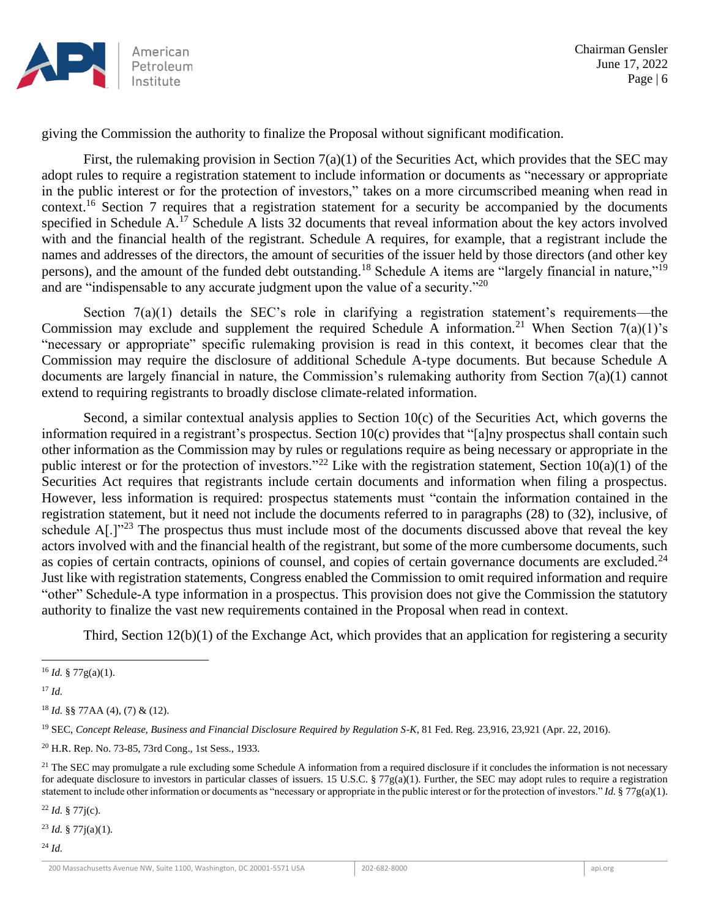giving the Commission the authority to finalize the Proposal without significant modification.

First, the rulemaking provision in Section 7(a)(1) of the Securities Act, which provides that the SEC may adopt rules to require a registration statement to include information or documents as "necessary or appropriate in the public interest or for the protection of investors," takes on a more circumscribed meaning when read in context.[16] Section 7 requires that a registration statement for a security be accompanied by the documents specified in Schedule A.[17] Schedule A lists 32 documents that reveal information about the key actors involved with and the financial health of the registrant. Schedule A requires, for example, that a registrant include the names and addresses of the directors, the amount of securities of the issuer held by those directors (and other key persons), and the amount of the funded debt outstanding.[18] Schedule A items are "largely financial in nature,"[19] and are "indispensable to any accurate judgment upon the value of a security."[20]

Section 7(a)(1) details the SEC's role in clarifying a registration statement's requirements—the Commission may exclude and supplement the required Schedule A information.[21] When Section 7(a)(1)'s "necessary or appropriate" specific rulemaking provision is read in this context, it becomes clear that the Commission may require the disclosure of additional Schedule A-type documents. But because Schedule A documents are largely financial in nature, the Commission's rulemaking authority from Section 7(a)(1) cannot extend to requiring registrants to broadly disclose climate-related information.

Second, a similar contextual analysis applies to Section 10(c) of the Securities Act, which governs the information required in a registrant's prospectus. Section 10(c) provides that "[a]ny prospectus shall contain such other information as the Commission may by rules or regulations require as being necessary or appropriate in the public interest or for the protection of investors."[22] Like with the registration statement, Section 10(a)(1) of the Securities Act requires that registrants include certain documents and information when filing a prospectus. However, less information is required: prospectus statements must "contain the information contained in the registration statement, but it need not include the documents referred to in paragraphs (28) to (32), inclusive, of schedule A[.]"[23] The prospectus thus must include most of the documents discussed above that reveal the key actors involved with and the financial health of the registrant, but some of the more cumbersome documents, such as copies of certain contracts, opinions of counsel, and copies of certain governance documents are excluded.[24] Just like with registration statements, Congress enabled the Commission to omit required information and require "other" Schedule-A type information in a prospectus. This provision does not give the Commission the statutory authority to finalize the vast new requirements contained in the Proposal when read in context.

Third, Section 12(b)(1) of the Exchange Act, which provides that an application for registering a security

---

[16] *Id.* § 77g(a)(1).

[17] *Id.*

[18] *Id.* §§ 77AA (4), (7) & (12).

[19] SEC, *Concept Release, Business and Financial Disclosure Required by Regulation S-K*, 81 Fed. Reg. 23,916, 23,921 (Apr. 22, 2016).

[20] H.R. Rep. No. 73-85, 73rd Cong., 1st Sess., 1933.

[21] The SEC may promulgate a rule excluding some Schedule A information from a required disclosure if it concludes the information is not necessary for adequate disclosure to investors in particular classes of issuers. 15 U.S.C. § 77g(a)(1). Further, the SEC may adopt rules to require a registration statement to include other information or documents as "necessary or appropriate in the public interest or for the protection of investors." *Id.* § 77g(a)(1).

[22] *Id.* § 77j(c).

[23] *Id.* § 77j(a)(1).

[24] *Id.*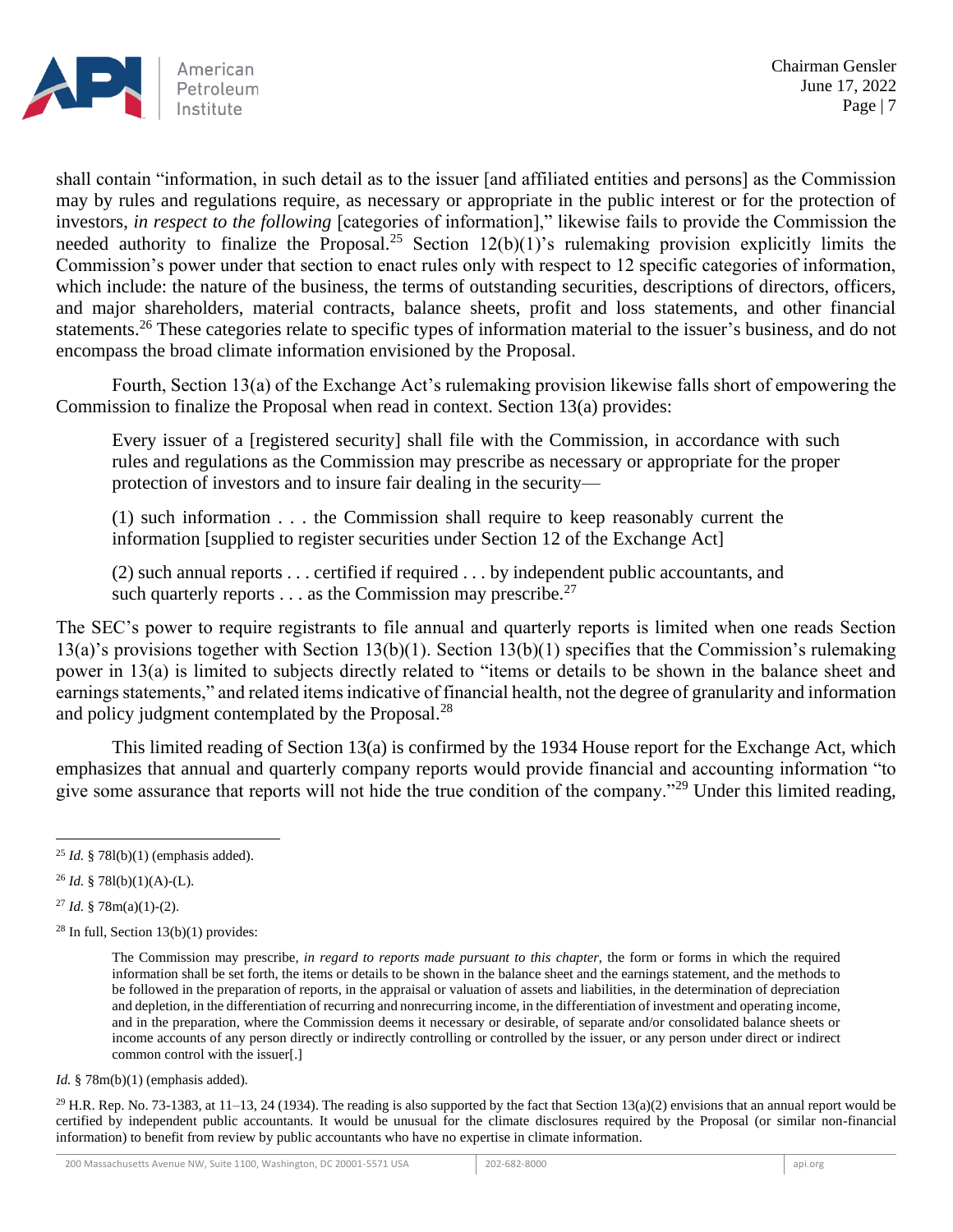shall contain "information, in such detail as to the issuer [and affiliated entities and persons] as the Commission may by rules and regulations require, as necessary or appropriate in the public interest or for the protection of investors, *in respect to the following* [categories of information]," likewise fails to provide the Commission the needed authority to finalize the Proposal.[25] Section 12(b)(1)'s rulemaking provision explicitly limits the Commission's power under that section to enact rules only with respect to 12 specific categories of information, which include: the nature of the business, the terms of outstanding securities, descriptions of directors, officers, and major shareholders, material contracts, balance sheets, profit and loss statements, and other financial statements.[26] These categories relate to specific types of information material to the issuer's business, and do not encompass the broad climate information envisioned by the Proposal.

Fourth, Section 13(a) of the Exchange Act's rulemaking provision likewise falls short of empowering the Commission to finalize the Proposal when read in context. Section 13(a) provides:

> Every issuer of a [registered security] shall file with the Commission, in accordance with such rules and regulations as the Commission may prescribe as necessary or appropriate for the proper protection of investors and to insure fair dealing in the security—
>
> (1) such information . . . the Commission shall require to keep reasonably current the information [supplied to register securities under Section 12 of the Exchange Act]
>
> (2) such annual reports . . . certified if required . . . by independent public accountants, and such quarterly reports . . . as the Commission may prescribe.[27]

The SEC's power to require registrants to file annual and quarterly reports is limited when one reads Section 13(a)'s provisions together with Section 13(b)(1). Section 13(b)(1) specifies that the Commission's rulemaking power in 13(a) is limited to subjects directly related to "items or details to be shown in the balance sheet and earnings statements," and related items indicative of financial health, not the degree of granularity and information and policy judgment contemplated by the Proposal.[28]

This limited reading of Section 13(a) is confirmed by the 1934 House report for the Exchange Act, which emphasizes that annual and quarterly company reports would provide financial and accounting information "to give some assurance that reports will not hide the true condition of the company."[29] Under this limited reading,

---

[25] *Id.* § 78l(b)(1) (emphasis added).

[26] *Id.* § 78l(b)(1)(A)-(L).

[27] *Id.* § 78m(a)(1)-(2).

[28] In full, Section 13(b)(1) provides:

> The Commission may prescribe, *in regard to reports made pursuant to this chapter*, the form or forms in which the required information shall be set forth, the items or details to be shown in the balance sheet and the earnings statement, and the methods to be followed in the preparation of reports, in the appraisal or valuation of assets and liabilities, in the determination of depreciation and depletion, in the differentiation of recurring and nonrecurring income, in the differentiation of investment and operating income, and in the preparation, where the Commission deems it necessary or desirable, of separate and/or consolidated balance sheets or income accounts of any person directly or indirectly controlling or controlled by the issuer, or any person under direct or indirect common control with the issuer[.]

*Id.* § 78m(b)(1) (emphasis added).

[29] H.R. Rep. No. 73-1383, at 11–13, 24 (1934). The reading is also supported by the fact that Section 13(a)(2) envisions that an annual report would be certified by independent public accountants. It would be unusual for the climate disclosures required by the Proposal (or similar non-financial information) to benefit from review by public accountants who have no expertise in climate information.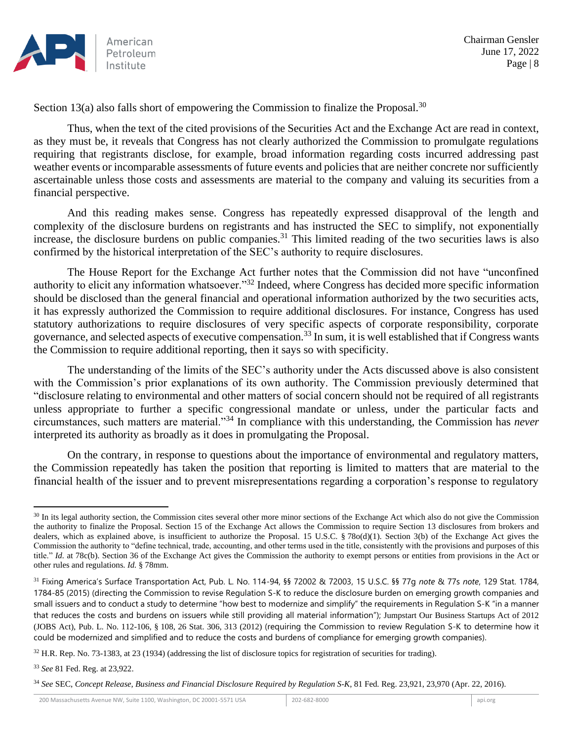Section 13(a) also falls short of empowering the Commission to finalize the Proposal.[30]

Thus, when the text of the cited provisions of the Securities Act and the Exchange Act are read in context, as they must be, it reveals that Congress has not clearly authorized the Commission to promulgate regulations requiring that registrants disclose, for example, broad information regarding costs incurred addressing past weather events or incomparable assessments of future events and policies that are neither concrete nor sufficiently ascertainable unless those costs and assessments are material to the company and valuing its securities from a financial perspective.

And this reading makes sense. Congress has repeatedly expressed disapproval of the length and complexity of the disclosure burdens on registrants and has instructed the SEC to simplify, not exponentially increase, the disclosure burdens on public companies.[31] This limited reading of the two securities laws is also confirmed by the historical interpretation of the SEC's authority to require disclosures.

The House Report for the Exchange Act further notes that the Commission did not have "unconfined authority to elicit any information whatsoever."[32] Indeed, where Congress has decided more specific information should be disclosed than the general financial and operational information authorized by the two securities acts, it has expressly authorized the Commission to require additional disclosures. For instance, Congress has used statutory authorizations to require disclosures of very specific aspects of corporate responsibility, corporate governance, and selected aspects of executive compensation.[33] In sum, it is well established that if Congress wants the Commission to require additional reporting, then it says so with specificity.

The understanding of the limits of the SEC's authority under the Acts discussed above is also consistent with the Commission's prior explanations of its own authority. The Commission previously determined that "disclosure relating to environmental and other matters of social concern should not be required of all registrants unless appropriate to further a specific congressional mandate or unless, under the particular facts and circumstances, such matters are material."[34] In compliance with this understanding, the Commission has *never* interpreted its authority as broadly as it does in promulgating the Proposal.

On the contrary, in response to questions about the importance of environmental and regulatory matters, the Commission repeatedly has taken the position that reporting is limited to matters that are material to the financial health of the issuer and to prevent misrepresentations regarding a corporation's response to regulatory

---

[30] In its legal authority section, the Commission cites several other more minor sections of the Exchange Act which also do not give the Commission the authority to finalize the Proposal. Section 15 of the Exchange Act allows the Commission to require Section 13 disclosures from brokers and dealers, which as explained above, is insufficient to authorize the Proposal. 15 U.S.C. § 78o(d)(1). Section 3(b) of the Exchange Act gives the Commission the authority to "define technical, trade, accounting, and other terms used in the title, consistently with the provisions and purposes of this title." *Id.* at 78c(b). Section 36 of the Exchange Act gives the Commission the authority to exempt persons or entities from provisions in the Act or other rules and regulations. *Id.* § 78mm.

[31] Fixing America's Surface Transportation Act, Pub. L. No. 114-94, §§ 72002 & 72003, 15 U.S.C. §§ 77g *note* & 77s *note*, 129 Stat. 1784, 1784-85 (2015) (directing the Commission to revise Regulation S-K to reduce the disclosure burden on emerging growth companies and small issuers and to conduct a study to determine "how best to modernize and simplify" the requirements in Regulation S-K "in a manner that reduces the costs and burdens on issuers while still providing all material information"); Jumpstart Our Business Startups Act of 2012 (JOBS Act), Pub. L. No. 112-106, § 108, 26 Stat. 306, 313 (2012) (requiring the Commission to review Regulation S-K to determine how it could be modernized and simplified and to reduce the costs and burdens of compliance for emerging growth companies).

[32] H.R. Rep. No. 73-1383, at 23 (1934) (addressing the list of disclosure topics for registration of securities for trading).

[33] *See* 81 Fed. Reg. at 23,922.

[34] *See* SEC, *Concept Release, Business and Financial Disclosure Required by Regulation S-K*, 81 Fed. Reg. 23,921, 23,970 (Apr. 22, 2016).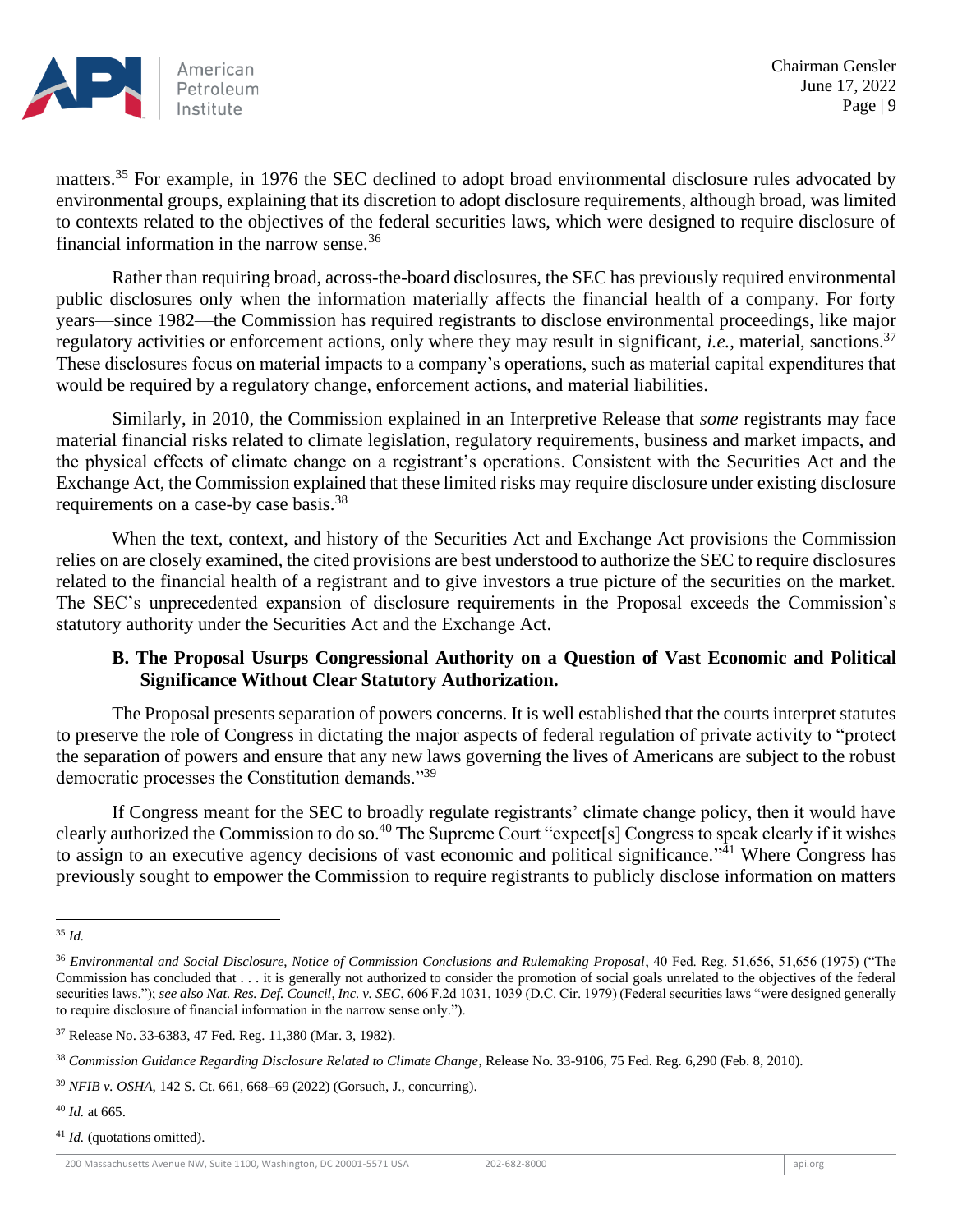matters.[35] For example, in 1976 the SEC declined to adopt broad environmental disclosure rules advocated by environmental groups, explaining that its discretion to adopt disclosure requirements, although broad, was limited to contexts related to the objectives of the federal securities laws, which were designed to require disclosure of financial information in the narrow sense.[36]

Rather than requiring broad, across-the-board disclosures, the SEC has previously required environmental public disclosures only when the information materially affects the financial health of a company. For forty years—since 1982—the Commission has required registrants to disclose environmental proceedings, like major regulatory activities or enforcement actions, only where they may result in significant, *i.e.*, material, sanctions.[37] These disclosures focus on material impacts to a company's operations, such as material capital expenditures that would be required by a regulatory change, enforcement actions, and material liabilities.

Similarly, in 2010, the Commission explained in an Interpretive Release that *some* registrants may face material financial risks related to climate legislation, regulatory requirements, business and market impacts, and the physical effects of climate change on a registrant's operations. Consistent with the Securities Act and the Exchange Act, the Commission explained that these limited risks may require disclosure under existing disclosure requirements on a case-by case basis.[38]

When the text, context, and history of the Securities Act and Exchange Act provisions the Commission relies on are closely examined, the cited provisions are best understood to authorize the SEC to require disclosures related to the financial health of a registrant and to give investors a true picture of the securities on the market. The SEC's unprecedented expansion of disclosure requirements in the Proposal exceeds the Commission's statutory authority under the Securities Act and the Exchange Act.

### B. The Proposal Usurps Congressional Authority on a Question of Vast Economic and Political Significance Without Clear Statutory Authorization.

The Proposal presents separation of powers concerns. It is well established that the courts interpret statutes to preserve the role of Congress in dictating the major aspects of federal regulation of private activity to "protect the separation of powers and ensure that any new laws governing the lives of Americans are subject to the robust democratic processes the Constitution demands."[39]

If Congress meant for the SEC to broadly regulate registrants' climate change policy, then it would have clearly authorized the Commission to do so.[40] The Supreme Court "expect[s] Congress to speak clearly if it wishes to assign to an executive agency decisions of vast economic and political significance."[41] Where Congress has previously sought to empower the Commission to require registrants to publicly disclose information on matters

---

[35] *Id.*

[36] *Environmental and Social Disclosure, Notice of Commission Conclusions and Rulemaking Proposal*, 40 Fed. Reg. 51,656, 51,656 (1975) ("The Commission has concluded that . . . it is generally not authorized to consider the promotion of social goals unrelated to the objectives of the federal securities laws."); *see also Nat. Res. Def. Council, Inc. v. SEC*, 606 F.2d 1031, 1039 (D.C. Cir. 1979) (Federal securities laws "were designed generally to require disclosure of financial information in the narrow sense only.").

[37] Release No. 33-6383, 47 Fed. Reg. 11,380 (Mar. 3, 1982).

[38] *Commission Guidance Regarding Disclosure Related to Climate Change*, Release No. 33-9106, 75 Fed. Reg. 6,290 (Feb. 8, 2010).

[39] *NFIB v. OSHA*, 142 S. Ct. 661, 668–69 (2022) (Gorsuch, J., concurring).

[40] *Id.* at 665.

[41] *Id.* (quotations omitted).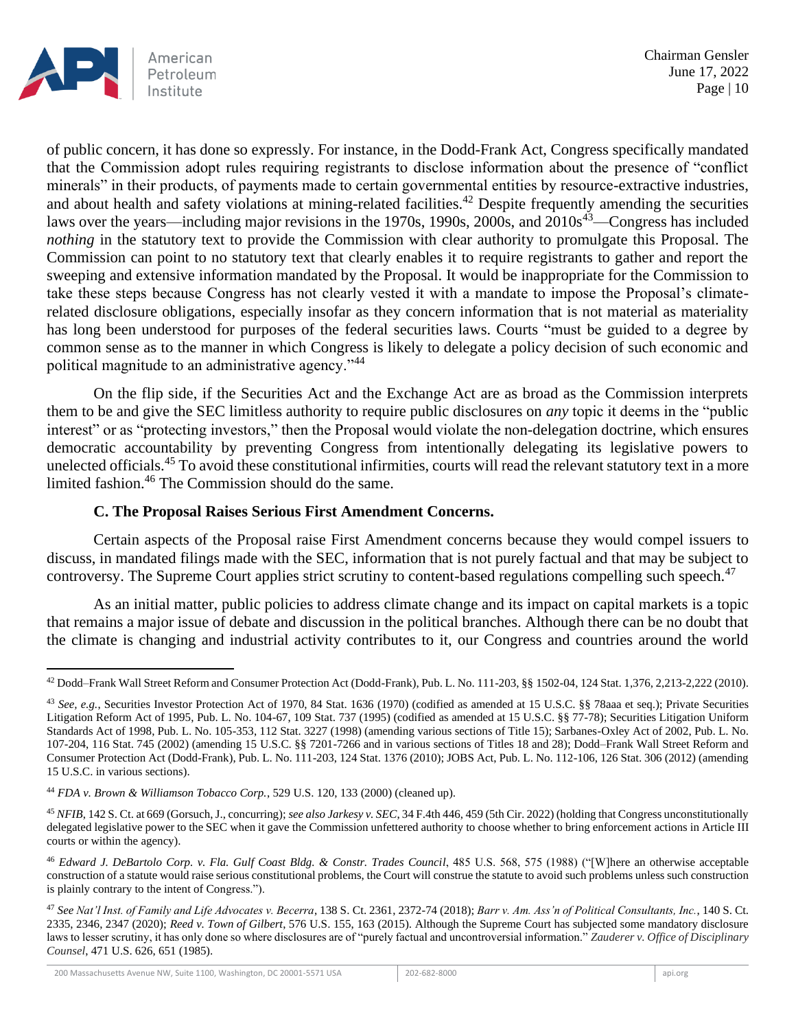of public concern, it has done so expressly. For instance, in the Dodd-Frank Act, Congress specifically mandated that the Commission adopt rules requiring registrants to disclose information about the presence of "conflict minerals" in their products, of payments made to certain governmental entities by resource-extractive industries, and about health and safety violations at mining-related facilities.[42] Despite frequently amending the securities laws over the years—including major revisions in the 1970s, 1990s, 2000s, and 2010s[43]—Congress has included *nothing* in the statutory text to provide the Commission with clear authority to promulgate this Proposal. The Commission can point to no statutory text that clearly enables it to require registrants to gather and report the sweeping and extensive information mandated by the Proposal. It would be inappropriate for the Commission to take these steps because Congress has not clearly vested it with a mandate to impose the Proposal's climate-related disclosure obligations, especially insofar as they concern information that is not material as materiality has long been understood for purposes of the federal securities laws. Courts "must be guided to a degree by common sense as to the manner in which Congress is likely to delegate a policy decision of such economic and political magnitude to an administrative agency."[44]

On the flip side, if the Securities Act and the Exchange Act are as broad as the Commission interprets them to be and give the SEC limitless authority to require public disclosures on *any* topic it deems in the "public interest" or as "protecting investors," then the Proposal would violate the non-delegation doctrine, which ensures democratic accountability by preventing Congress from intentionally delegating its legislative powers to unelected officials.[45] To avoid these constitutional infirmities, courts will read the relevant statutory text in a more limited fashion.[46] The Commission should do the same.

### C. The Proposal Raises Serious First Amendment Concerns.

Certain aspects of the Proposal raise First Amendment concerns because they would compel issuers to discuss, in mandated filings made with the SEC, information that is not purely factual and that may be subject to controversy. The Supreme Court applies strict scrutiny to content-based regulations compelling such speech.[47]

As an initial matter, public policies to address climate change and its impact on capital markets is a topic that remains a major issue of debate and discussion in the political branches. Although there can be no doubt that the climate is changing and industrial activity contributes to it, our Congress and countries around the world

---

[42] Dodd–Frank Wall Street Reform and Consumer Protection Act (Dodd-Frank), Pub. L. No. 111-203, §§ 1502-04, 124 Stat. 1,376, 2,213-2,222 (2010).

[43] *See, e.g.*, Securities Investor Protection Act of 1970, 84 Stat. 1636 (1970) (codified as amended at 15 U.S.C. §§ 78aaa et seq.); Private Securities Litigation Reform Act of 1995, Pub. L. No. 104-67, 109 Stat. 737 (1995) (codified as amended at 15 U.S.C. §§ 77-78); Securities Litigation Uniform Standards Act of 1998, Pub. L. No. 105-353, 112 Stat. 3227 (1998) (amending various sections of Title 15); Sarbanes-Oxley Act of 2002, Pub. L. No. 107-204, 116 Stat. 745 (2002) (amending 15 U.S.C. §§ 7201-7266 and in various sections of Titles 18 and 28); Dodd–Frank Wall Street Reform and Consumer Protection Act (Dodd-Frank), Pub. L. No. 111-203, 124 Stat. 1376 (2010); JOBS Act, Pub. L. No. 112-106, 126 Stat. 306 (2012) (amending 15 U.S.C. in various sections).

[44] *FDA v. Brown & Williamson Tobacco Corp.*, 529 U.S. 120, 133 (2000) (cleaned up).

[45] *NFIB*, 142 S. Ct. at 669 (Gorsuch, J., concurring); *see also Jarkesy v. SEC*, 34 F.4th 446, 459 (5th Cir. 2022) (holding that Congress unconstitutionally delegated legislative power to the SEC when it gave the Commission unfettered authority to choose whether to bring enforcement actions in Article III courts or within the agency).

[46] *Edward J. DeBartolo Corp. v. Fla. Gulf Coast Bldg. & Constr. Trades Council*, 485 U.S. 568, 575 (1988) ("[W]here an otherwise acceptable construction of a statute would raise serious constitutional problems, the Court will construe the statute to avoid such problems unless such construction is plainly contrary to the intent of Congress.").

[47] *See Nat'l Inst. of Family and Life Advocates v. Becerra*, 138 S. Ct. 2361, 2372-74 (2018); *Barr v. Am. Ass'n of Political Consultants, Inc.*, 140 S. Ct. 2335, 2346, 2347 (2020); *Reed v. Town of Gilbert*, 576 U.S. 155, 163 (2015). Although the Supreme Court has subjected some mandatory disclosure laws to lesser scrutiny, it has only done so where disclosures are of "purely factual and uncontroversial information." *Zauderer v. Office of Disciplinary Counsel*, 471 U.S. 626, 651 (1985).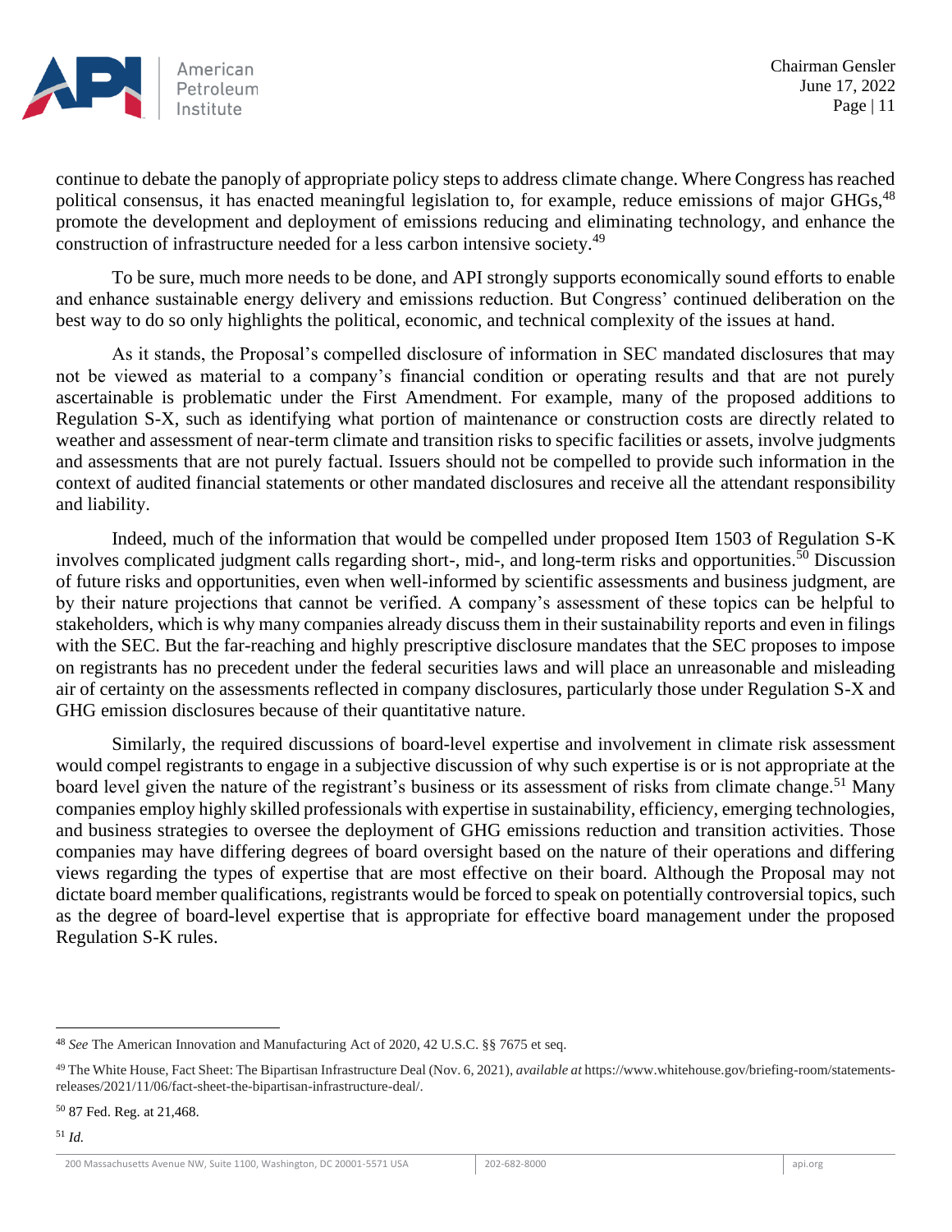continue to debate the panoply of appropriate policy steps to address climate change. Where Congress has reached political consensus, it has enacted meaningful legislation to, for example, reduce emissions of major GHGs,[48] promote the development and deployment of emissions reducing and eliminating technology, and enhance the construction of infrastructure needed for a less carbon intensive society.[49]

To be sure, much more needs to be done, and API strongly supports economically sound efforts to enable and enhance sustainable energy delivery and emissions reduction. But Congress' continued deliberation on the best way to do so only highlights the political, economic, and technical complexity of the issues at hand.

As it stands, the Proposal's compelled disclosure of information in SEC mandated disclosures that may not be viewed as material to a company's financial condition or operating results and that are not purely ascertainable is problematic under the First Amendment. For example, many of the proposed additions to Regulation S-X, such as identifying what portion of maintenance or construction costs are directly related to weather and assessment of near-term climate and transition risks to specific facilities or assets, involve judgments and assessments that are not purely factual. Issuers should not be compelled to provide such information in the context of audited financial statements or other mandated disclosures and receive all the attendant responsibility and liability.

Indeed, much of the information that would be compelled under proposed Item 1503 of Regulation S-K involves complicated judgment calls regarding short-, mid-, and long-term risks and opportunities.[50] Discussion of future risks and opportunities, even when well-informed by scientific assessments and business judgment, are by their nature projections that cannot be verified. A company's assessment of these topics can be helpful to stakeholders, which is why many companies already discuss them in their sustainability reports and even in filings with the SEC. But the far-reaching and highly prescriptive disclosure mandates that the SEC proposes to impose on registrants has no precedent under the federal securities laws and will place an unreasonable and misleading air of certainty on the assessments reflected in company disclosures, particularly those under Regulation S-X and GHG emission disclosures because of their quantitative nature.

Similarly, the required discussions of board-level expertise and involvement in climate risk assessment would compel registrants to engage in a subjective discussion of why such expertise is or is not appropriate at the board level given the nature of the registrant's business or its assessment of risks from climate change.[51] Many companies employ highly skilled professionals with expertise in sustainability, efficiency, emerging technologies, and business strategies to oversee the deployment of GHG emissions reduction and transition activities. Those companies may have differing degrees of board oversight based on the nature of their operations and differing views regarding the types of expertise that are most effective on their board. Although the Proposal may not dictate board member qualifications, registrants would be forced to speak on potentially controversial topics, such as the degree of board-level expertise that is appropriate for effective board management under the proposed Regulation S-K rules.

---

[48] *See* The American Innovation and Manufacturing Act of 2020, 42 U.S.C. §§ 7675 et seq.

[49] The White House, Fact Sheet: The Bipartisan Infrastructure Deal (Nov. 6, 2021), *available at* https://www.whitehouse.gov/briefing-room/statements-releases/2021/11/06/fact-sheet-the-bipartisan-infrastructure-deal/.

[50] 87 Fed. Reg. at 21,468.

[51] *Id.*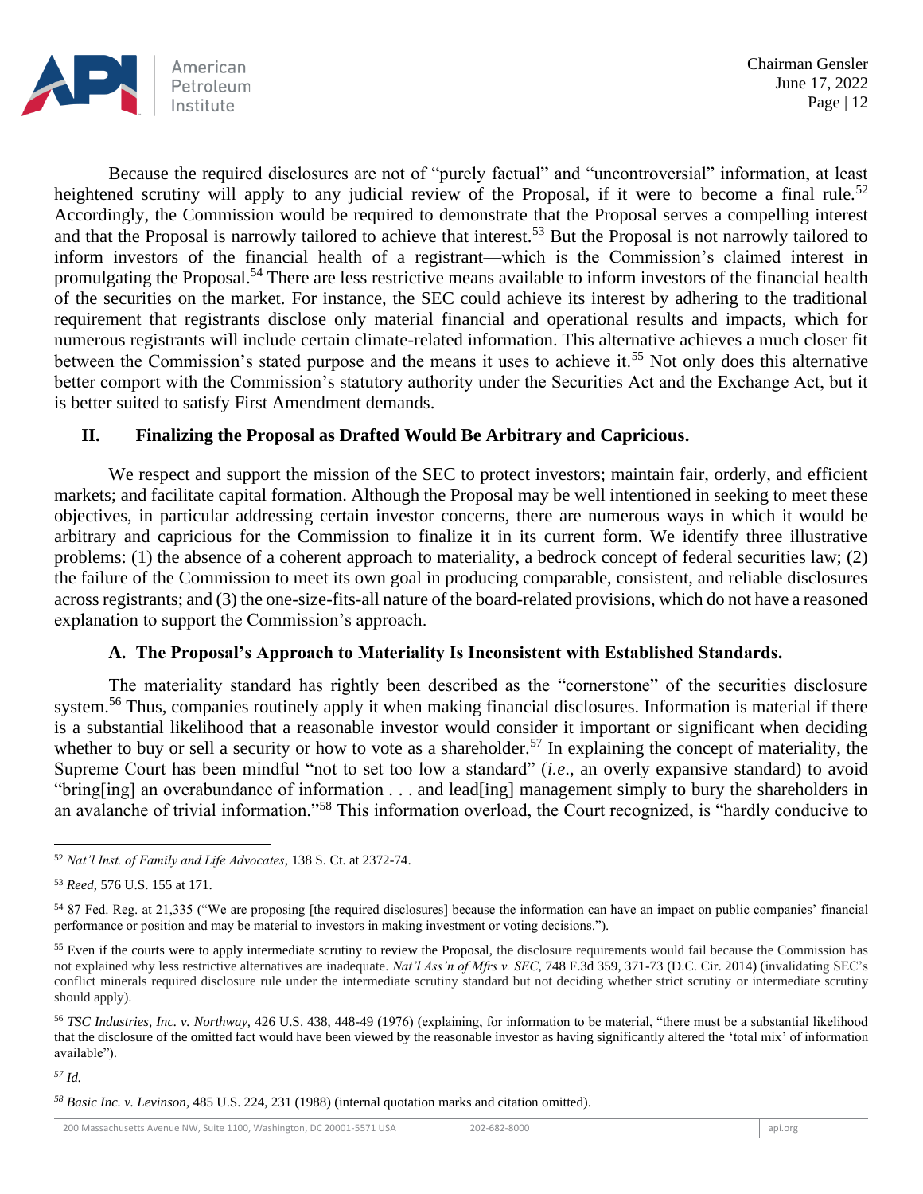Because the required disclosures are not of "purely factual" and "uncontroversial" information, at least heightened scrutiny will apply to any judicial review of the Proposal, if it were to become a final rule.[52] Accordingly, the Commission would be required to demonstrate that the Proposal serves a compelling interest and that the Proposal is narrowly tailored to achieve that interest.[53] But the Proposal is not narrowly tailored to inform investors of the financial health of a registrant—which is the Commission's claimed interest in promulgating the Proposal.[54] There are less restrictive means available to inform investors of the financial health of the securities on the market. For instance, the SEC could achieve its interest by adhering to the traditional requirement that registrants disclose only material financial and operational results and impacts, which for numerous registrants will include certain climate-related information. This alternative achieves a much closer fit between the Commission's stated purpose and the means it uses to achieve it.[55] Not only does this alternative better comport with the Commission's statutory authority under the Securities Act and the Exchange Act, but it is better suited to satisfy First Amendment demands.

## II. Finalizing the Proposal as Drafted Would Be Arbitrary and Capricious.

We respect and support the mission of the SEC to protect investors; maintain fair, orderly, and efficient markets; and facilitate capital formation. Although the Proposal may be well intentioned in seeking to meet these objectives, in particular addressing certain investor concerns, there are numerous ways in which it would be arbitrary and capricious for the Commission to finalize it in its current form. We identify three illustrative problems: (1) the absence of a coherent approach to materiality, a bedrock concept of federal securities law; (2) the failure of the Commission to meet its own goal in producing comparable, consistent, and reliable disclosures across registrants; and (3) the one-size-fits-all nature of the board-related provisions, which do not have a reasoned explanation to support the Commission's approach.

### A. The Proposal's Approach to Materiality Is Inconsistent with Established Standards.

The materiality standard has rightly been described as the "cornerstone" of the securities disclosure system.[56] Thus, companies routinely apply it when making financial disclosures. Information is material if there is a substantial likelihood that a reasonable investor would consider it important or significant when deciding whether to buy or sell a security or how to vote as a shareholder.[57] In explaining the concept of materiality, the Supreme Court has been mindful "not to set too low a standard" (*i.e*., an overly expansive standard) to avoid "bring[ing] an overabundance of information . . . and lead[ing] management simply to bury the shareholders in an avalanche of trivial information."[58] This information overload, the Court recognized, is "hardly conducive to

---

[52] *Nat'l Inst. of Family and Life Advocates*, 138 S. Ct. at 2372-74.

[53] *Reed*, 576 U.S. 155 at 171.

[54] 87 Fed. Reg. at 21,335 ("We are proposing [the required disclosures] because the information can have an impact on public companies' financial performance or position and may be material to investors in making investment or voting decisions.").

[55] Even if the courts were to apply intermediate scrutiny to review the Proposal, the disclosure requirements would fail because the Commission has not explained why less restrictive alternatives are inadequate. *Nat'l Ass'n of Mfrs v. SEC*, 748 F.3d 359, 371-73 (D.C. Cir. 2014) (invalidating SEC's conflict minerals required disclosure rule under the intermediate scrutiny standard but not deciding whether strict scrutiny or intermediate scrutiny should apply).

[56] *TSC Industries, Inc. v. Northway*, 426 U.S. 438, 448-49 (1976) (explaining, for information to be material, "there must be a substantial likelihood that the disclosure of the omitted fact would have been viewed by the reasonable investor as having significantly altered the 'total mix' of information available").

[57] *Id.*

[58] *Basic Inc. v. Levinson*, 485 U.S. 224, 231 (1988) (internal quotation marks and citation omitted).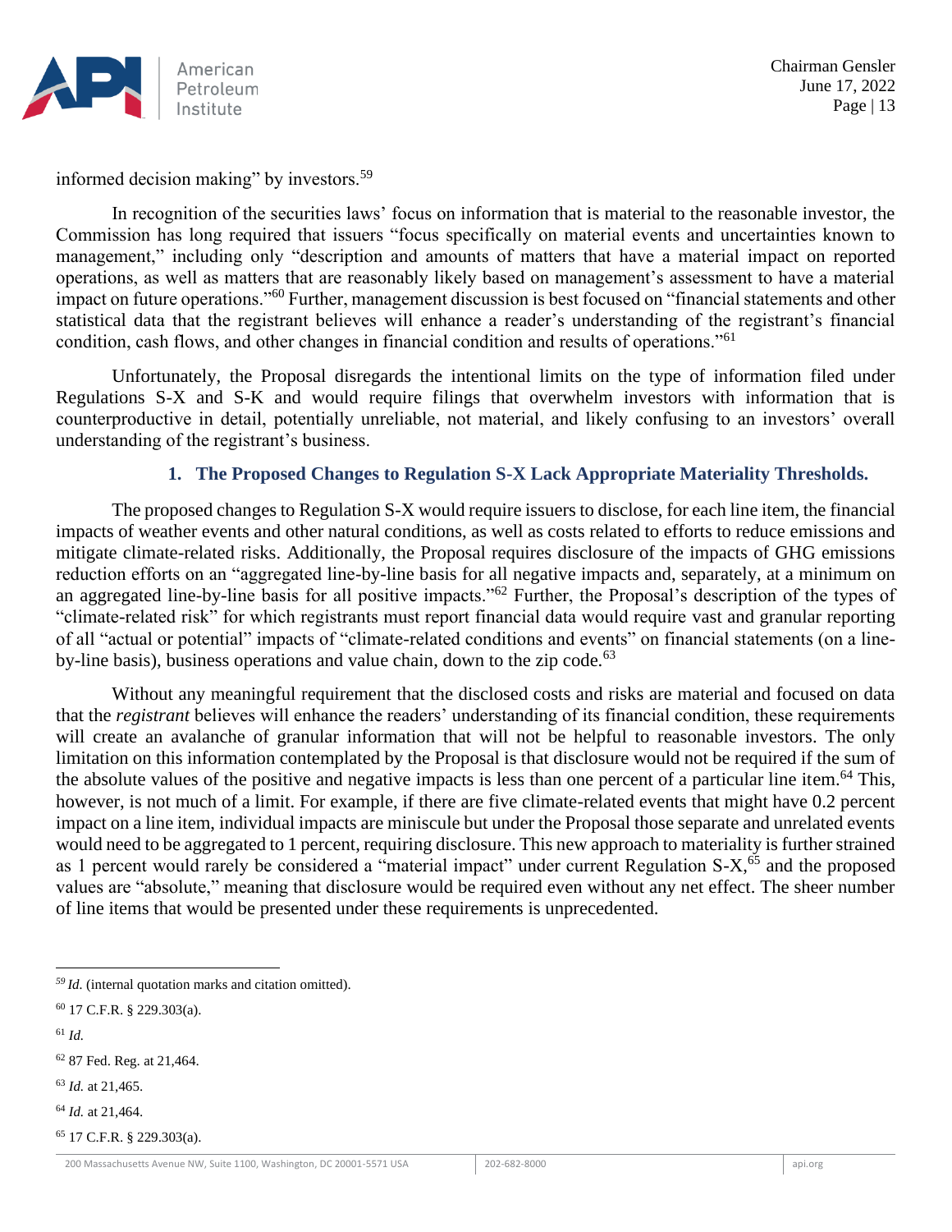informed decision making" by investors.[59]

In recognition of the securities laws' focus on information that is material to the reasonable investor, the Commission has long required that issuers "focus specifically on material events and uncertainties known to management," including only "description and amounts of matters that have a material impact on reported operations, as well as matters that are reasonably likely based on management's assessment to have a material impact on future operations."[60] Further, management discussion is best focused on "financial statements and other statistical data that the registrant believes will enhance a reader's understanding of the registrant's financial condition, cash flows, and other changes in financial condition and results of operations."[61]

Unfortunately, the Proposal disregards the intentional limits on the type of information filed under Regulations S-X and S-K and would require filings that overwhelm investors with information that is counterproductive in detail, potentially unreliable, not material, and likely confusing to an investors' overall understanding of the registrant's business.

### 1. The Proposed Changes to Regulation S-X Lack Appropriate Materiality Thresholds.

The proposed changes to Regulation S-X would require issuers to disclose, for each line item, the financial impacts of weather events and other natural conditions, as well as costs related to efforts to reduce emissions and mitigate climate-related risks. Additionally, the Proposal requires disclosure of the impacts of GHG emissions reduction efforts on an "aggregated line-by-line basis for all negative impacts and, separately, at a minimum on an aggregated line-by-line basis for all positive impacts."[62] Further, the Proposal's description of the types of "climate-related risk" for which registrants must report financial data would require vast and granular reporting of all "actual or potential" impacts of "climate-related conditions and events" on financial statements (on a line-by-line basis), business operations and value chain, down to the zip code.[63]

Without any meaningful requirement that the disclosed costs and risks are material and focused on data that the *registrant* believes will enhance the readers' understanding of its financial condition, these requirements will create an avalanche of granular information that will not be helpful to reasonable investors. The only limitation on this information contemplated by the Proposal is that disclosure would not be required if the sum of the absolute values of the positive and negative impacts is less than one percent of a particular line item.[64] This, however, is not much of a limit. For example, if there are five climate-related events that might have 0.2 percent impact on a line item, individual impacts are miniscule but under the Proposal those separate and unrelated events would need to be aggregated to 1 percent, requiring disclosure. This new approach to materiality is further strained as 1 percent would rarely be considered a "material impact" under current Regulation S-X,[65] and the proposed values are "absolute," meaning that disclosure would be required even without any net effect. The sheer number of line items that would be presented under these requirements is unprecedented.

---

[59] *Id.* (internal quotation marks and citation omitted).

[60] 17 C.F.R. § 229.303(a).

[61] *Id.*

[62] 87 Fed. Reg. at 21,464.

[63] *Id.* at 21,465.

[64] *Id.* at 21,464.

[65] 17 C.F.R. § 229.303(a).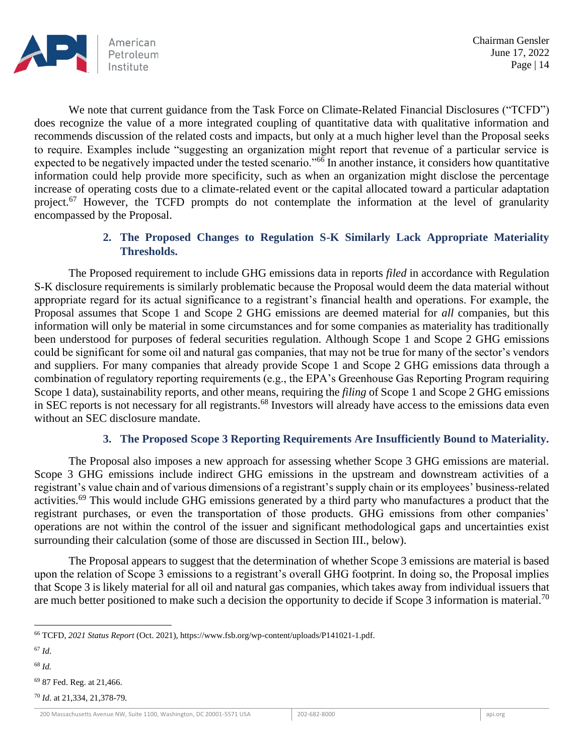We note that current guidance from the Task Force on Climate-Related Financial Disclosures ("TCFD") does recognize the value of a more integrated coupling of quantitative data with qualitative information and recommends discussion of the related costs and impacts, but only at a much higher level than the Proposal seeks to require. Examples include "suggesting an organization might report that revenue of a particular service is expected to be negatively impacted under the tested scenario."[66] In another instance, it considers how quantitative information could help provide more specificity, such as when an organization might disclose the percentage increase of operating costs due to a climate-related event or the capital allocated toward a particular adaptation project.[67] However, the TCFD prompts do not contemplate the information at the level of granularity encompassed by the Proposal.

### 2. The Proposed Changes to Regulation S-K Similarly Lack Appropriate Materiality Thresholds.

The Proposed requirement to include GHG emissions data in reports *filed* in accordance with Regulation S-K disclosure requirements is similarly problematic because the Proposal would deem the data material without appropriate regard for its actual significance to a registrant's financial health and operations. For example, the Proposal assumes that Scope 1 and Scope 2 GHG emissions are deemed material for *all* companies, but this information will only be material in some circumstances and for some companies as materiality has traditionally been understood for purposes of federal securities regulation. Although Scope 1 and Scope 2 GHG emissions could be significant for some oil and natural gas companies, that may not be true for many of the sector's vendors and suppliers. For many companies that already provide Scope 1 and Scope 2 GHG emissions data through a combination of regulatory reporting requirements (e.g., the EPA's Greenhouse Gas Reporting Program requiring Scope 1 data), sustainability reports, and other means, requiring the *filing* of Scope 1 and Scope 2 GHG emissions in SEC reports is not necessary for all registrants.[68] Investors will already have access to the emissions data even without an SEC disclosure mandate.

### 3. The Proposed Scope 3 Reporting Requirements Are Insufficiently Bound to Materiality.

The Proposal also imposes a new approach for assessing whether Scope 3 GHG emissions are material. Scope 3 GHG emissions include indirect GHG emissions in the upstream and downstream activities of a registrant's value chain and of various dimensions of a registrant's supply chain or its employees' business-related activities.[69] This would include GHG emissions generated by a third party who manufactures a product that the registrant purchases, or even the transportation of those products. GHG emissions from other companies' operations are not within the control of the issuer and significant methodological gaps and uncertainties exist surrounding their calculation (some of those are discussed in Section III., below).

The Proposal appears to suggest that the determination of whether Scope 3 emissions are material is based upon the relation of Scope 3 emissions to a registrant's overall GHG footprint. In doing so, the Proposal implies that Scope 3 is likely material for all oil and natural gas companies, which takes away from individual issuers that are much better positioned to make such a decision the opportunity to decide if Scope 3 information is material.[70]

---

[66] TCFD, *2021 Status Report* (Oct. 2021), https://www.fsb.org/wp-content/uploads/P141021-1.pdf.

[67] *Id.*

[68] *Id.*

[69] 87 Fed. Reg. at 21,466.

[70] *Id.* at 21,334, 21,378-79.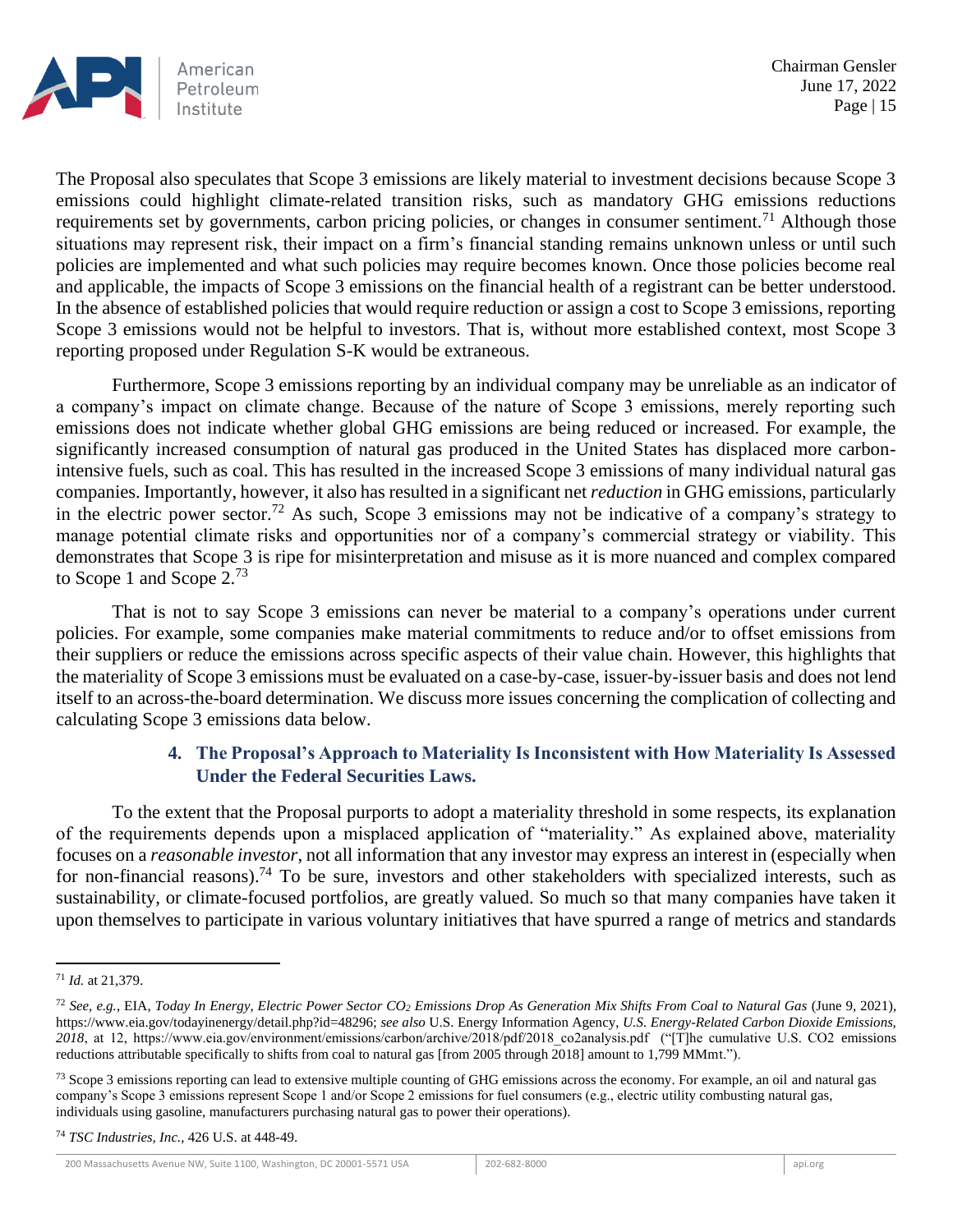The Proposal also speculates that Scope 3 emissions are likely material to investment decisions because Scope 3 emissions could highlight climate-related transition risks, such as mandatory GHG emissions reductions requirements set by governments, carbon pricing policies, or changes in consumer sentiment.[71] Although those situations may represent risk, their impact on a firm's financial standing remains unknown unless or until such policies are implemented and what such policies may require becomes known. Once those policies become real and applicable, the impacts of Scope 3 emissions on the financial health of a registrant can be better understood. In the absence of established policies that would require reduction or assign a cost to Scope 3 emissions, reporting Scope 3 emissions would not be helpful to investors. That is, without more established context, most Scope 3 reporting proposed under Regulation S-K would be extraneous.

Furthermore, Scope 3 emissions reporting by an individual company may be unreliable as an indicator of a company's impact on climate change. Because of the nature of Scope 3 emissions, merely reporting such emissions does not indicate whether global GHG emissions are being reduced or increased. For example, the significantly increased consumption of natural gas produced in the United States has displaced more carbon-intensive fuels, such as coal. This has resulted in the increased Scope 3 emissions of many individual natural gas companies. Importantly, however, it also has resulted in a significant net *reduction* in GHG emissions, particularly in the electric power sector.[72] As such, Scope 3 emissions may not be indicative of a company's strategy to manage potential climate risks and opportunities nor of a company's commercial strategy or viability. This demonstrates that Scope 3 is ripe for misinterpretation and misuse as it is more nuanced and complex compared to Scope 1 and Scope 2.[73]

That is not to say Scope 3 emissions can never be material to a company's operations under current policies. For example, some companies make material commitments to reduce and/or to offset emissions from their suppliers or reduce the emissions across specific aspects of their value chain. However, this highlights that the materiality of Scope 3 emissions must be evaluated on a case-by-case, issuer-by-issuer basis and does not lend itself to an across-the-board determination. We discuss more issues concerning the complication of collecting and calculating Scope 3 emissions data below.

### 4. The Proposal's Approach to Materiality Is Inconsistent with How Materiality Is Assessed Under the Federal Securities Laws.

To the extent that the Proposal purports to adopt a materiality threshold in some respects, its explanation of the requirements depends upon a misplaced application of "materiality." As explained above, materiality focuses on a *reasonable investor*, not all information that any investor may express an interest in (especially when for non-financial reasons).[74] To be sure, investors and other stakeholders with specialized interests, such as sustainability, or climate-focused portfolios, are greatly valued. So much so that many companies have taken it upon themselves to participate in various voluntary initiatives that have spurred a range of metrics and standards

---

[71] *Id.* at 21,379.

[72] *See, e.g.*, EIA, *Today In Energy, Electric Power Sector $CO_2$ Emissions Drop As Generation Mix Shifts From Coal to Natural Gas* (June 9, 2021), https://www.eia.gov/todayinenergy/detail.php?id=48296; *see also* U.S. Energy Information Agency, *U.S. Energy-Related Carbon Dioxide Emissions, 2018*, at 12, https://www.eia.gov/environment/emissions/carbon/archive/2018/pdf/2018_co2analysis.pdf ("[T]he cumulative U.S. CO2 emissions reductions attributable specifically to shifts from coal to natural gas [from 2005 through 2018] amount to 1,799 MMmt.").

[73] Scope 3 emissions reporting can lead to extensive multiple counting of GHG emissions across the economy. For example, an oil and natural gas company's Scope 3 emissions represent Scope 1 and/or Scope 2 emissions for fuel consumers (e.g., electric utility combusting natural gas, individuals using gasoline, manufacturers purchasing natural gas to power their operations).

[74] *TSC Industries, Inc.*, 426 U.S. at 448-49.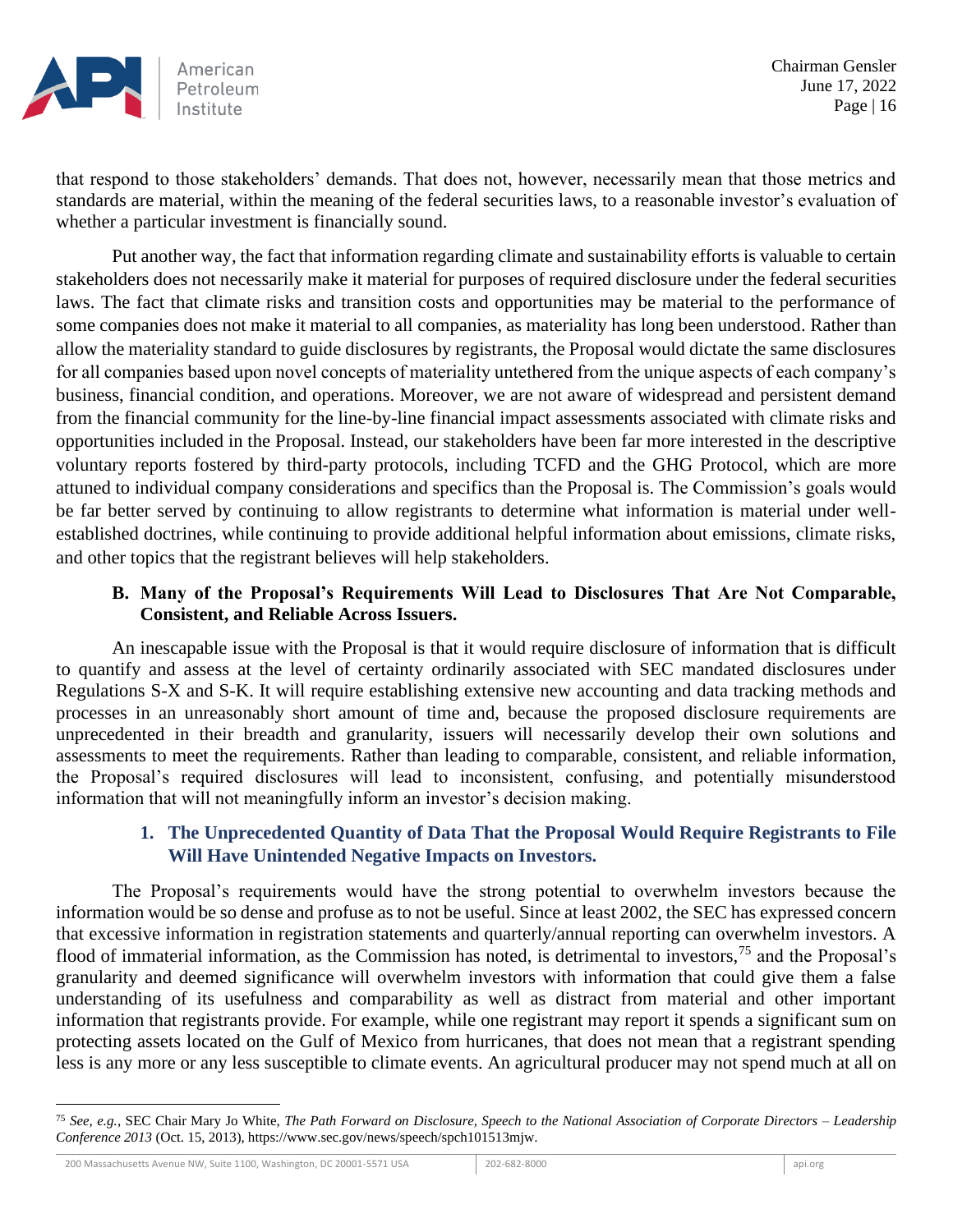that respond to those stakeholders' demands. That does not, however, necessarily mean that those metrics and standards are material, within the meaning of the federal securities laws, to a reasonable investor's evaluation of whether a particular investment is financially sound.

Put another way, the fact that information regarding climate and sustainability efforts is valuable to certain stakeholders does not necessarily make it material for purposes of required disclosure under the federal securities laws. The fact that climate risks and transition costs and opportunities may be material to the performance of some companies does not make it material to all companies, as materiality has long been understood. Rather than allow the materiality standard to guide disclosures by registrants, the Proposal would dictate the same disclosures for all companies based upon novel concepts of materiality untethered from the unique aspects of each company's business, financial condition, and operations. Moreover, we are not aware of widespread and persistent demand from the financial community for the line-by-line financial impact assessments associated with climate risks and opportunities included in the Proposal. Instead, our stakeholders have been far more interested in the descriptive voluntary reports fostered by third-party protocols, including TCFD and the GHG Protocol, which are more attuned to individual company considerations and specifics than the Proposal is. The Commission's goals would be far better served by continuing to allow registrants to determine what information is material under well-established doctrines, while continuing to provide additional helpful information about emissions, climate risks, and other topics that the registrant believes will help stakeholders.

### B. Many of the Proposal's Requirements Will Lead to Disclosures That Are Not Comparable, Consistent, and Reliable Across Issuers.

An inescapable issue with the Proposal is that it would require disclosure of information that is difficult to quantify and assess at the level of certainty ordinarily associated with SEC mandated disclosures under Regulations S-X and S-K. It will require establishing extensive new accounting and data tracking methods and processes in an unreasonably short amount of time and, because the proposed disclosure requirements are unprecedented in their breadth and granularity, issuers will necessarily develop their own solutions and assessments to meet the requirements. Rather than leading to comparable, consistent, and reliable information, the Proposal's required disclosures will lead to inconsistent, confusing, and potentially misunderstood information that will not meaningfully inform an investor's decision making.

#### 1. The Unprecedented Quantity of Data That the Proposal Would Require Registrants to File Will Have Unintended Negative Impacts on Investors.

The Proposal's requirements would have the strong potential to overwhelm investors because the information would be so dense and profuse as to not be useful. Since at least 2002, the SEC has expressed concern that excessive information in registration statements and quarterly/annual reporting can overwhelm investors. A flood of immaterial information, as the Commission has noted, is detrimental to investors,[75] and the Proposal's granularity and deemed significance will overwhelm investors with information that could give them a false understanding of its usefulness and comparability as well as distract from material and other important information that registrants provide. For example, while one registrant may report it spends a significant sum on protecting assets located on the Gulf of Mexico from hurricanes, that does not mean that a registrant spending less is any more or any less susceptible to climate events. An agricultural producer may not spend much at all on

---

[75] *See, e.g.*, SEC Chair Mary Jo White, *The Path Forward on Disclosure, Speech to the National Association of Corporate Directors – Leadership Conference 2013* (Oct. 15, 2013), https://www.sec.gov/news/speech/spch101513mjw.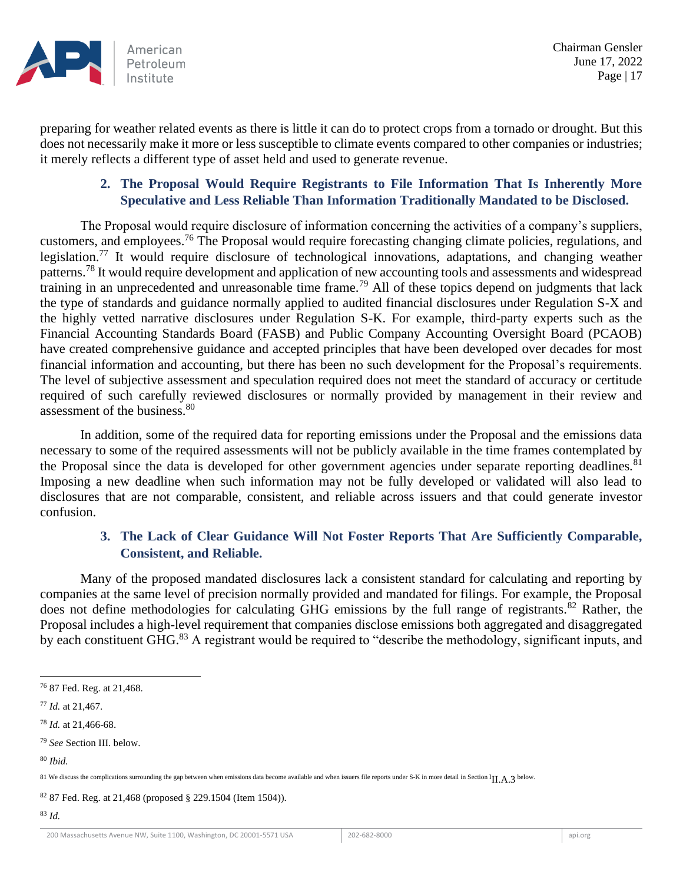preparing for weather related events as there is little it can do to protect crops from a tornado or drought. But this does not necessarily make it more or less susceptible to climate events compared to other companies or industries; it merely reflects a different type of asset held and used to generate revenue.

### 2. The Proposal Would Require Registrants to File Information That Is Inherently More Speculative and Less Reliable Than Information Traditionally Mandated to be Disclosed.

The Proposal would require disclosure of information concerning the activities of a company's suppliers, customers, and employees.[76] The Proposal would require forecasting changing climate policies, regulations, and legislation.[77] It would require disclosure of technological innovations, adaptations, and changing weather patterns.[78] It would require development and application of new accounting tools and assessments and widespread training in an unprecedented and unreasonable time frame.[79] All of these topics depend on judgments that lack the type of standards and guidance normally applied to audited financial disclosures under Regulation S-X and the highly vetted narrative disclosures under Regulation S-K. For example, third-party experts such as the Financial Accounting Standards Board (FASB) and Public Company Accounting Oversight Board (PCAOB) have created comprehensive guidance and accepted principles that have been developed over decades for most financial information and accounting, but there has been no such development for the Proposal's requirements. The level of subjective assessment and speculation required does not meet the standard of accuracy or certitude required of such carefully reviewed disclosures or normally provided by management in their review and assessment of the business.[80]

In addition, some of the required data for reporting emissions under the Proposal and the emissions data necessary to some of the required assessments will not be publicly available in the time frames contemplated by the Proposal since the data is developed for other government agencies under separate reporting deadlines.[81] Imposing a new deadline when such information may not be fully developed or validated will also lead to disclosures that are not comparable, consistent, and reliable across issuers and that could generate investor confusion.

### 3. The Lack of Clear Guidance Will Not Foster Reports That Are Sufficiently Comparable, Consistent, and Reliable.

Many of the proposed mandated disclosures lack a consistent standard for calculating and reporting by companies at the same level of precision normally provided and mandated for filings. For example, the Proposal does not define methodologies for calculating GHG emissions by the full range of registrants.[82] Rather, the Proposal includes a high-level requirement that companies disclose emissions both aggregated and disaggregated by each constituent GHG.[83] A registrant would be required to "describe the methodology, significant inputs, and

---

[76] 87 Fed. Reg. at 21,468.

[77] *Id.* at 21,467.

[78] *Id.* at 21,466-68.

[79] *See* Section III. below.

[80] *Ibid.*

[81] We discuss the complications surrounding the gap between when emissions data become available and when issuers file reports under S-K in more detail in Section III.A.3 below.

[82] 87 Fed. Reg. at 21,468 (proposed § 229.1504 (Item 1504)).

[83] *Id.*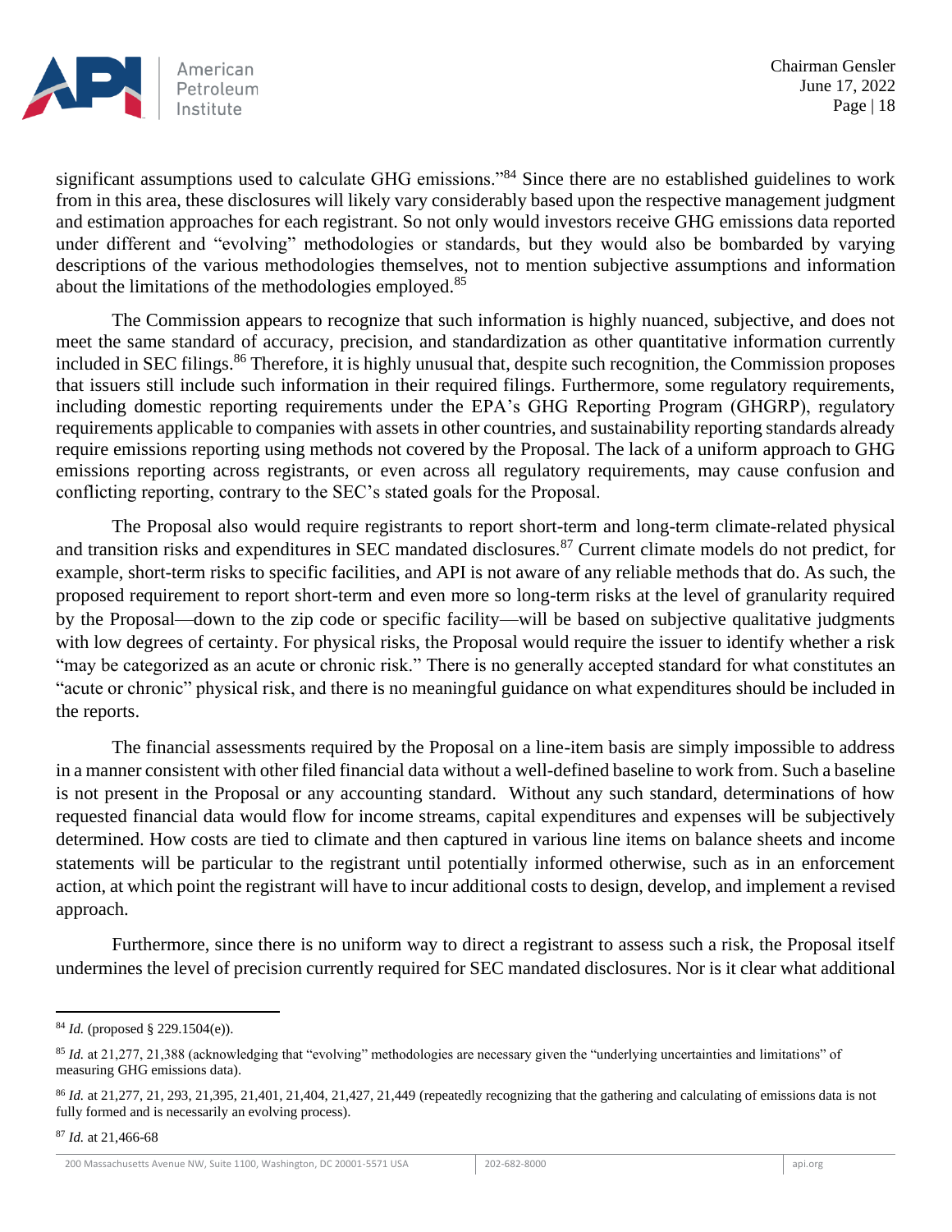significant assumptions used to calculate GHG emissions."[84] Since there are no established guidelines to work from in this area, these disclosures will likely vary considerably based upon the respective management judgment and estimation approaches for each registrant. So not only would investors receive GHG emissions data reported under different and "evolving" methodologies or standards, but they would also be bombarded by varying descriptions of the various methodologies themselves, not to mention subjective assumptions and information about the limitations of the methodologies employed.[85]

The Commission appears to recognize that such information is highly nuanced, subjective, and does not meet the same standard of accuracy, precision, and standardization as other quantitative information currently included in SEC filings.[86] Therefore, it is highly unusual that, despite such recognition, the Commission proposes that issuers still include such information in their required filings. Furthermore, some regulatory requirements, including domestic reporting requirements under the EPA's GHG Reporting Program (GHGRP), regulatory requirements applicable to companies with assets in other countries, and sustainability reporting standards already require emissions reporting using methods not covered by the Proposal. The lack of a uniform approach to GHG emissions reporting across registrants, or even across all regulatory requirements, may cause confusion and conflicting reporting, contrary to the SEC's stated goals for the Proposal.

The Proposal also would require registrants to report short-term and long-term climate-related physical and transition risks and expenditures in SEC mandated disclosures.[87] Current climate models do not predict, for example, short-term risks to specific facilities, and API is not aware of any reliable methods that do. As such, the proposed requirement to report short-term and even more so long-term risks at the level of granularity required by the Proposal—down to the zip code or specific facility—will be based on subjective qualitative judgments with low degrees of certainty. For physical risks, the Proposal would require the issuer to identify whether a risk "may be categorized as an acute or chronic risk." There is no generally accepted standard for what constitutes an "acute or chronic" physical risk, and there is no meaningful guidance on what expenditures should be included in the reports.

The financial assessments required by the Proposal on a line-item basis are simply impossible to address in a manner consistent with other filed financial data without a well-defined baseline to work from. Such a baseline is not present in the Proposal or any accounting standard. Without any such standard, determinations of how requested financial data would flow for income streams, capital expenditures and expenses will be subjectively determined. How costs are tied to climate and then captured in various line items on balance sheets and income statements will be particular to the registrant until potentially informed otherwise, such as in an enforcement action, at which point the registrant will have to incur additional costs to design, develop, and implement a revised approach.

Furthermore, since there is no uniform way to direct a registrant to assess such a risk, the Proposal itself undermines the level of precision currently required for SEC mandated disclosures. Nor is it clear what additional

---

[84] *Id.* (proposed § 229.1504(e)).

[85] *Id.* at 21,277, 21,388 (acknowledging that "evolving" methodologies are necessary given the "underlying uncertainties and limitations" of measuring GHG emissions data).

[86] *Id.* at 21,277, 21, 293, 21,395, 21,401, 21,404, 21,427, 21,449 (repeatedly recognizing that the gathering and calculating of emissions data is not fully formed and is necessarily an evolving process).

[87] *Id.* at 21,466-68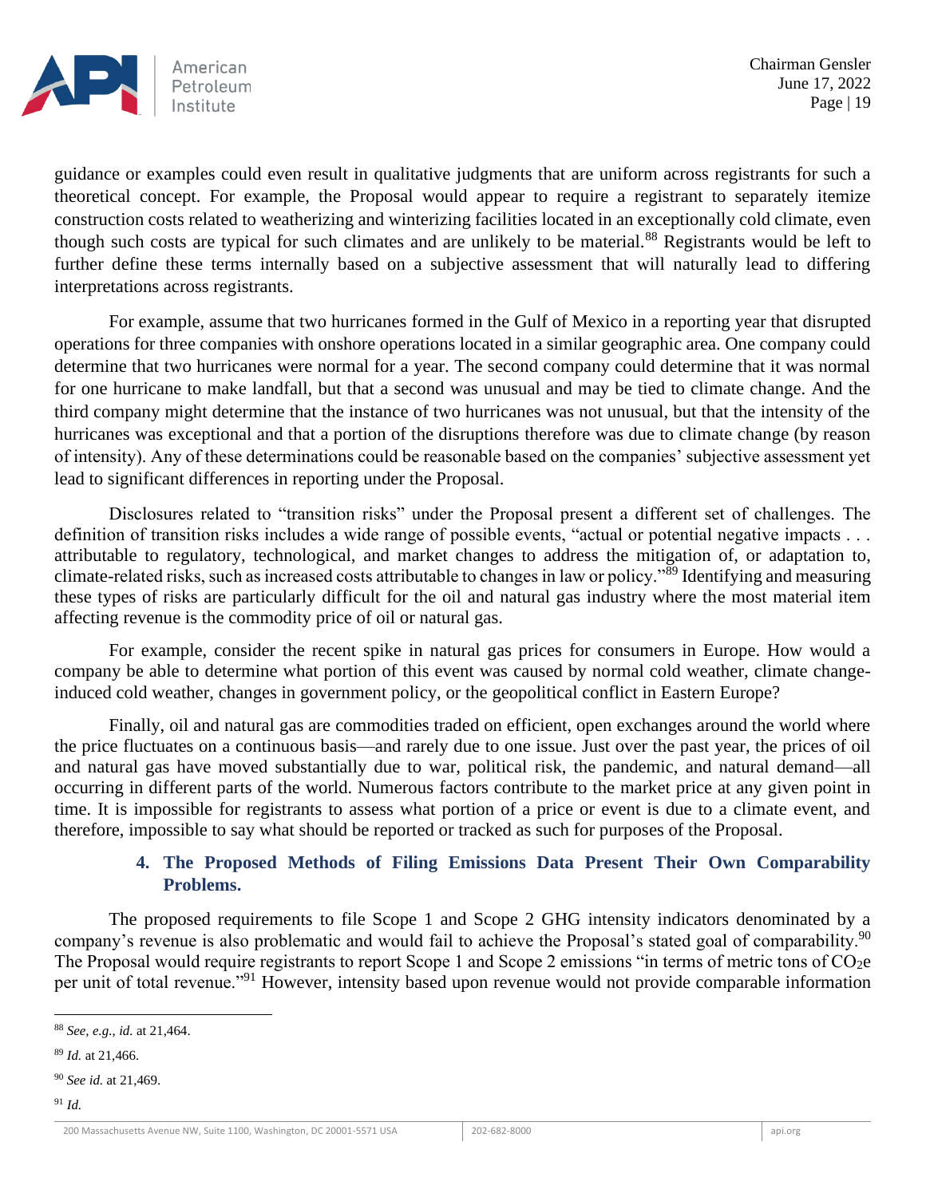guidance or examples could even result in qualitative judgments that are uniform across registrants for such a theoretical concept. For example, the Proposal would appear to require a registrant to separately itemize construction costs related to weatherizing and winterizing facilities located in an exceptionally cold climate, even though such costs are typical for such climates and are unlikely to be material.[88] Registrants would be left to further define these terms internally based on a subjective assessment that will naturally lead to differing interpretations across registrants.

For example, assume that two hurricanes formed in the Gulf of Mexico in a reporting year that disrupted operations for three companies with onshore operations located in a similar geographic area. One company could determine that two hurricanes were normal for a year. The second company could determine that it was normal for one hurricane to make landfall, but that a second was unusual and may be tied to climate change. And the third company might determine that the instance of two hurricanes was not unusual, but that the intensity of the hurricanes was exceptional and that a portion of the disruptions therefore was due to climate change (by reason of intensity). Any of these determinations could be reasonable based on the companies' subjective assessment yet lead to significant differences in reporting under the Proposal.

Disclosures related to "transition risks" under the Proposal present a different set of challenges. The definition of transition risks includes a wide range of possible events, "actual or potential negative impacts . . . attributable to regulatory, technological, and market changes to address the mitigation of, or adaptation to, climate-related risks, such as increased costs attributable to changes in law or policy."[89] Identifying and measuring these types of risks are particularly difficult for the oil and natural gas industry where the most material item affecting revenue is the commodity price of oil or natural gas.

For example, consider the recent spike in natural gas prices for consumers in Europe. How would a company be able to determine what portion of this event was caused by normal cold weather, climate change-induced cold weather, changes in government policy, or the geopolitical conflict in Eastern Europe?

Finally, oil and natural gas are commodities traded on efficient, open exchanges around the world where the price fluctuates on a continuous basis—and rarely due to one issue. Just over the past year, the prices of oil and natural gas have moved substantially due to war, political risk, the pandemic, and natural demand—all occurring in different parts of the world. Numerous factors contribute to the market price at any given point in time. It is impossible for registrants to assess what portion of a price or event is due to a climate event, and therefore, impossible to say what should be reported or tracked as such for purposes of the Proposal.

### 4. The Proposed Methods of Filing Emissions Data Present Their Own Comparability Problems.

The proposed requirements to file Scope 1 and Scope 2 GHG intensity indicators denominated by a company's revenue is also problematic and would fail to achieve the Proposal's stated goal of comparability.[90] The Proposal would require registrants to report Scope 1 and Scope 2 emissions "in terms of metric tons of $CO_2e$ per unit of total revenue."[91] However, intensity based upon revenue would not provide comparable information

---

[88] *See, e.g.*, *id.* at 21,464.

[89] *Id.* at 21,466.

[90] *See id.* at 21,469.

[91] *Id.*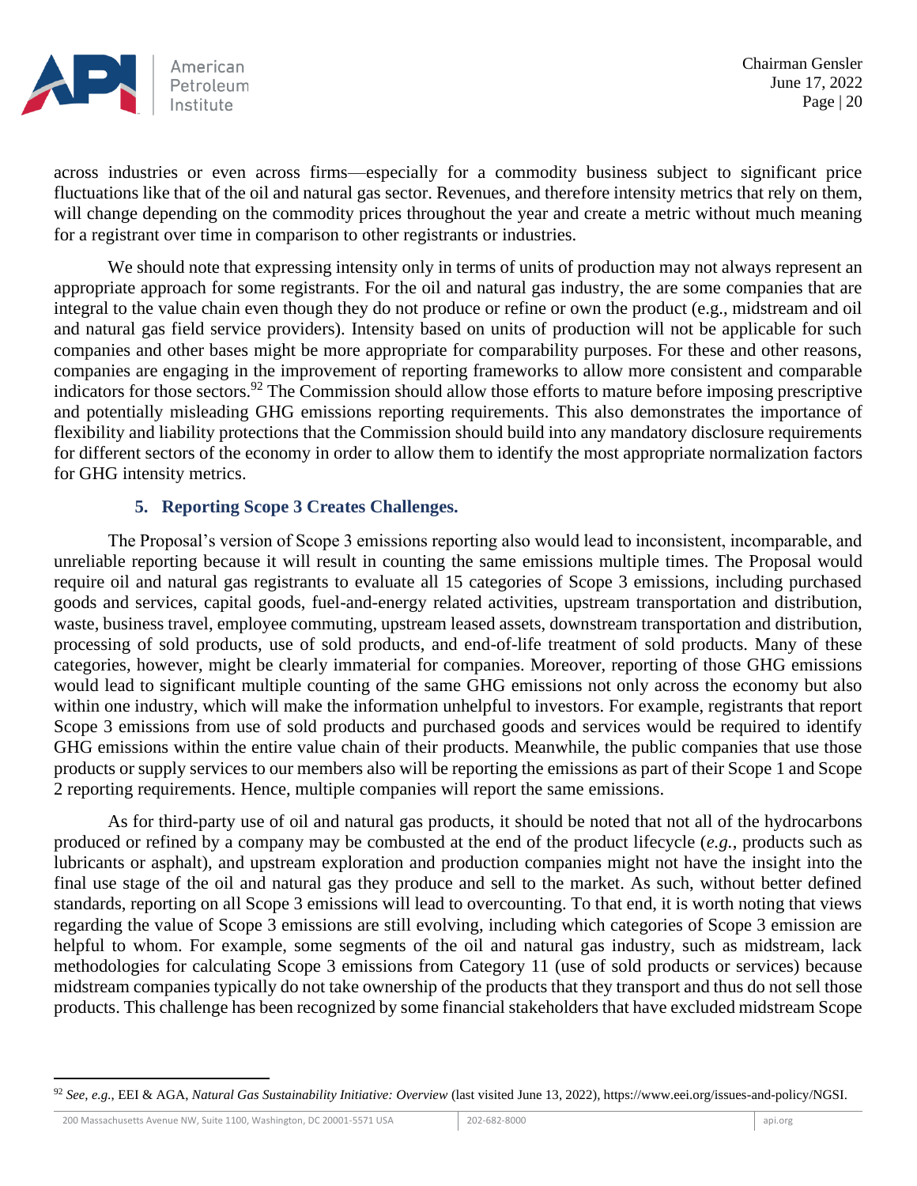across industries or even across firms—especially for a commodity business subject to significant price fluctuations like that of the oil and natural gas sector. Revenues, and therefore intensity metrics that rely on them, will change depending on the commodity prices throughout the year and create a metric without much meaning for a registrant over time in comparison to other registrants or industries.

We should note that expressing intensity only in terms of units of production may not always represent an appropriate approach for some registrants. For the oil and natural gas industry, the are some companies that are integral to the value chain even though they do not produce or refine or own the product (e.g., midstream and oil and natural gas field service providers). Intensity based on units of production will not be applicable for such companies and other bases might be more appropriate for comparability purposes. For these and other reasons, companies are engaging in the improvement of reporting frameworks to allow more consistent and comparable indicators for those sectors.[92] The Commission should allow those efforts to mature before imposing prescriptive and potentially misleading GHG emissions reporting requirements. This also demonstrates the importance of flexibility and liability protections that the Commission should build into any mandatory disclosure requirements for different sectors of the economy in order to allow them to identify the most appropriate normalization factors for GHG intensity metrics.

### 5. Reporting Scope 3 Creates Challenges.

The Proposal's version of Scope 3 emissions reporting also would lead to inconsistent, incomparable, and unreliable reporting because it will result in counting the same emissions multiple times. The Proposal would require oil and natural gas registrants to evaluate all 15 categories of Scope 3 emissions, including purchased goods and services, capital goods, fuel-and-energy related activities, upstream transportation and distribution, waste, business travel, employee commuting, upstream leased assets, downstream transportation and distribution, processing of sold products, use of sold products, and end-of-life treatment of sold products. Many of these categories, however, might be clearly immaterial for companies. Moreover, reporting of those GHG emissions would lead to significant multiple counting of the same GHG emissions not only across the economy but also within one industry, which will make the information unhelpful to investors. For example, registrants that report Scope 3 emissions from use of sold products and purchased goods and services would be required to identify GHG emissions within the entire value chain of their products. Meanwhile, the public companies that use those products or supply services to our members also will be reporting the emissions as part of their Scope 1 and Scope 2 reporting requirements. Hence, multiple companies will report the same emissions.

As for third-party use of oil and natural gas products, it should be noted that not all of the hydrocarbons produced or refined by a company may be combusted at the end of the product lifecycle (*e.g.*, products such as lubricants or asphalt), and upstream exploration and production companies might not have the insight into the final use stage of the oil and natural gas they produce and sell to the market. As such, without better defined standards, reporting on all Scope 3 emissions will lead to overcounting. To that end, it is worth noting that views regarding the value of Scope 3 emissions are still evolving, including which categories of Scope 3 emission are helpful to whom. For example, some segments of the oil and natural gas industry, such as midstream, lack methodologies for calculating Scope 3 emissions from Category 11 (use of sold products or services) because midstream companies typically do not take ownership of the products that they transport and thus do not sell those products. This challenge has been recognized by some financial stakeholders that have excluded midstream Scope

---

[92] *See, e.g.*, EEI & AGA, *Natural Gas Sustainability Initiative: Overview* (last visited June 13, 2022), https://www.eei.org/issues-and-policy/NGSI.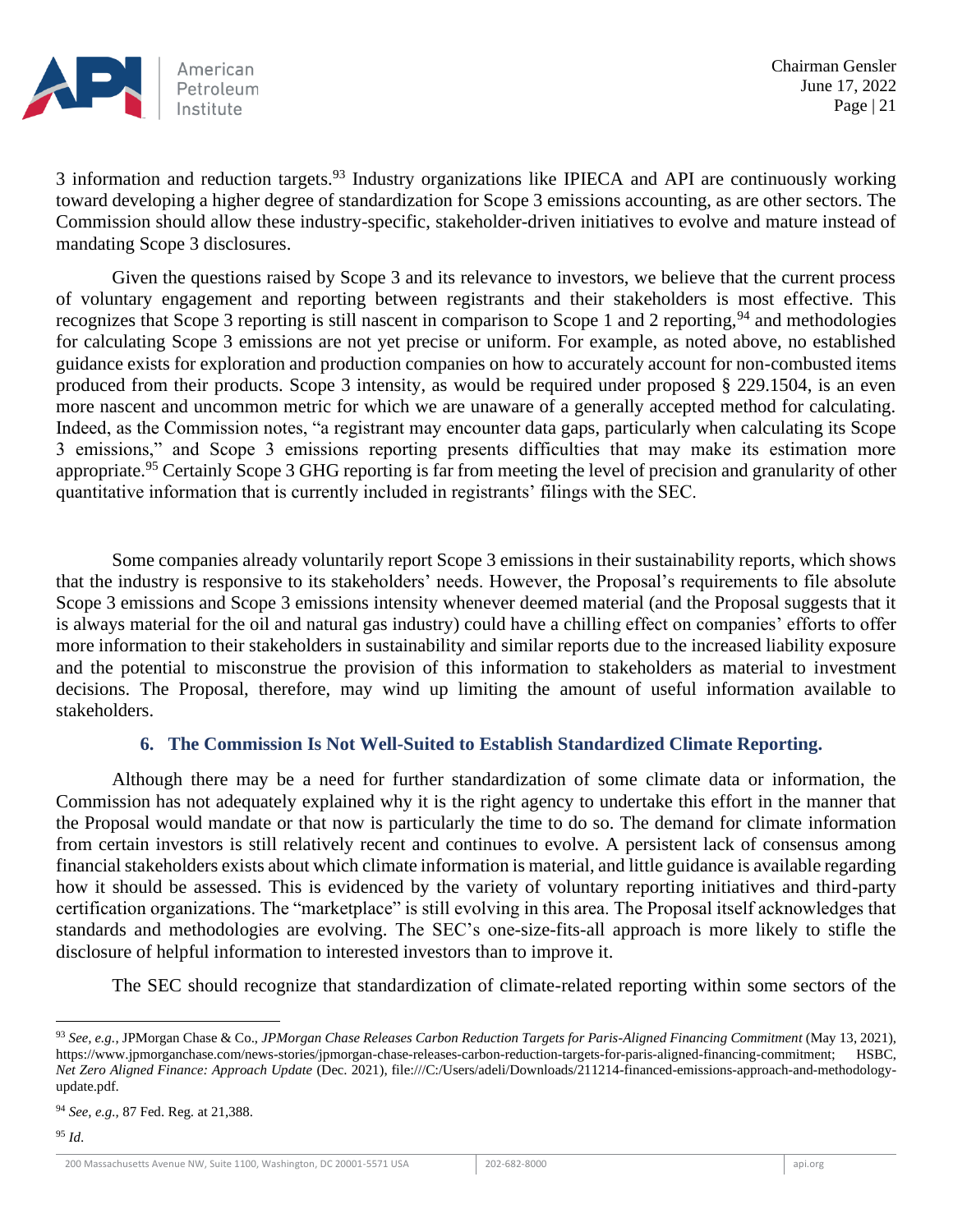3 information and reduction targets.[93] Industry organizations like IPIECA and API are continuously working toward developing a higher degree of standardization for Scope 3 emissions accounting, as are other sectors. The Commission should allow these industry-specific, stakeholder-driven initiatives to evolve and mature instead of mandating Scope 3 disclosures.

Given the questions raised by Scope 3 and its relevance to investors, we believe that the current process of voluntary engagement and reporting between registrants and their stakeholders is most effective. This recognizes that Scope 3 reporting is still nascent in comparison to Scope 1 and 2 reporting,[94] and methodologies for calculating Scope 3 emissions are not yet precise or uniform. For example, as noted above, no established guidance exists for exploration and production companies on how to accurately account for non-combusted items produced from their products. Scope 3 intensity, as would be required under proposed § 229.1504, is an even more nascent and uncommon metric for which we are unaware of a generally accepted method for calculating. Indeed, as the Commission notes, "a registrant may encounter data gaps, particularly when calculating its Scope 3 emissions," and Scope 3 emissions reporting presents difficulties that may make its estimation more appropriate.[95] Certainly Scope 3 GHG reporting is far from meeting the level of precision and granularity of other quantitative information that is currently included in registrants' filings with the SEC.

Some companies already voluntarily report Scope 3 emissions in their sustainability reports, which shows that the industry is responsive to its stakeholders' needs. However, the Proposal's requirements to file absolute Scope 3 emissions and Scope 3 emissions intensity whenever deemed material (and the Proposal suggests that it is always material for the oil and natural gas industry) could have a chilling effect on companies' efforts to offer more information to their stakeholders in sustainability and similar reports due to the increased liability exposure and the potential to misconstrue the provision of this information to stakeholders as material to investment decisions. The Proposal, therefore, may wind up limiting the amount of useful information available to stakeholders.

### 6. The Commission Is Not Well-Suited to Establish Standardized Climate Reporting.

Although there may be a need for further standardization of some climate data or information, the Commission has not adequately explained why it is the right agency to undertake this effort in the manner that the Proposal would mandate or that now is particularly the time to do so. The demand for climate information from certain investors is still relatively recent and continues to evolve. A persistent lack of consensus among financial stakeholders exists about which climate information is material, and little guidance is available regarding how it should be assessed. This is evidenced by the variety of voluntary reporting initiatives and third-party certification organizations. The "marketplace" is still evolving in this area. The Proposal itself acknowledges that standards and methodologies are evolving. The SEC's one-size-fits-all approach is more likely to stifle the disclosure of helpful information to interested investors than to improve it.

The SEC should recognize that standardization of climate-related reporting within some sectors of the

---

[93] *See, e.g.*, JPMorgan Chase & Co., *JPMorgan Chase Releases Carbon Reduction Targets for Paris-Aligned Financing Commitment* (May 13, 2021), https://www.jpmorganchase.com/news-stories/jpmorgan-chase-releases-carbon-reduction-targets-for-paris-aligned-financing-commitment; HSBC, *Net Zero Aligned Finance: Approach Update* (Dec. 2021), file:///C:/Users/adeli/Downloads/211214-financed-emissions-approach-and-methodology-update.pdf.

[94] *See, e.g.*, 87 Fed. Reg. at 21,388.

[95] *Id*.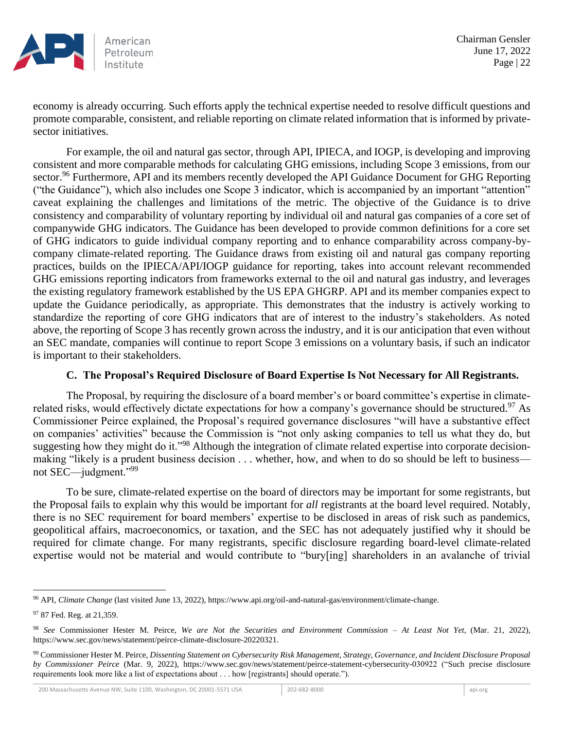economy is already occurring. Such efforts apply the technical expertise needed to resolve difficult questions and promote comparable, consistent, and reliable reporting on climate related information that is informed by private-sector initiatives.

For example, the oil and natural gas sector, through API, IPIECA, and IOGP, is developing and improving consistent and more comparable methods for calculating GHG emissions, including Scope 3 emissions, from our sector.[96] Furthermore, API and its members recently developed the API Guidance Document for GHG Reporting ("the Guidance"), which also includes one Scope 3 indicator, which is accompanied by an important "attention" caveat explaining the challenges and limitations of the metric. The objective of the Guidance is to drive consistency and comparability of voluntary reporting by individual oil and natural gas companies of a core set of companywide GHG indicators. The Guidance has been developed to provide common definitions for a core set of GHG indicators to guide individual company reporting and to enhance comparability across company-by-company climate-related reporting. The Guidance draws from existing oil and natural gas company reporting practices, builds on the IPIECA/API/IOGP guidance for reporting, takes into account relevant recommended GHG emissions reporting indicators from frameworks external to the oil and natural gas industry, and leverages the existing regulatory framework established by the US EPA GHGRP. API and its member companies expect to update the Guidance periodically, as appropriate. This demonstrates that the industry is actively working to standardize the reporting of core GHG indicators that are of interest to the industry's stakeholders. As noted above, the reporting of Scope 3 has recently grown across the industry, and it is our anticipation that even without an SEC mandate, companies will continue to report Scope 3 emissions on a voluntary basis, if such an indicator is important to their stakeholders.

### C. The Proposal's Required Disclosure of Board Expertise Is Not Necessary for All Registrants.

The Proposal, by requiring the disclosure of a board member's or board committee's expertise in climate-related risks, would effectively dictate expectations for how a company's governance should be structured.[97] As Commissioner Peirce explained, the Proposal's required governance disclosures "will have a substantive effect on companies' activities" because the Commission is "not only asking companies to tell us what they do, but suggesting how they might do it."[98] Although the integration of climate related expertise into corporate decision-making "likely is a prudent business decision . . . whether, how, and when to do so should be left to business—not SEC—judgment."[99]

To be sure, climate-related expertise on the board of directors may be important for some registrants, but the Proposal fails to explain why this would be important for *all* registrants at the board level required. Notably, there is no SEC requirement for board members' expertise to be disclosed in areas of risk such as pandemics, geopolitical affairs, macroeconomics, or taxation, and the SEC has not adequately justified why it should be required for climate change. For many registrants, specific disclosure regarding board-level climate-related expertise would not be material and would contribute to "bury[ing] shareholders in an avalanche of trivial

---

[96] API, *Climate Change* (last visited June 13, 2022), https://www.api.org/oil-and-natural-gas/environment/climate-change.

[97] 87 Fed. Reg. at 21,359.

[98] *See* Commissioner Hester M. Peirce, *We are Not the Securities and Environment Commission – At Least Not Yet*, (Mar. 21, 2022), https://www.sec.gov/news/statement/peirce-climate-disclosure-20220321.

[99] Commissioner Hester M. Peirce, *Dissenting Statement on Cybersecurity Risk Management, Strategy, Governance, and Incident Disclosure Proposal by Commissioner Peirce* (Mar. 9, 2022), https://www.sec.gov/news/statement/peirce-statement-cybersecurity-030922 ("Such precise disclosure requirements look more like a list of expectations about . . . how [registrants] should operate.").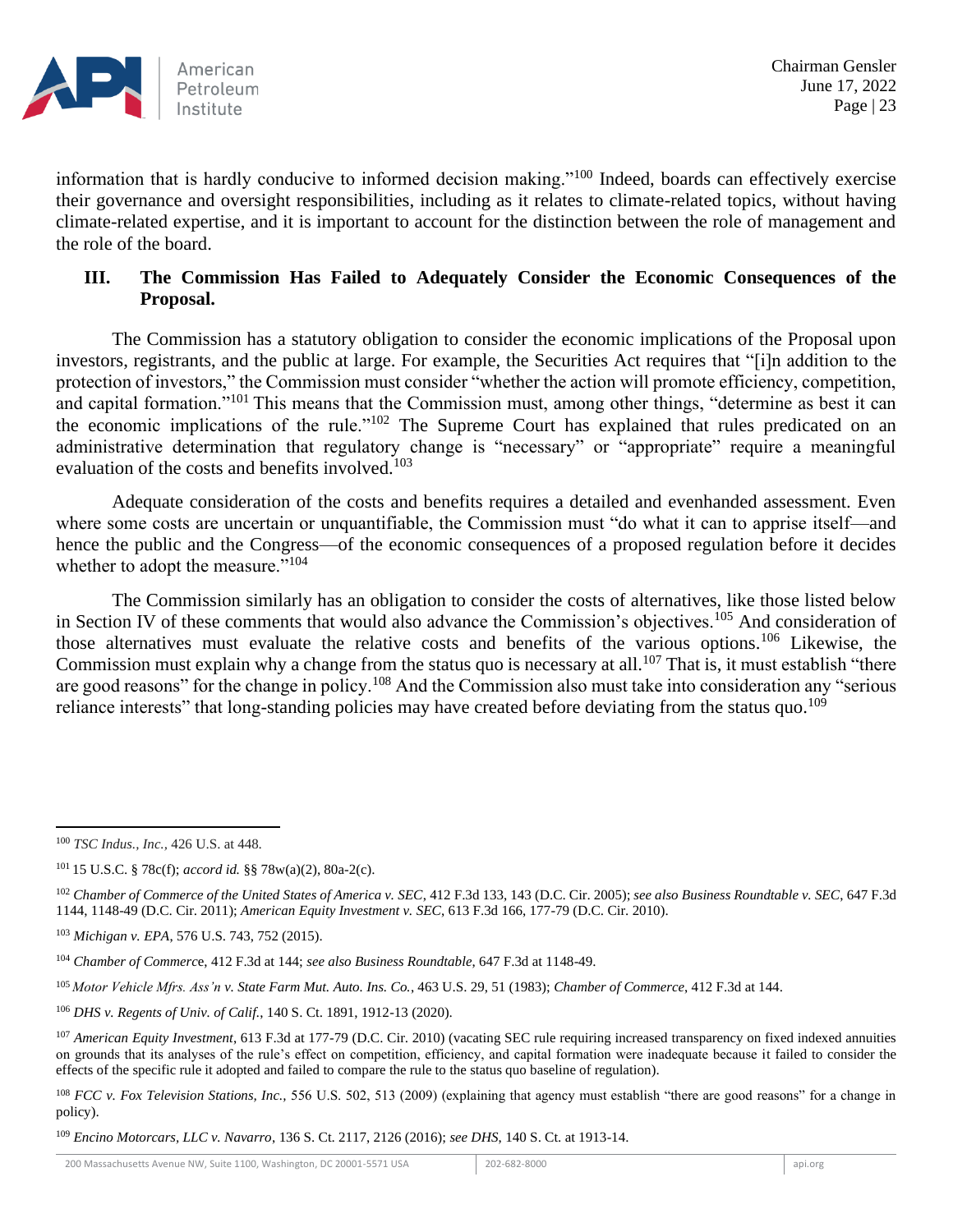information that is hardly conducive to informed decision making."[100] Indeed, boards can effectively exercise their governance and oversight responsibilities, including as it relates to climate-related topics, without having climate-related expertise, and it is important to account for the distinction between the role of management and the role of the board.

## III. The Commission Has Failed to Adequately Consider the Economic Consequences of the Proposal.

The Commission has a statutory obligation to consider the economic implications of the Proposal upon investors, registrants, and the public at large. For example, the Securities Act requires that "[i]n addition to the protection of investors," the Commission must consider "whether the action will promote efficiency, competition, and capital formation."[101] This means that the Commission must, among other things, "determine as best it can the economic implications of the rule."[102] The Supreme Court has explained that rules predicated on an administrative determination that regulatory change is "necessary" or "appropriate" require a meaningful evaluation of the costs and benefits involved.[103]

Adequate consideration of the costs and benefits requires a detailed and evenhanded assessment. Even where some costs are uncertain or unquantifiable, the Commission must "do what it can to apprise itself—and hence the public and the Congress—of the economic consequences of a proposed regulation before it decides whether to adopt the measure."[104]

The Commission similarly has an obligation to consider the costs of alternatives, like those listed below in Section IV of these comments that would also advance the Commission's objectives.[105] And consideration of those alternatives must evaluate the relative costs and benefits of the various options.[106] Likewise, the Commission must explain why a change from the status quo is necessary at all.[107] That is, it must establish "there are good reasons" for the change in policy.[108] And the Commission also must take into consideration any "serious reliance interests" that long-standing policies may have created before deviating from the status quo.[109]

---

[100] *TSC Indus., Inc.*, 426 U.S. at 448.

[101] 15 U.S.C. § 78c(f); *accord id.* §§ 78w(a)(2), 80a-2(c).

[102] *Chamber of Commerce of the United States of America v. SEC*, 412 F.3d 133, 143 (D.C. Cir. 2005); *see also Business Roundtable v. SEC*, 647 F.3d 1144, 1148-49 (D.C. Cir. 2011); *American Equity Investment v. SEC*, 613 F.3d 166, 177-79 (D.C. Cir. 2010).

[103] *Michigan v. EPA*, 576 U.S. 743, 752 (2015).

[104] *Chamber of Commerce*, 412 F.3d at 144; *see also Business Roundtable*, 647 F.3d at 1148-49.

[105] *Motor Vehicle Mfrs. Ass'n v. State Farm Mut. Auto. Ins. Co.*, 463 U.S. 29, 51 (1983); *Chamber of Commerce*, 412 F.3d at 144.

[106] *DHS v. Regents of Univ. of Calif.*, 140 S. Ct. 1891, 1912-13 (2020).

[107] *American Equity Investment*, 613 F.3d at 177-79 (D.C. Cir. 2010) (vacating SEC rule requiring increased transparency on fixed indexed annuities on grounds that its analyses of the rule's effect on competition, efficiency, and capital formation were inadequate because it failed to consider the effects of the specific rule it adopted and failed to compare the rule to the status quo baseline of regulation).

[108] *FCC v. Fox Television Stations, Inc.*, 556 U.S. 502, 513 (2009) (explaining that agency must establish "there are good reasons" for a change in policy).

[109] *Encino Motorcars, LLC v. Navarro*, 136 S. Ct. 2117, 2126 (2016); *see DHS*, 140 S. Ct. at 1913-14.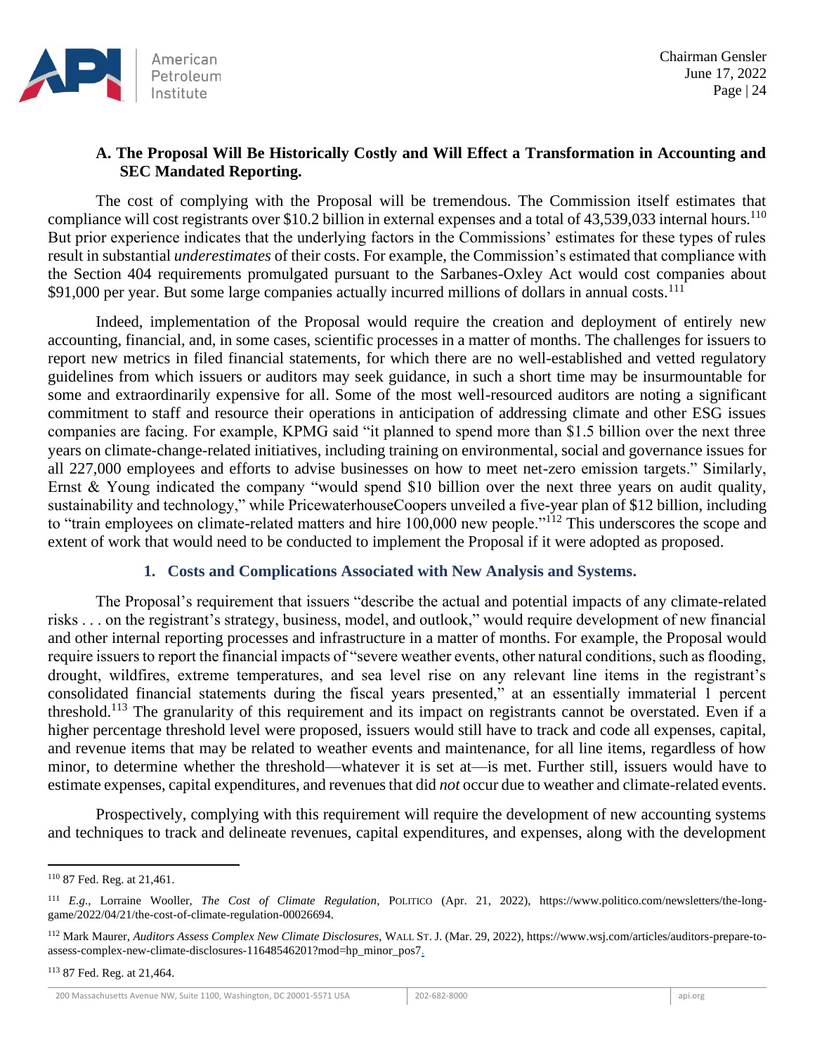### A. The Proposal Will Be Historically Costly and Will Effect a Transformation in Accounting and SEC Mandated Reporting.

The cost of complying with the Proposal will be tremendous. The Commission itself estimates that compliance will cost registrants over $10.2 billion in external expenses and a total of 43,539,033 internal hours.[110] But prior experience indicates that the underlying factors in the Commissions' estimates for these types of rules result in substantial *underestimates* of their costs. For example, the Commission's estimated that compliance with the Section 404 requirements promulgated pursuant to the Sarbanes-Oxley Act would cost companies about $91,000 per year. But some large companies actually incurred millions of dollars in annual costs.[111]

Indeed, implementation of the Proposal would require the creation and deployment of entirely new accounting, financial, and, in some cases, scientific processes in a matter of months. The challenges for issuers to report new metrics in filed financial statements, for which there are no well-established and vetted regulatory guidelines from which issuers or auditors may seek guidance, in such a short time may be insurmountable for some and extraordinarily expensive for all. Some of the most well-resourced auditors are noting a significant commitment to staff and resource their operations in anticipation of addressing climate and other ESG issues companies are facing. For example, KPMG said "it planned to spend more than $1.5 billion over the next three years on climate-change-related initiatives, including training on environmental, social and governance issues for all 227,000 employees and efforts to advise businesses on how to meet net-zero emission targets." Similarly, Ernst & Young indicated the company "would spend $10 billion over the next three years on audit quality, sustainability and technology," while PricewaterhouseCoopers unveiled a five-year plan of $12 billion, including to "train employees on climate-related matters and hire 100,000 new people."[112] This underscores the scope and extent of work that would need to be conducted to implement the Proposal if it were adopted as proposed.

#### 1. Costs and Complications Associated with New Analysis and Systems.

The Proposal's requirement that issuers "describe the actual and potential impacts of any climate-related risks . . . on the registrant's strategy, business, model, and outlook," would require development of new financial and other internal reporting processes and infrastructure in a matter of months. For example, the Proposal would require issuers to report the financial impacts of "severe weather events, other natural conditions, such as flooding, drought, wildfires, extreme temperatures, and sea level rise on any relevant line items in the registrant's consolidated financial statements during the fiscal years presented," at an essentially immaterial 1 percent threshold.[113] The granularity of this requirement and its impact on registrants cannot be overstated. Even if a higher percentage threshold level were proposed, issuers would still have to track and code all expenses, capital, and revenue items that may be related to weather events and maintenance, for all line items, regardless of how minor, to determine whether the threshold—whatever it is set at—is met. Further still, issuers would have to estimate expenses, capital expenditures, and revenues that did *not* occur due to weather and climate-related events.

Prospectively, complying with this requirement will require the development of new accounting systems and techniques to track and delineate revenues, capital expenditures, and expenses, along with the development

---

[110] 87 Fed. Reg. at 21,461.

[111] *E.g.*, Lorraine Wooller, *The Cost of Climate Regulation*, POLITICO (Apr. 21, 2022), https://www.politico.com/newsletters/the-long-game/2022/04/21/the-cost-of-climate-regulation-00026694.

[112] Mark Maurer, *Auditors Assess Complex New Climate Disclosures*, WALL ST. J. (Mar. 29, 2022), https://www.wsj.com/articles/auditors-prepare-to-assess-complex-new-climate-disclosures-11648546201?mod=hp_minor_pos7.

[113] 87 Fed. Reg. at 21,464.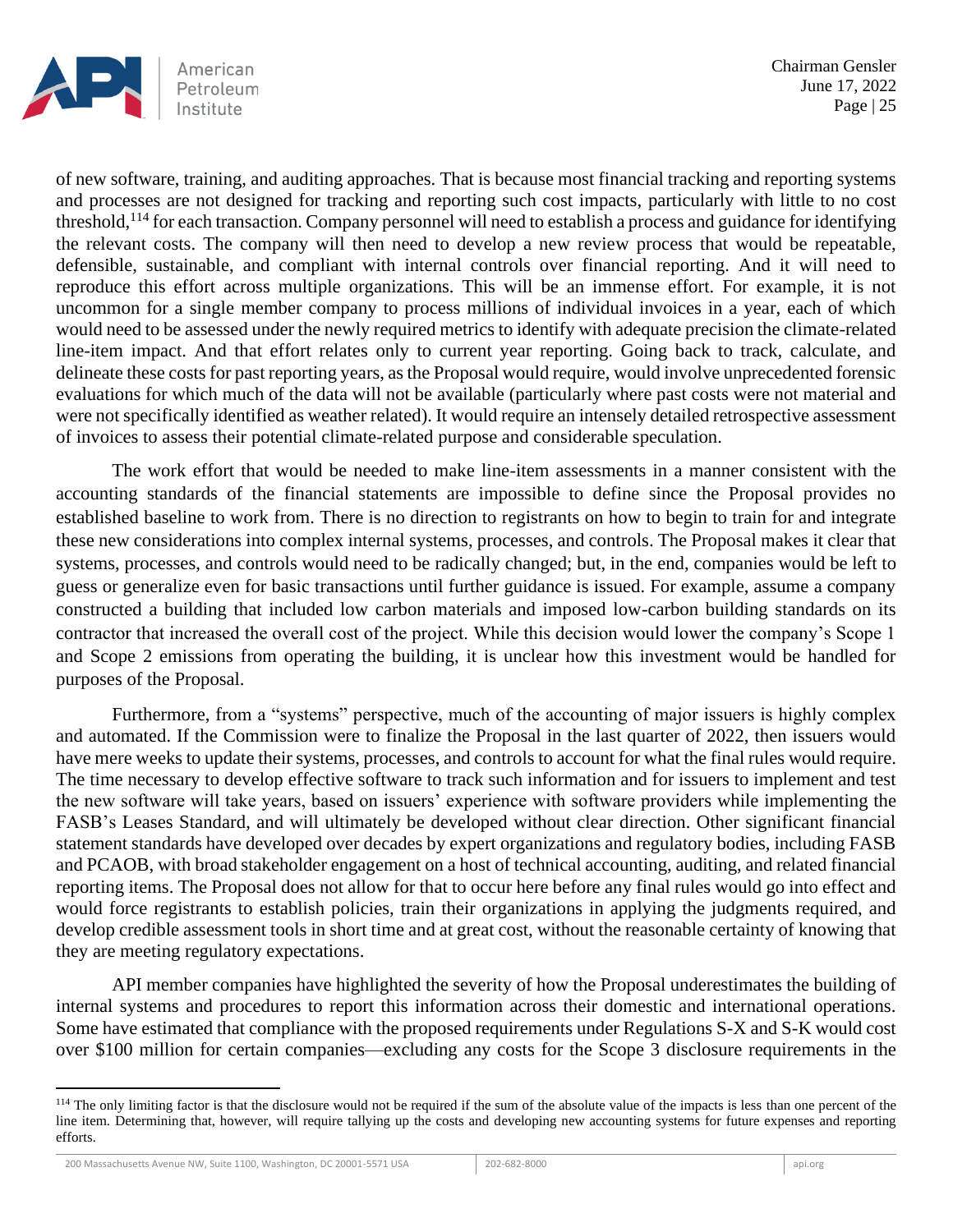of new software, training, and auditing approaches. That is because most financial tracking and reporting systems and processes are not designed for tracking and reporting such cost impacts, particularly with little to no cost threshold,[114] for each transaction. Company personnel will need to establish a process and guidance for identifying the relevant costs. The company will then need to develop a new review process that would be repeatable, defensible, sustainable, and compliant with internal controls over financial reporting. And it will need to reproduce this effort across multiple organizations. This will be an immense effort. For example, it is not uncommon for a single member company to process millions of individual invoices in a year, each of which would need to be assessed under the newly required metrics to identify with adequate precision the climate-related line-item impact. And that effort relates only to current year reporting. Going back to track, calculate, and delineate these costs for past reporting years, as the Proposal would require, would involve unprecedented forensic evaluations for which much of the data will not be available (particularly where past costs were not material and were not specifically identified as weather related). It would require an intensely detailed retrospective assessment of invoices to assess their potential climate-related purpose and considerable speculation.

The work effort that would be needed to make line-item assessments in a manner consistent with the accounting standards of the financial statements are impossible to define since the Proposal provides no established baseline to work from. There is no direction to registrants on how to begin to train for and integrate these new considerations into complex internal systems, processes, and controls. The Proposal makes it clear that systems, processes, and controls would need to be radically changed; but, in the end, companies would be left to guess or generalize even for basic transactions until further guidance is issued. For example, assume a company constructed a building that included low carbon materials and imposed low-carbon building standards on its contractor that increased the overall cost of the project. While this decision would lower the company's Scope 1 and Scope 2 emissions from operating the building, it is unclear how this investment would be handled for purposes of the Proposal.

Furthermore, from a "systems" perspective, much of the accounting of major issuers is highly complex and automated. If the Commission were to finalize the Proposal in the last quarter of 2022, then issuers would have mere weeks to update their systems, processes, and controls to account for what the final rules would require. The time necessary to develop effective software to track such information and for issuers to implement and test the new software will take years, based on issuers' experience with software providers while implementing the FASB's Leases Standard, and will ultimately be developed without clear direction. Other significant financial statement standards have developed over decades by expert organizations and regulatory bodies, including FASB and PCAOB, with broad stakeholder engagement on a host of technical accounting, auditing, and related financial reporting items. The Proposal does not allow for that to occur here before any final rules would go into effect and would force registrants to establish policies, train their organizations in applying the judgments required, and develop credible assessment tools in short time and at great cost, without the reasonable certainty of knowing that they are meeting regulatory expectations.

API member companies have highlighted the severity of how the Proposal underestimates the building of internal systems and procedures to report this information across their domestic and international operations. Some have estimated that compliance with the proposed requirements under Regulations S-X and S-K would cost over \$100 million for certain companies—excluding any costs for the Scope 3 disclosure requirements in the

---

[114] The only limiting factor is that the disclosure would not be required if the sum of the absolute value of the impacts is less than one percent of the line item. Determining that, however, will require tallying up the costs and developing new accounting systems for future expenses and reporting efforts.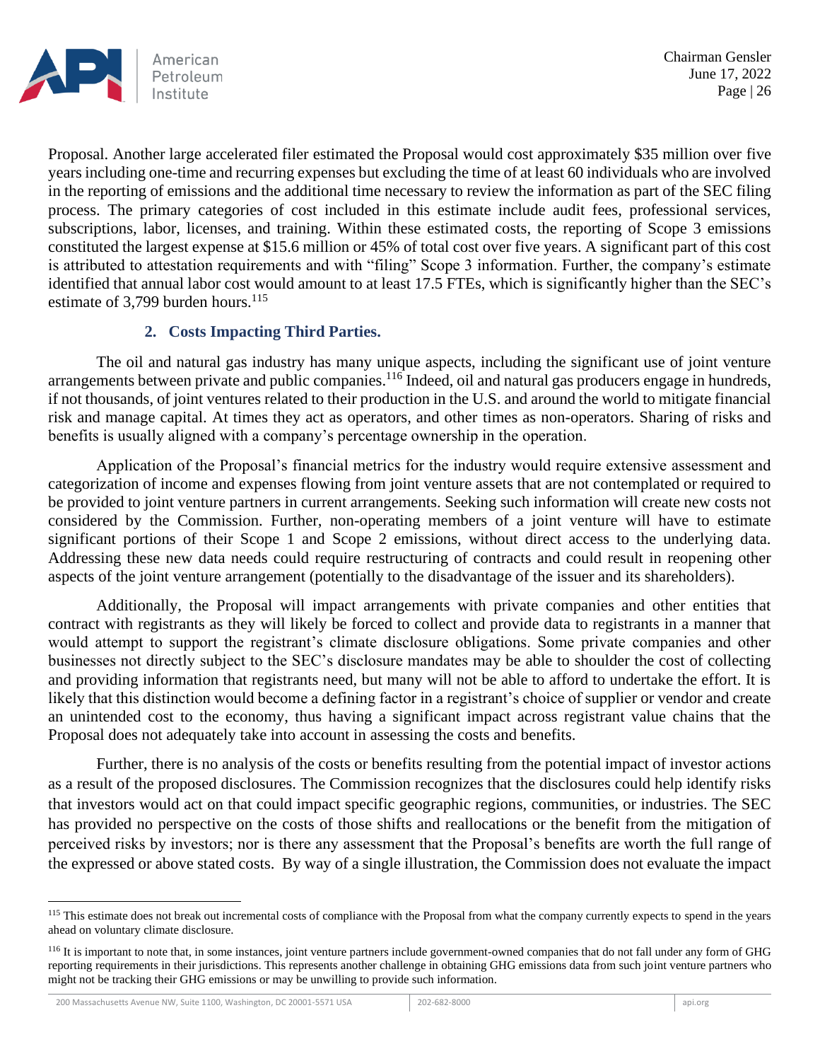Proposal. Another large accelerated filer estimated the Proposal would cost approximately $35 million over five years including one-time and recurring expenses but excluding the time of at least 60 individuals who are involved in the reporting of emissions and the additional time necessary to review the information as part of the SEC filing process. The primary categories of cost included in this estimate include audit fees, professional services, subscriptions, labor, licenses, and training. Within these estimated costs, the reporting of Scope 3 emissions constituted the largest expense at $15.6 million or 45% of total cost over five years. A significant part of this cost is attributed to attestation requirements and with "filing" Scope 3 information. Further, the company's estimate identified that annual labor cost would amount to at least 17.5 FTEs, which is significantly higher than the SEC's estimate of 3,799 burden hours.[115]

### 2. Costs Impacting Third Parties.

The oil and natural gas industry has many unique aspects, including the significant use of joint venture arrangements between private and public companies.[116] Indeed, oil and natural gas producers engage in hundreds, if not thousands, of joint ventures related to their production in the U.S. and around the world to mitigate financial risk and manage capital. At times they act as operators, and other times as non-operators. Sharing of risks and benefits is usually aligned with a company's percentage ownership in the operation.

Application of the Proposal's financial metrics for the industry would require extensive assessment and categorization of income and expenses flowing from joint venture assets that are not contemplated or required to be provided to joint venture partners in current arrangements. Seeking such information will create new costs not considered by the Commission. Further, non-operating members of a joint venture will have to estimate significant portions of their Scope 1 and Scope 2 emissions, without direct access to the underlying data. Addressing these new data needs could require restructuring of contracts and could result in reopening other aspects of the joint venture arrangement (potentially to the disadvantage of the issuer and its shareholders).

Additionally, the Proposal will impact arrangements with private companies and other entities that contract with registrants as they will likely be forced to collect and provide data to registrants in a manner that would attempt to support the registrant's climate disclosure obligations. Some private companies and other businesses not directly subject to the SEC's disclosure mandates may be able to shoulder the cost of collecting and providing information that registrants need, but many will not be able to afford to undertake the effort. It is likely that this distinction would become a defining factor in a registrant's choice of supplier or vendor and create an unintended cost to the economy, thus having a significant impact across registrant value chains that the Proposal does not adequately take into account in assessing the costs and benefits.

Further, there is no analysis of the costs or benefits resulting from the potential impact of investor actions as a result of the proposed disclosures. The Commission recognizes that the disclosures could help identify risks that investors would act on that could impact specific geographic regions, communities, or industries. The SEC has provided no perspective on the costs of those shifts and reallocations or the benefit from the mitigation of perceived risks by investors; nor is there any assessment that the Proposal's benefits are worth the full range of the expressed or above stated costs. By way of a single illustration, the Commission does not evaluate the impact

---

[115] This estimate does not break out incremental costs of compliance with the Proposal from what the company currently expects to spend in the years ahead on voluntary climate disclosure.

[116] It is important to note that, in some instances, joint venture partners include government-owned companies that do not fall under any form of GHG reporting requirements in their jurisdictions. This represents another challenge in obtaining GHG emissions data from such joint venture partners who might not be tracking their GHG emissions or may be unwilling to provide such information.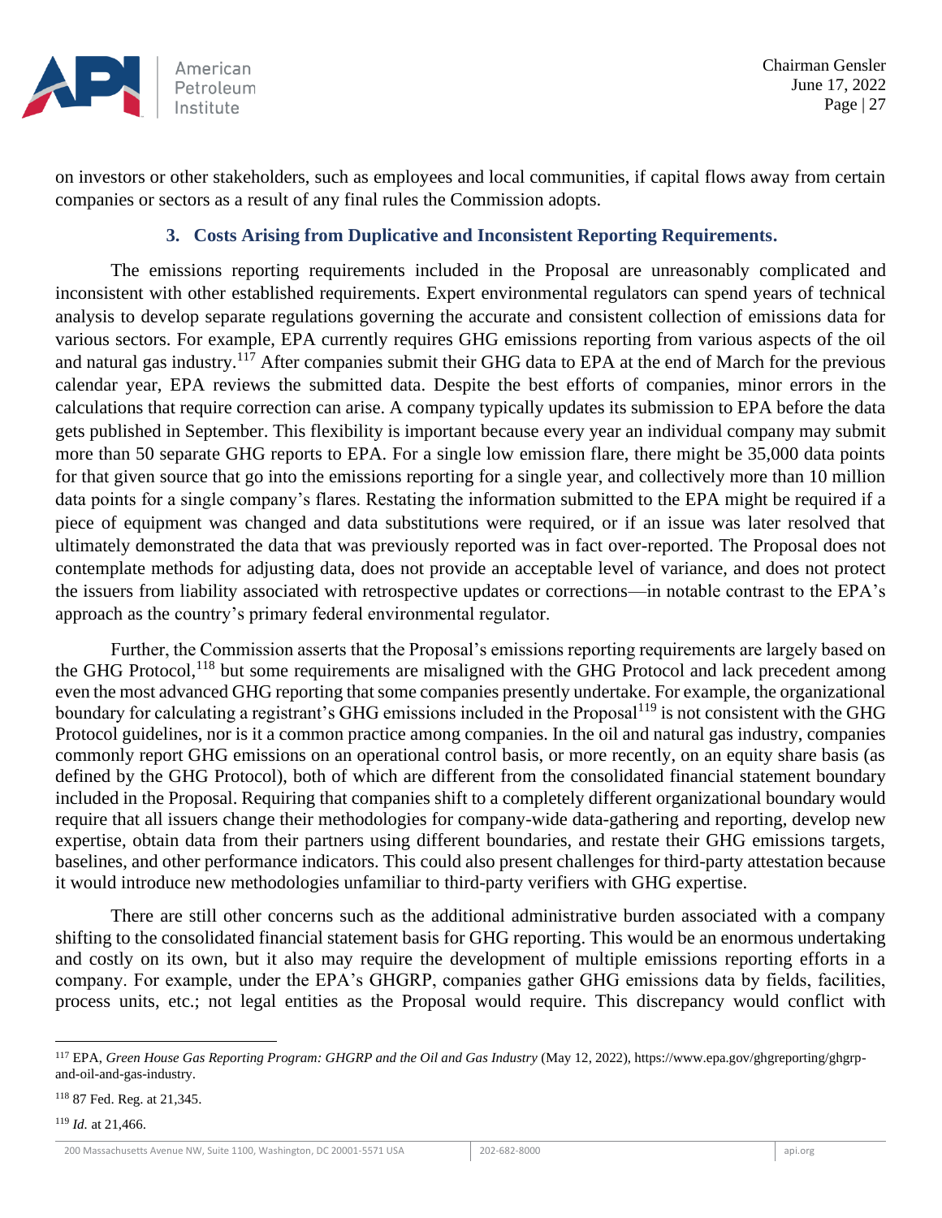on investors or other stakeholders, such as employees and local communities, if capital flows away from certain companies or sectors as a result of any final rules the Commission adopts.

### 3. Costs Arising from Duplicative and Inconsistent Reporting Requirements.

The emissions reporting requirements included in the Proposal are unreasonably complicated and inconsistent with other established requirements. Expert environmental regulators can spend years of technical analysis to develop separate regulations governing the accurate and consistent collection of emissions data for various sectors. For example, EPA currently requires GHG emissions reporting from various aspects of the oil and natural gas industry.[117] After companies submit their GHG data to EPA at the end of March for the previous calendar year, EPA reviews the submitted data. Despite the best efforts of companies, minor errors in the calculations that require correction can arise. A company typically updates its submission to EPA before the data gets published in September. This flexibility is important because every year an individual company may submit more than 50 separate GHG reports to EPA. For a single low emission flare, there might be 35,000 data points for that given source that go into the emissions reporting for a single year, and collectively more than 10 million data points for a single company's flares. Restating the information submitted to the EPA might be required if a piece of equipment was changed and data substitutions were required, or if an issue was later resolved that ultimately demonstrated the data that was previously reported was in fact over-reported. The Proposal does not contemplate methods for adjusting data, does not provide an acceptable level of variance, and does not protect the issuers from liability associated with retrospective updates or corrections—in notable contrast to the EPA's approach as the country's primary federal environmental regulator.

Further, the Commission asserts that the Proposal's emissions reporting requirements are largely based on the GHG Protocol,[118] but some requirements are misaligned with the GHG Protocol and lack precedent among even the most advanced GHG reporting that some companies presently undertake. For example, the organizational boundary for calculating a registrant's GHG emissions included in the Proposal[119] is not consistent with the GHG Protocol guidelines, nor is it a common practice among companies. In the oil and natural gas industry, companies commonly report GHG emissions on an operational control basis, or more recently, on an equity share basis (as defined by the GHG Protocol), both of which are different from the consolidated financial statement boundary included in the Proposal. Requiring that companies shift to a completely different organizational boundary would require that all issuers change their methodologies for company-wide data-gathering and reporting, develop new expertise, obtain data from their partners using different boundaries, and restate their GHG emissions targets, baselines, and other performance indicators. This could also present challenges for third-party attestation because it would introduce new methodologies unfamiliar to third-party verifiers with GHG expertise.

There are still other concerns such as the additional administrative burden associated with a company shifting to the consolidated financial statement basis for GHG reporting. This would be an enormous undertaking and costly on its own, but it also may require the development of multiple emissions reporting efforts in a company. For example, under the EPA's GHGRP, companies gather GHG emissions data by fields, facilities, process units, etc.; not legal entities as the Proposal would require. This discrepancy would conflict with

---

[117] EPA, *Green House Gas Reporting Program: GHGRP and the Oil and Gas Industry* (May 12, 2022), https://www.epa.gov/ghgreporting/ghgrp-and-oil-and-gas-industry.

[118] 87 Fed. Reg. at 21,345.

[119] *Id.* at 21,466.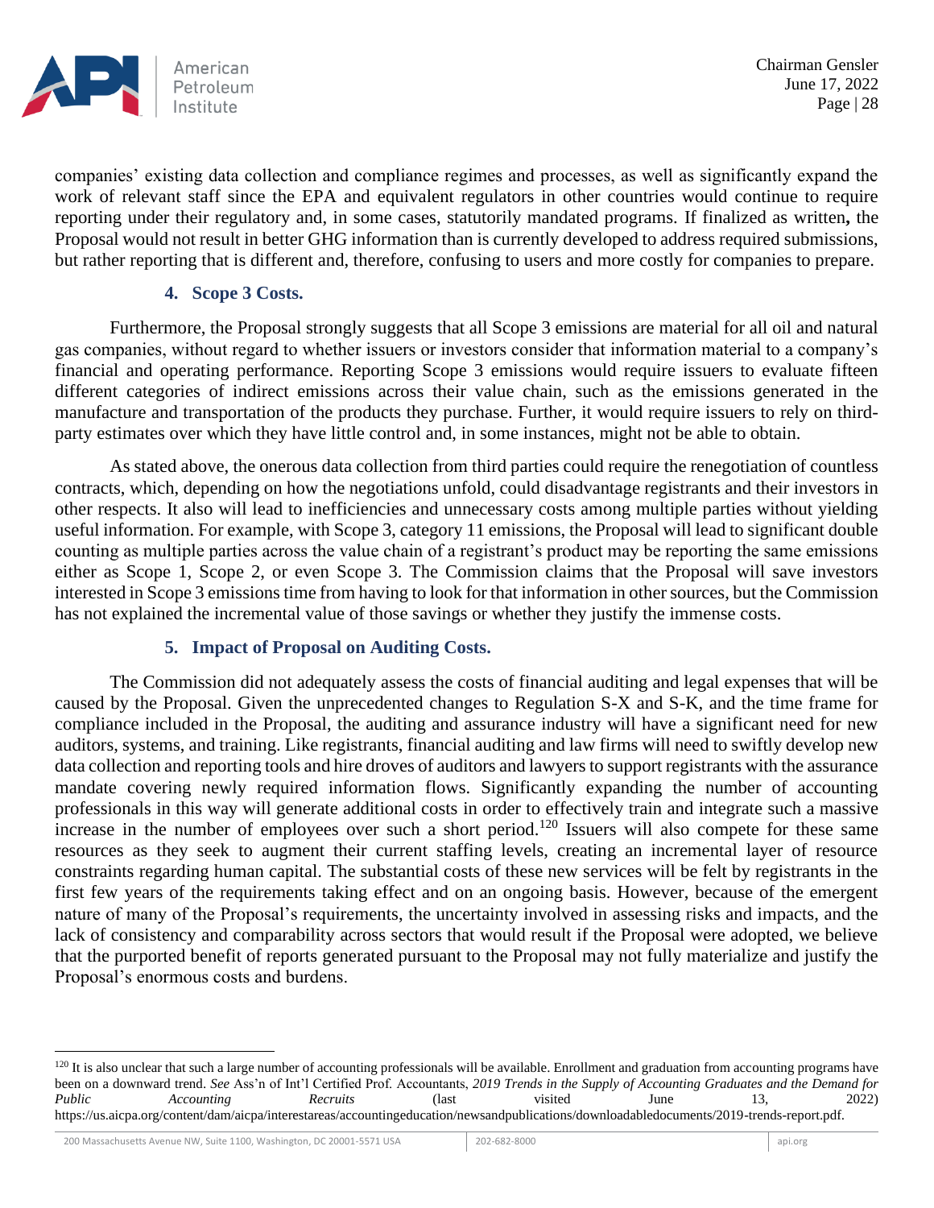companies' existing data collection and compliance regimes and processes, as well as significantly expand the work of relevant staff since the EPA and equivalent regulators in other countries would continue to require reporting under their regulatory and, in some cases, statutorily mandated programs. If finalized as written**,** the Proposal would not result in better GHG information than is currently developed to address required submissions, but rather reporting that is different and, therefore, confusing to users and more costly for companies to prepare.

### 4. Scope 3 Costs.

Furthermore, the Proposal strongly suggests that all Scope 3 emissions are material for all oil and natural gas companies, without regard to whether issuers or investors consider that information material to a company's financial and operating performance. Reporting Scope 3 emissions would require issuers to evaluate fifteen different categories of indirect emissions across their value chain, such as the emissions generated in the manufacture and transportation of the products they purchase. Further, it would require issuers to rely on third-party estimates over which they have little control and, in some instances, might not be able to obtain.

As stated above, the onerous data collection from third parties could require the renegotiation of countless contracts, which, depending on how the negotiations unfold, could disadvantage registrants and their investors in other respects. It also will lead to inefficiencies and unnecessary costs among multiple parties without yielding useful information. For example, with Scope 3, category 11 emissions, the Proposal will lead to significant double counting as multiple parties across the value chain of a registrant's product may be reporting the same emissions either as Scope 1, Scope 2, or even Scope 3. The Commission claims that the Proposal will save investors interested in Scope 3 emissions time from having to look for that information in other sources, but the Commission has not explained the incremental value of those savings or whether they justify the immense costs.

### 5. Impact of Proposal on Auditing Costs.

The Commission did not adequately assess the costs of financial auditing and legal expenses that will be caused by the Proposal. Given the unprecedented changes to Regulation S-X and S-K, and the time frame for compliance included in the Proposal, the auditing and assurance industry will have a significant need for new auditors, systems, and training. Like registrants, financial auditing and law firms will need to swiftly develop new data collection and reporting tools and hire droves of auditors and lawyers to support registrants with the assurance mandate covering newly required information flows. Significantly expanding the number of accounting professionals in this way will generate additional costs in order to effectively train and integrate such a massive increase in the number of employees over such a short period.[120] Issuers will also compete for these same resources as they seek to augment their current staffing levels, creating an incremental layer of resource constraints regarding human capital. The substantial costs of these new services will be felt by registrants in the first few years of the requirements taking effect and on an ongoing basis. However, because of the emergent nature of many of the Proposal's requirements, the uncertainty involved in assessing risks and impacts, and the lack of consistency and comparability across sectors that would result if the Proposal were adopted, we believe that the purported benefit of reports generated pursuant to the Proposal may not fully materialize and justify the Proposal's enormous costs and burdens.

---

[120] It is also unclear that such a large number of accounting professionals will be available. Enrollment and graduation from accounting programs have been on a downward trend. *See* Ass'n of Int'l Certified Prof. Accountants, *2019 Trends in the Supply of Accounting Graduates and the Demand for Public Accounting Recruits* (last visited June 13, 2022) https://us.aicpa.org/content/dam/aicpa/interestareas/accountingeducation/newsandpublications/downloadabledocuments/2019-trends-report.pdf.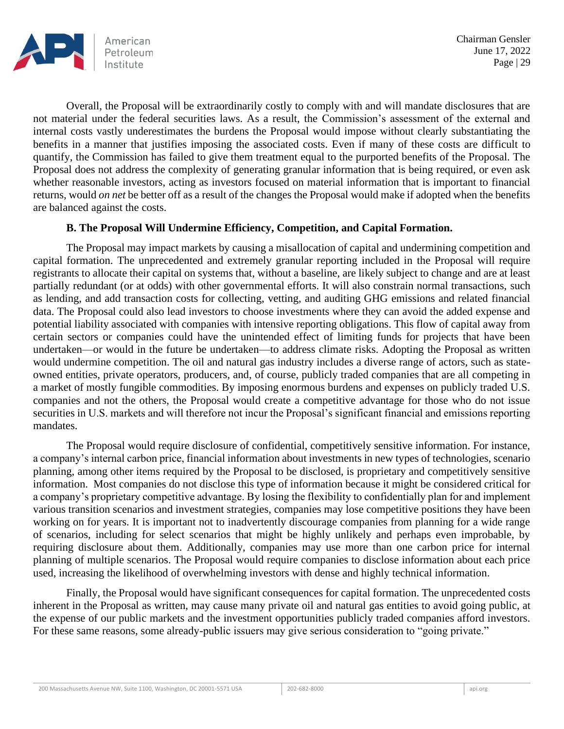Overall, the Proposal will be extraordinarily costly to comply with and will mandate disclosures that are not material under the federal securities laws. As a result, the Commission's assessment of the external and internal costs vastly underestimates the burdens the Proposal would impose without clearly substantiating the benefits in a manner that justifies imposing the associated costs. Even if many of these costs are difficult to quantify, the Commission has failed to give them treatment equal to the purported benefits of the Proposal. The Proposal does not address the complexity of generating granular information that is being required, or even ask whether reasonable investors, acting as investors focused on material information that is important to financial returns, would *on net* be better off as a result of the changes the Proposal would make if adopted when the benefits are balanced against the costs.

### B. The Proposal Will Undermine Efficiency, Competition, and Capital Formation.

The Proposal may impact markets by causing a misallocation of capital and undermining competition and capital formation. The unprecedented and extremely granular reporting included in the Proposal will require registrants to allocate their capital on systems that, without a baseline, are likely subject to change and are at least partially redundant (or at odds) with other governmental efforts. It will also constrain normal transactions, such as lending, and add transaction costs for collecting, vetting, and auditing GHG emissions and related financial data. The Proposal could also lead investors to choose investments where they can avoid the added expense and potential liability associated with companies with intensive reporting obligations. This flow of capital away from certain sectors or companies could have the unintended effect of limiting funds for projects that have been undertaken—or would in the future be undertaken—to address climate risks. Adopting the Proposal as written would undermine competition. The oil and natural gas industry includes a diverse range of actors, such as state-owned entities, private operators, producers, and, of course, publicly traded companies that are all competing in a market of mostly fungible commodities. By imposing enormous burdens and expenses on publicly traded U.S. companies and not the others, the Proposal would create a competitive advantage for those who do not issue securities in U.S. markets and will therefore not incur the Proposal's significant financial and emissions reporting mandates.

The Proposal would require disclosure of confidential, competitively sensitive information. For instance, a company's internal carbon price, financial information about investments in new types of technologies, scenario planning, among other items required by the Proposal to be disclosed, is proprietary and competitively sensitive information. Most companies do not disclose this type of information because it might be considered critical for a company's proprietary competitive advantage. By losing the flexibility to confidentially plan for and implement various transition scenarios and investment strategies, companies may lose competitive positions they have been working on for years. It is important not to inadvertently discourage companies from planning for a wide range of scenarios, including for select scenarios that might be highly unlikely and perhaps even improbable, by requiring disclosure about them. Additionally, companies may use more than one carbon price for internal planning of multiple scenarios. The Proposal would require companies to disclose information about each price used, increasing the likelihood of overwhelming investors with dense and highly technical information.

Finally, the Proposal would have significant consequences for capital formation. The unprecedented costs inherent in the Proposal as written, may cause many private oil and natural gas entities to avoid going public, at the expense of our public markets and the investment opportunities publicly traded companies afford investors. For these same reasons, some already-public issuers may give serious consideration to "going private."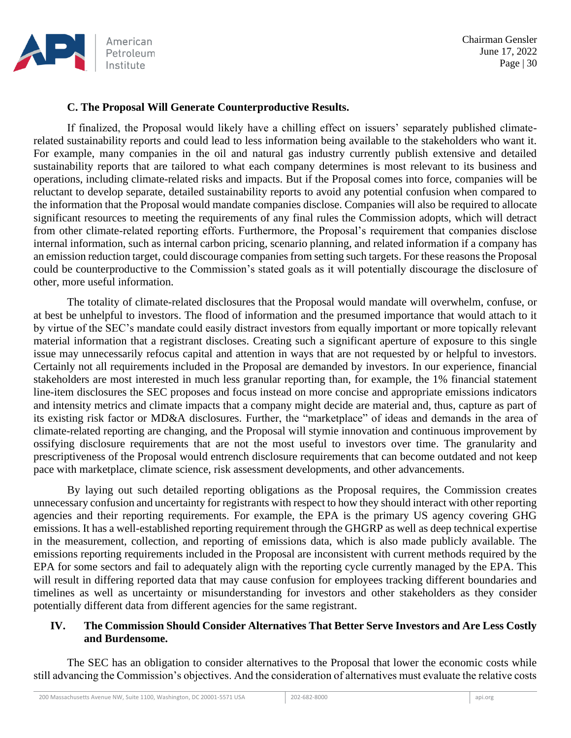### C. The Proposal Will Generate Counterproductive Results.

If finalized, the Proposal would likely have a chilling effect on issuers' separately published climate-related sustainability reports and could lead to less information being available to the stakeholders who want it. For example, many companies in the oil and natural gas industry currently publish extensive and detailed sustainability reports that are tailored to what each company determines is most relevant to its business and operations, including climate-related risks and impacts. But if the Proposal comes into force, companies will be reluctant to develop separate, detailed sustainability reports to avoid any potential confusion when compared to the information that the Proposal would mandate companies disclose. Companies will also be required to allocate significant resources to meeting the requirements of any final rules the Commission adopts, which will detract from other climate-related reporting efforts. Furthermore, the Proposal's requirement that companies disclose internal information, such as internal carbon pricing, scenario planning, and related information if a company has an emission reduction target, could discourage companies from setting such targets. For these reasons the Proposal could be counterproductive to the Commission's stated goals as it will potentially discourage the disclosure of other, more useful information.

The totality of climate-related disclosures that the Proposal would mandate will overwhelm, confuse, or at best be unhelpful to investors. The flood of information and the presumed importance that would attach to it by virtue of the SEC's mandate could easily distract investors from equally important or more topically relevant material information that a registrant discloses. Creating such a significant aperture of exposure to this single issue may unnecessarily refocus capital and attention in ways that are not requested by or helpful to investors. Certainly not all requirements included in the Proposal are demanded by investors. In our experience, financial stakeholders are most interested in much less granular reporting than, for example, the 1% financial statement line-item disclosures the SEC proposes and focus instead on more concise and appropriate emissions indicators and intensity metrics and climate impacts that a company might decide are material and, thus, capture as part of its existing risk factor or MD&A disclosures. Further, the "marketplace" of ideas and demands in the area of climate-related reporting are changing, and the Proposal will stymie innovation and continuous improvement by ossifying disclosure requirements that are not the most useful to investors over time. The granularity and prescriptiveness of the Proposal would entrench disclosure requirements that can become outdated and not keep pace with marketplace, climate science, risk assessment developments, and other advancements.

By laying out such detailed reporting obligations as the Proposal requires, the Commission creates unnecessary confusion and uncertainty for registrants with respect to how they should interact with other reporting agencies and their reporting requirements. For example, the EPA is the primary US agency covering GHG emissions. It has a well-established reporting requirement through the GHGRP as well as deep technical expertise in the measurement, collection, and reporting of emissions data, which is also made publicly available. The emissions reporting requirements included in the Proposal are inconsistent with current methods required by the EPA for some sectors and fail to adequately align with the reporting cycle currently managed by the EPA. This will result in differing reported data that may cause confusion for employees tracking different boundaries and timelines as well as uncertainty or misunderstanding for investors and other stakeholders as they consider potentially different data from different agencies for the same registrant.

## IV. The Commission Should Consider Alternatives That Better Serve Investors and Are Less Costly and Burdensome.

The SEC has an obligation to consider alternatives to the Proposal that lower the economic costs while still advancing the Commission's objectives. And the consideration of alternatives must evaluate the relative costs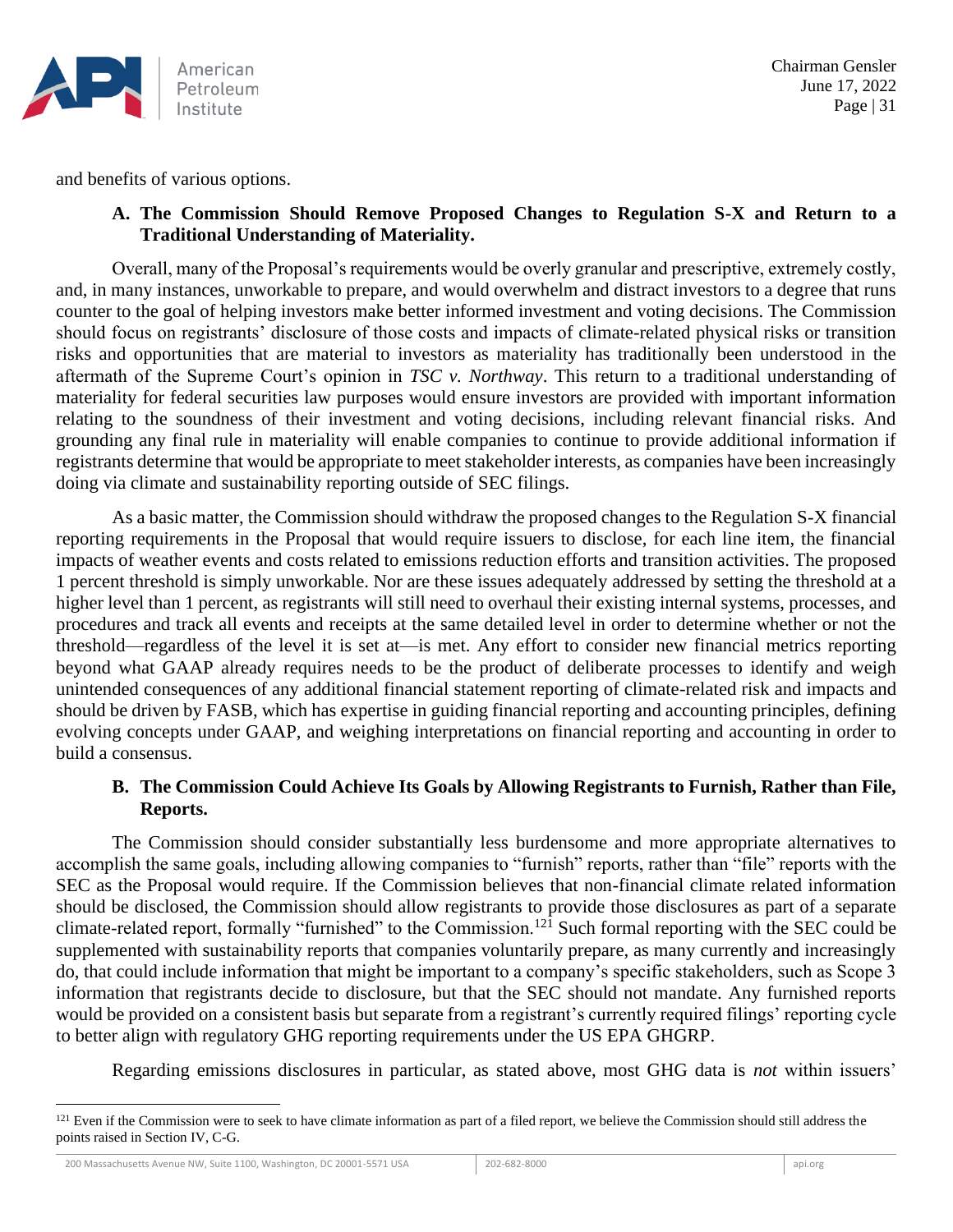and benefits of various options.

### A. The Commission Should Remove Proposed Changes to Regulation S-X and Return to a Traditional Understanding of Materiality.

Overall, many of the Proposal's requirements would be overly granular and prescriptive, extremely costly, and, in many instances, unworkable to prepare, and would overwhelm and distract investors to a degree that runs counter to the goal of helping investors make better informed investment and voting decisions. The Commission should focus on registrants' disclosure of those costs and impacts of climate-related physical risks or transition risks and opportunities that are material to investors as materiality has traditionally been understood in the aftermath of the Supreme Court's opinion in *TSC v. Northway*. This return to a traditional understanding of materiality for federal securities law purposes would ensure investors are provided with important information relating to the soundness of their investment and voting decisions, including relevant financial risks. And grounding any final rule in materiality will enable companies to continue to provide additional information if registrants determine that would be appropriate to meet stakeholder interests, as companies have been increasingly doing via climate and sustainability reporting outside of SEC filings.

As a basic matter, the Commission should withdraw the proposed changes to the Regulation S-X financial reporting requirements in the Proposal that would require issuers to disclose, for each line item, the financial impacts of weather events and costs related to emissions reduction efforts and transition activities. The proposed 1 percent threshold is simply unworkable. Nor are these issues adequately addressed by setting the threshold at a higher level than 1 percent, as registrants will still need to overhaul their existing internal systems, processes, and procedures and track all events and receipts at the same detailed level in order to determine whether or not the threshold—regardless of the level it is set at—is met. Any effort to consider new financial metrics reporting beyond what GAAP already requires needs to be the product of deliberate processes to identify and weigh unintended consequences of any additional financial statement reporting of climate-related risk and impacts and should be driven by FASB, which has expertise in guiding financial reporting and accounting principles, defining evolving concepts under GAAP, and weighing interpretations on financial reporting and accounting in order to build a consensus.

### B. The Commission Could Achieve Its Goals by Allowing Registrants to Furnish, Rather than File, Reports.

The Commission should consider substantially less burdensome and more appropriate alternatives to accomplish the same goals, including allowing companies to "furnish" reports, rather than "file" reports with the SEC as the Proposal would require. If the Commission believes that non-financial climate related information should be disclosed, the Commission should allow registrants to provide those disclosures as part of a separate climate-related report, formally "furnished" to the Commission.[121] Such formal reporting with the SEC could be supplemented with sustainability reports that companies voluntarily prepare, as many currently and increasingly do, that could include information that might be important to a company's specific stakeholders, such as Scope 3 information that registrants decide to disclosure, but that the SEC should not mandate. Any furnished reports would be provided on a consistent basis but separate from a registrant's currently required filings' reporting cycle to better align with regulatory GHG reporting requirements under the US EPA GHGRP.

Regarding emissions disclosures in particular, as stated above, most GHG data is *not* within issuers'

---

[121] Even if the Commission were to seek to have climate information as part of a filed report, we believe the Commission should still address the points raised in Section IV, C-G.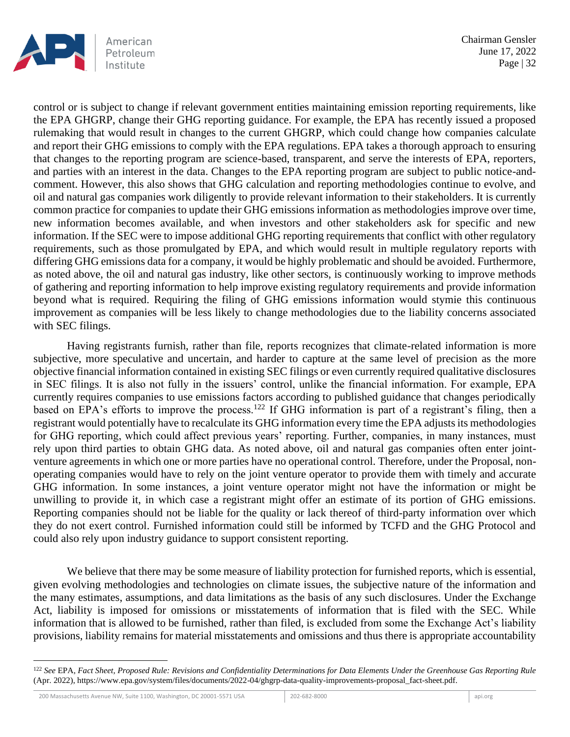control or is subject to change if relevant government entities maintaining emission reporting requirements, like the EPA GHGRP, change their GHG reporting guidance. For example, the EPA has recently issued a proposed rulemaking that would result in changes to the current GHGRP, which could change how companies calculate and report their GHG emissions to comply with the EPA regulations. EPA takes a thorough approach to ensuring that changes to the reporting program are science-based, transparent, and serve the interests of EPA, reporters, and parties with an interest in the data. Changes to the EPA reporting program are subject to public notice-and-comment. However, this also shows that GHG calculation and reporting methodologies continue to evolve, and oil and natural gas companies work diligently to provide relevant information to their stakeholders. It is currently common practice for companies to update their GHG emissions information as methodologies improve over time, new information becomes available, and when investors and other stakeholders ask for specific and new information. If the SEC were to impose additional GHG reporting requirements that conflict with other regulatory requirements, such as those promulgated by EPA, and which would result in multiple regulatory reports with differing GHG emissions data for a company, it would be highly problematic and should be avoided. Furthermore, as noted above, the oil and natural gas industry, like other sectors, is continuously working to improve methods of gathering and reporting information to help improve existing regulatory requirements and provide information beyond what is required. Requiring the filing of GHG emissions information would stymie this continuous improvement as companies will be less likely to change methodologies due to the liability concerns associated with SEC filings.

Having registrants furnish, rather than file, reports recognizes that climate-related information is more subjective, more speculative and uncertain, and harder to capture at the same level of precision as the more objective financial information contained in existing SEC filings or even currently required qualitative disclosures in SEC filings. It is also not fully in the issuers' control, unlike the financial information. For example, EPA currently requires companies to use emissions factors according to published guidance that changes periodically based on EPA's efforts to improve the process.[122] If GHG information is part of a registrant's filing, then a registrant would potentially have to recalculate its GHG information every time the EPA adjusts its methodologies for GHG reporting, which could affect previous years' reporting. Further, companies, in many instances, must rely upon third parties to obtain GHG data. As noted above, oil and natural gas companies often enter joint-venture agreements in which one or more parties have no operational control. Therefore, under the Proposal, non-operating companies would have to rely on the joint venture operator to provide them with timely and accurate GHG information. In some instances, a joint venture operator might not have the information or might be unwilling to provide it, in which case a registrant might offer an estimate of its portion of GHG emissions. Reporting companies should not be liable for the quality or lack thereof of third-party information over which they do not exert control. Furnished information could still be informed by TCFD and the GHG Protocol and could also rely upon industry guidance to support consistent reporting.

We believe that there may be some measure of liability protection for furnished reports, which is essential, given evolving methodologies and technologies on climate issues, the subjective nature of the information and the many estimates, assumptions, and data limitations as the basis of any such disclosures. Under the Exchange Act, liability is imposed for omissions or misstatements of information that is filed with the SEC. While information that is allowed to be furnished, rather than filed, is excluded from some the Exchange Act's liability provisions, liability remains for material misstatements and omissions and thus there is appropriate accountability

---

[122] *See* EPA, *Fact Sheet, Proposed Rule: Revisions and Confidentiality Determinations for Data Elements Under the Greenhouse Gas Reporting Rule* (Apr. 2022), https://www.epa.gov/system/files/documents/2022-04/ghgrp-data-quality-improvements-proposal_fact-sheet.pdf.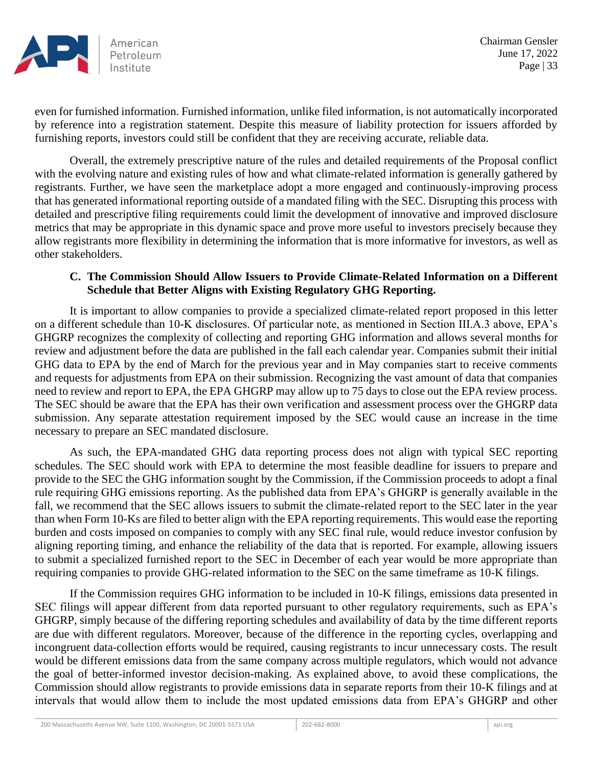even for furnished information. Furnished information, unlike filed information, is not automatically incorporated by reference into a registration statement. Despite this measure of liability protection for issuers afforded by furnishing reports, investors could still be confident that they are receiving accurate, reliable data.

Overall, the extremely prescriptive nature of the rules and detailed requirements of the Proposal conflict with the evolving nature and existing rules of how and what climate-related information is generally gathered by registrants. Further, we have seen the marketplace adopt a more engaged and continuously-improving process that has generated informational reporting outside of a mandated filing with the SEC. Disrupting this process with detailed and prescriptive filing requirements could limit the development of innovative and improved disclosure metrics that may be appropriate in this dynamic space and prove more useful to investors precisely because they allow registrants more flexibility in determining the information that is more informative for investors, as well as other stakeholders.

**C. The Commission Should Allow Issuers to Provide Climate-Related Information on a Different Schedule that Better Aligns with Existing Regulatory GHG Reporting.**

It is important to allow companies to provide a specialized climate-related report proposed in this letter on a different schedule than 10-K disclosures. Of particular note, as mentioned in Section III.A.3 above, EPA's GHGRP recognizes the complexity of collecting and reporting GHG information and allows several months for review and adjustment before the data are published in the fall each calendar year. Companies submit their initial GHG data to EPA by the end of March for the previous year and in May companies start to receive comments and requests for adjustments from EPA on their submission. Recognizing the vast amount of data that companies need to review and report to EPA, the EPA GHGRP may allow up to 75 days to close out the EPA review process. The SEC should be aware that the EPA has their own verification and assessment process over the GHGRP data submission. Any separate attestation requirement imposed by the SEC would cause an increase in the time necessary to prepare an SEC mandated disclosure.

As such, the EPA-mandated GHG data reporting process does not align with typical SEC reporting schedules. The SEC should work with EPA to determine the most feasible deadline for issuers to prepare and provide to the SEC the GHG information sought by the Commission, if the Commission proceeds to adopt a final rule requiring GHG emissions reporting. As the published data from EPA's GHGRP is generally available in the fall, we recommend that the SEC allows issuers to submit the climate-related report to the SEC later in the year than when Form 10-Ks are filed to better align with the EPA reporting requirements. This would ease the reporting burden and costs imposed on companies to comply with any SEC final rule, would reduce investor confusion by aligning reporting timing, and enhance the reliability of the data that is reported. For example, allowing issuers to submit a specialized furnished report to the SEC in December of each year would be more appropriate than requiring companies to provide GHG-related information to the SEC on the same timeframe as 10-K filings.

If the Commission requires GHG information to be included in 10-K filings, emissions data presented in SEC filings will appear different from data reported pursuant to other regulatory requirements, such as EPA's GHGRP, simply because of the differing reporting schedules and availability of data by the time different reports are due with different regulators. Moreover, because of the difference in the reporting cycles, overlapping and incongruent data-collection efforts would be required, causing registrants to incur unnecessary costs. The result would be different emissions data from the same company across multiple regulators, which would not advance the goal of better-informed investor decision-making. As explained above, to avoid these complications, the Commission should allow registrants to provide emissions data in separate reports from their 10-K filings and at intervals that would allow them to include the most updated emissions data from EPA's GHGRP and other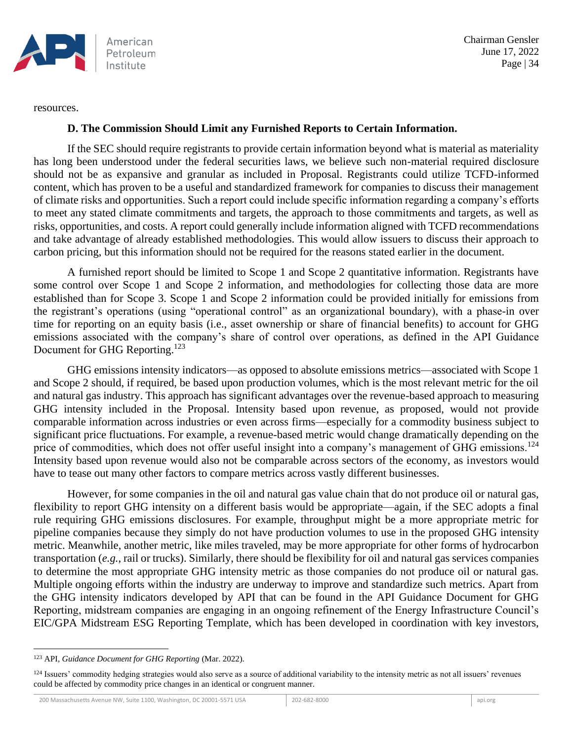resources.

### D. The Commission Should Limit any Furnished Reports to Certain Information.

If the SEC should require registrants to provide certain information beyond what is material as materiality has long been understood under the federal securities laws, we believe such non-material required disclosure should not be as expansive and granular as included in Proposal. Registrants could utilize TCFD-informed content, which has proven to be a useful and standardized framework for companies to discuss their management of climate risks and opportunities. Such a report could include specific information regarding a company's efforts to meet any stated climate commitments and targets, the approach to those commitments and targets, as well as risks, opportunities, and costs. A report could generally include information aligned with TCFD recommendations and take advantage of already established methodologies. This would allow issuers to discuss their approach to carbon pricing, but this information should not be required for the reasons stated earlier in the document.

A furnished report should be limited to Scope 1 and Scope 2 quantitative information. Registrants have some control over Scope 1 and Scope 2 information, and methodologies for collecting those data are more established than for Scope 3. Scope 1 and Scope 2 information could be provided initially for emissions from the registrant's operations (using "operational control" as an organizational boundary), with a phase-in over time for reporting on an equity basis (i.e., asset ownership or share of financial benefits) to account for GHG emissions associated with the company's share of control over operations, as defined in the API Guidance Document for GHG Reporting.[123]

GHG emissions intensity indicators—as opposed to absolute emissions metrics—associated with Scope 1 and Scope 2 should, if required, be based upon production volumes, which is the most relevant metric for the oil and natural gas industry. This approach has significant advantages over the revenue-based approach to measuring GHG intensity included in the Proposal. Intensity based upon revenue, as proposed, would not provide comparable information across industries or even across firms—especially for a commodity business subject to significant price fluctuations. For example, a revenue-based metric would change dramatically depending on the price of commodities, which does not offer useful insight into a company's management of GHG emissions.[124] Intensity based upon revenue would also not be comparable across sectors of the economy, as investors would have to tease out many other factors to compare metrics across vastly different businesses.

However, for some companies in the oil and natural gas value chain that do not produce oil or natural gas, flexibility to report GHG intensity on a different basis would be appropriate—again, if the SEC adopts a final rule requiring GHG emissions disclosures. For example, throughput might be a more appropriate metric for pipeline companies because they simply do not have production volumes to use in the proposed GHG intensity metric. Meanwhile, another metric, like miles traveled, may be more appropriate for other forms of hydrocarbon transportation (*e.g.*, rail or trucks). Similarly, there should be flexibility for oil and natural gas services companies to determine the most appropriate GHG intensity metric as those companies do not produce oil or natural gas. Multiple ongoing efforts within the industry are underway to improve and standardize such metrics. Apart from the GHG intensity indicators developed by API that can be found in the API Guidance Document for GHG Reporting, midstream companies are engaging in an ongoing refinement of the Energy Infrastructure Council's EIC/GPA Midstream ESG Reporting Template, which has been developed in coordination with key investors,

---

[123] API, *Guidance Document for GHG Reporting* (Mar. 2022).

[124] Issuers' commodity hedging strategies would also serve as a source of additional variability to the intensity metric as not all issuers' revenues could be affected by commodity price changes in an identical or congruent manner.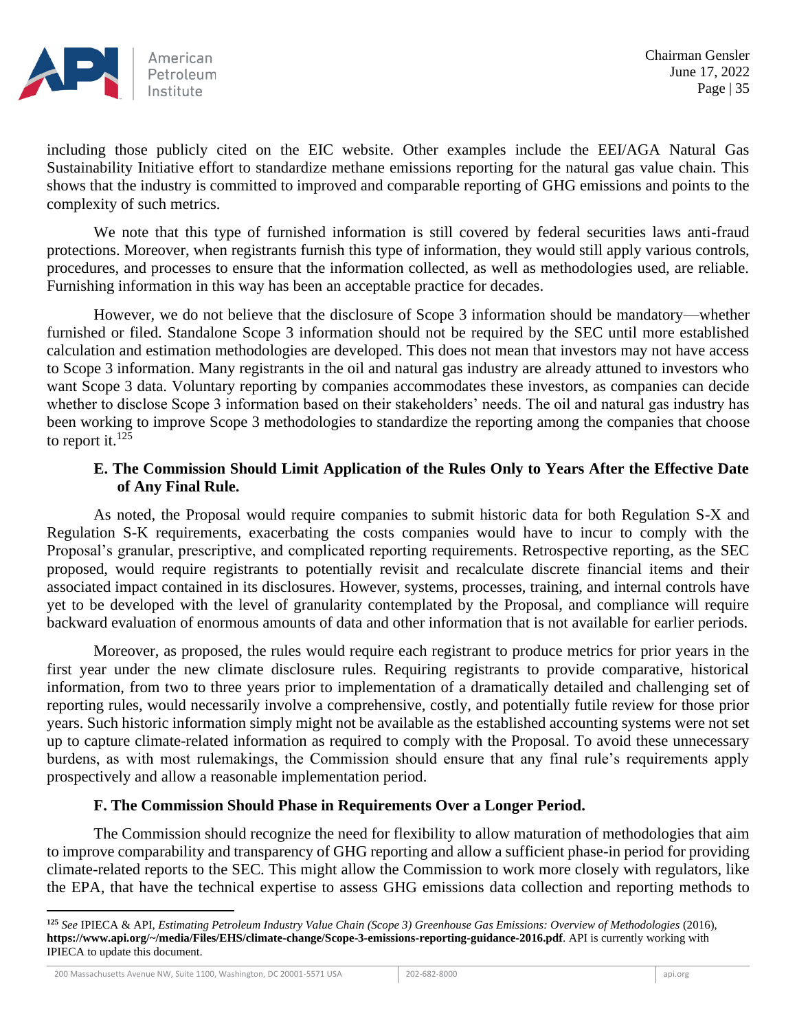including those publicly cited on the EIC website. Other examples include the EEI/AGA Natural Gas Sustainability Initiative effort to standardize methane emissions reporting for the natural gas value chain. This shows that the industry is committed to improved and comparable reporting of GHG emissions and points to the complexity of such metrics.

We note that this type of furnished information is still covered by federal securities laws anti-fraud protections. Moreover, when registrants furnish this type of information, they would still apply various controls, procedures, and processes to ensure that the information collected, as well as methodologies used, are reliable. Furnishing information in this way has been an acceptable practice for decades.

However, we do not believe that the disclosure of Scope 3 information should be mandatory—whether furnished or filed. Standalone Scope 3 information should not be required by the SEC until more established calculation and estimation methodologies are developed. This does not mean that investors may not have access to Scope 3 information. Many registrants in the oil and natural gas industry are already attuned to investors who want Scope 3 data. Voluntary reporting by companies accommodates these investors, as companies can decide whether to disclose Scope 3 information based on their stakeholders' needs. The oil and natural gas industry has been working to improve Scope 3 methodologies to standardize the reporting among the companies that choose to report it.[125]

### E. The Commission Should Limit Application of the Rules Only to Years After the Effective Date of Any Final Rule.

As noted, the Proposal would require companies to submit historic data for both Regulation S-X and Regulation S-K requirements, exacerbating the costs companies would have to incur to comply with the Proposal's granular, prescriptive, and complicated reporting requirements. Retrospective reporting, as the SEC proposed, would require registrants to potentially revisit and recalculate discrete financial items and their associated impact contained in its disclosures. However, systems, processes, training, and internal controls have yet to be developed with the level of granularity contemplated by the Proposal, and compliance will require backward evaluation of enormous amounts of data and other information that is not available for earlier periods.

Moreover, as proposed, the rules would require each registrant to produce metrics for prior years in the first year under the new climate disclosure rules. Requiring registrants to provide comparative, historical information, from two to three years prior to implementation of a dramatically detailed and challenging set of reporting rules, would necessarily involve a comprehensive, costly, and potentially futile review for those prior years. Such historic information simply might not be available as the established accounting systems were not set up to capture climate-related information as required to comply with the Proposal. To avoid these unnecessary burdens, as with most rulemakings, the Commission should ensure that any final rule's requirements apply prospectively and allow a reasonable implementation period.

### F. The Commission Should Phase in Requirements Over a Longer Period.

The Commission should recognize the need for flexibility to allow maturation of methodologies that aim to improve comparability and transparency of GHG reporting and allow a sufficient phase-in period for providing climate-related reports to the SEC. This might allow the Commission to work more closely with regulators, like the EPA, that have the technical expertise to assess GHG emissions data collection and reporting methods to

---

[125] *See* IPIECA & API, *Estimating Petroleum Industry Value Chain (Scope 3) Greenhouse Gas Emissions: Overview of Methodologies* (2016), **https://www.api.org/~/media/Files/EHS/climate-change/Scope-3-emissions-reporting-guidance-2016.pdf**. API is currently working with IPIECA to update this document.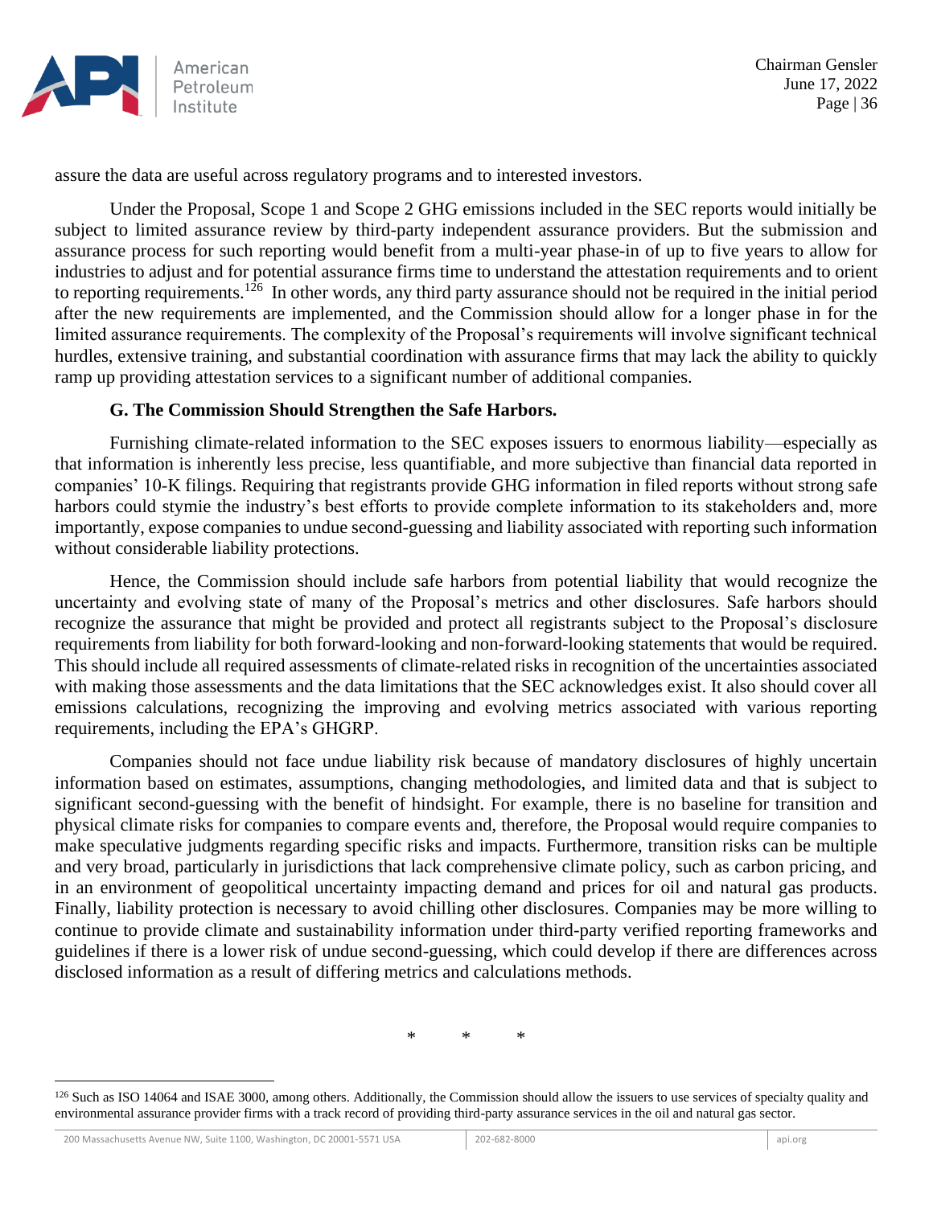assure the data are useful across regulatory programs and to interested investors.

Under the Proposal, Scope 1 and Scope 2 GHG emissions included in the SEC reports would initially be subject to limited assurance review by third-party independent assurance providers. But the submission and assurance process for such reporting would benefit from a multi-year phase-in of up to five years to allow for industries to adjust and for potential assurance firms time to understand the attestation requirements and to orient to reporting requirements.[126] In other words, any third party assurance should not be required in the initial period after the new requirements are implemented, and the Commission should allow for a longer phase in for the limited assurance requirements. The complexity of the Proposal's requirements will involve significant technical hurdles, extensive training, and substantial coordination with assurance firms that may lack the ability to quickly ramp up providing attestation services to a significant number of additional companies.

### G. The Commission Should Strengthen the Safe Harbors.

Furnishing climate-related information to the SEC exposes issuers to enormous liability—especially as that information is inherently less precise, less quantifiable, and more subjective than financial data reported in companies' 10-K filings. Requiring that registrants provide GHG information in filed reports without strong safe harbors could stymie the industry's best efforts to provide complete information to its stakeholders and, more importantly, expose companies to undue second-guessing and liability associated with reporting such information without considerable liability protections.

Hence, the Commission should include safe harbors from potential liability that would recognize the uncertainty and evolving state of many of the Proposal's metrics and other disclosures. Safe harbors should recognize the assurance that might be provided and protect all registrants subject to the Proposal's disclosure requirements from liability for both forward-looking and non-forward-looking statements that would be required. This should include all required assessments of climate-related risks in recognition of the uncertainties associated with making those assessments and the data limitations that the SEC acknowledges exist. It also should cover all emissions calculations, recognizing the improving and evolving metrics associated with various reporting requirements, including the EPA's GHGRP.

Companies should not face undue liability risk because of mandatory disclosures of highly uncertain information based on estimates, assumptions, changing methodologies, and limited data and that is subject to significant second-guessing with the benefit of hindsight. For example, there is no baseline for transition and physical climate risks for companies to compare events and, therefore, the Proposal would require companies to make speculative judgments regarding specific risks and impacts. Furthermore, transition risks can be multiple and very broad, particularly in jurisdictions that lack comprehensive climate policy, such as carbon pricing, and in an environment of geopolitical uncertainty impacting demand and prices for oil and natural gas products. Finally, liability protection is necessary to avoid chilling other disclosures. Companies may be more willing to continue to provide climate and sustainability information under third-party verified reporting frameworks and guidelines if there is a lower risk of undue second-guessing, which could develop if there are differences across disclosed information as a result of differing metrics and calculations methods.

\* \* \*

---

[126] Such as ISO 14064 and ISAE 3000, among others. Additionally, the Commission should allow the issuers to use services of specialty quality and environmental assurance provider firms with a track record of providing third-party assurance services in the oil and natural gas sector.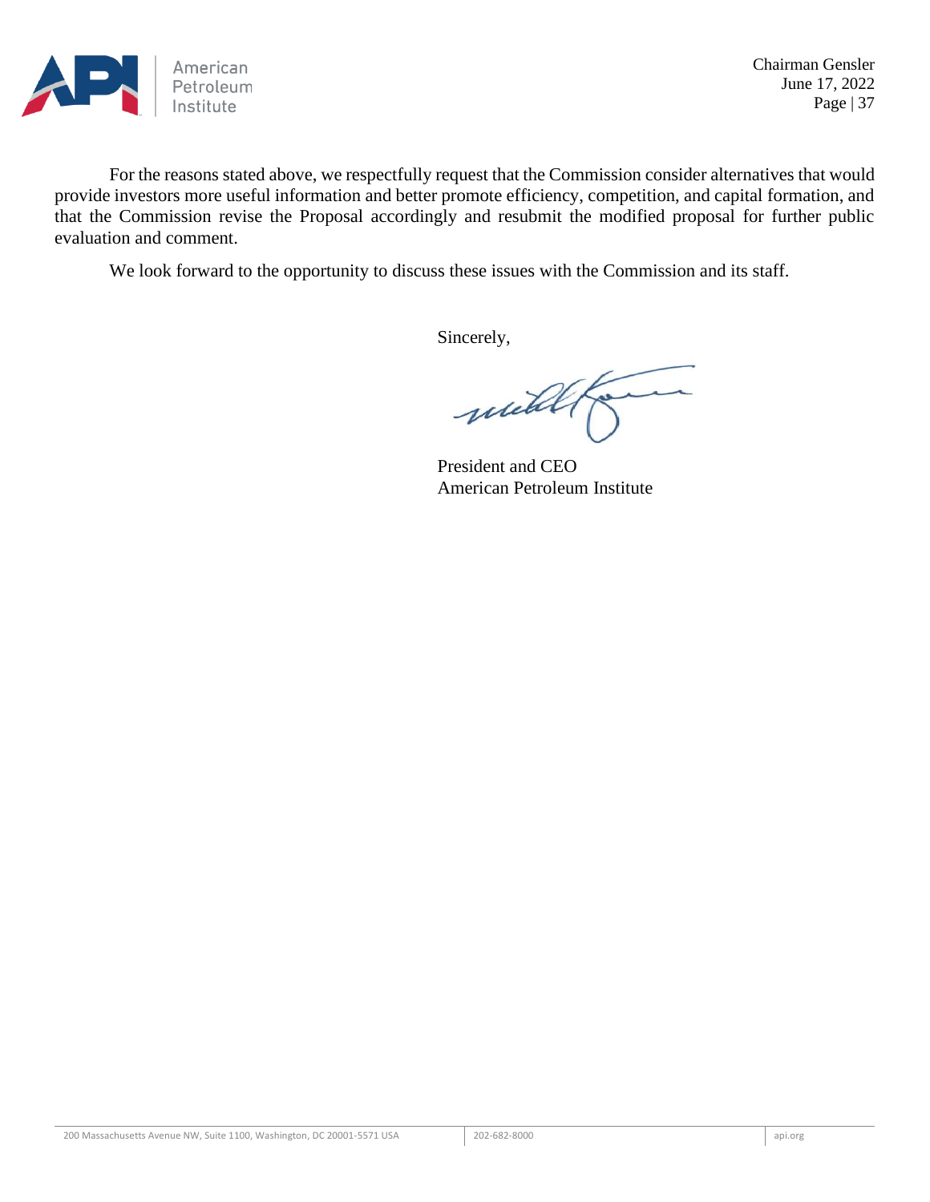For the reasons stated above, we respectfully request that the Commission consider alternatives that would provide investors more useful information and better promote efficiency, competition, and capital formation, and that the Commission revise the Proposal accordingly and resubmit the modified proposal for further public evaluation and comment.

We look forward to the opportunity to discuss these issues with the Commission and its staff.

Sincerely,

President and CEO
American Petroleum Institute